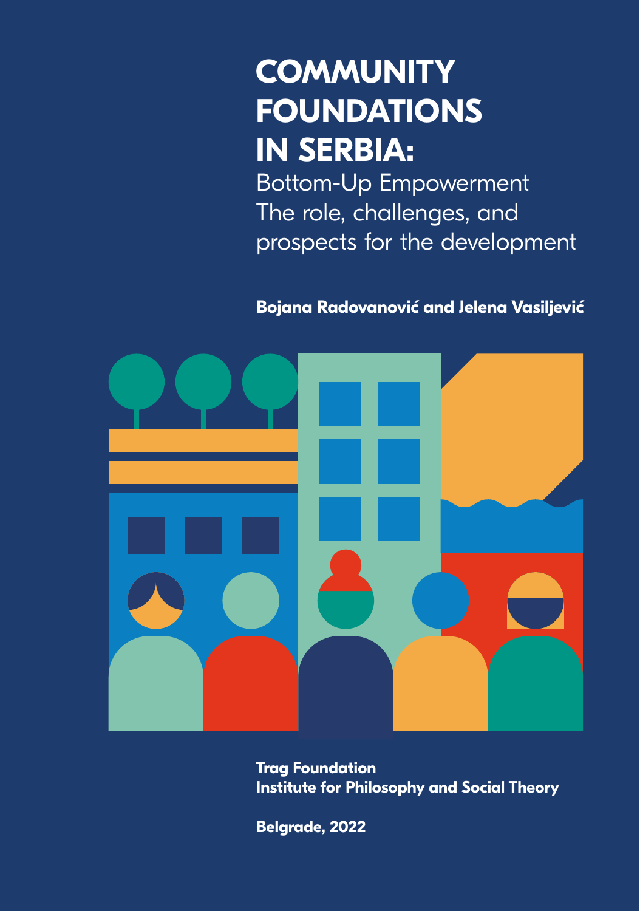# COMMUNITY FOUNDATIONS IN SERBIA:

Bottom-Up Empowerment
The role, challenges, and prospects for the development

**Bojana Radovanović and Jelena Vasiljević**

**Trag Foundation**
**Institute for Philosophy and Social Theory**

**Belgrade, 2022**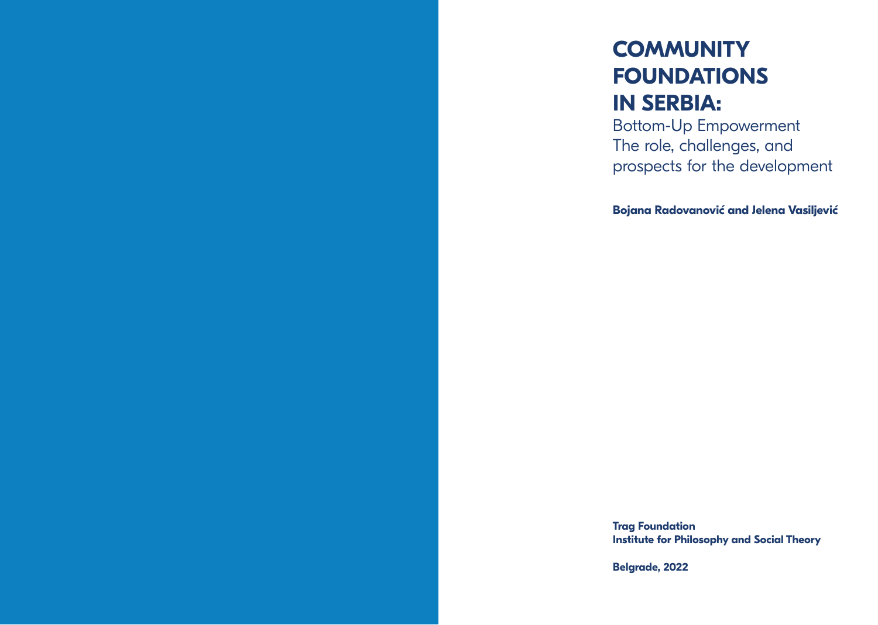# COMMUNITY FOUNDATIONS IN SERBIA:

Bottom-Up Empowerment
The role, challenges, and prospects for the development

**Bojana Radovanović and Jelena Vasiljević**

**Trag Foundation**
**Institute for Philosophy and Social Theory**

**Belgrade, 2022**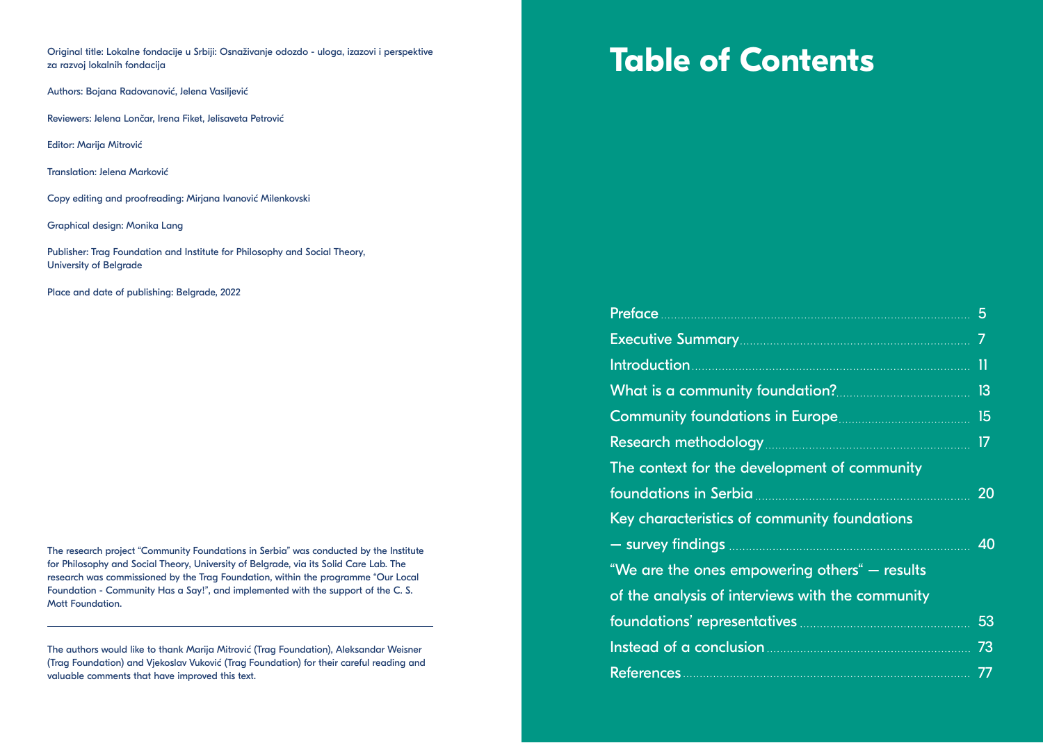Original title: Lokalne fondacije u Srbiji: Osnaživanje odozdo - uloga, izazovi i perspektive za razvoj lokalnih fondacija

Authors: Bojana Radovanović, Jelena Vasiljević

Reviewers: Jelena Lončar, Irena Fiket, Jelisaveta Petrović

Editor: Marija Mitrović

Translation: Jelena Marković

Copy editing and proofreading: Mirjana Ivanović Milenkovski

Graphical design: Monika Lang

Publisher: Trag Foundation and Institute for Philosophy and Social Theory, University of Belgrade

Place and date of publishing: Belgrade, 2022

The research project "Community Foundations in Serbia" was conducted by the Institute for Philosophy and Social Theory, University of Belgrade, via its Solid Care Lab. The research was commissioned by the Trag Foundation, within the programme "Our Local Foundation - Community Has a Say!", and implemented with the support of the C. S. Mott Foundation.

---

The authors would like to thank Marija Mitrović (Trag Foundation), Aleksandar Weisner (Trag Foundation) and Vjekoslav Vuković (Trag Foundation) for their careful reading and valuable comments that have improved this text.

# Table of Contents

- Preface ........ 5
- Executive Summary ........ 7
- Introduction ........ 11
- What is a community foundation? ........ 13
- Community foundations in Europe ........ 15
- Research methodology ........ 17
- The context for the development of community foundations in Serbia ........ 20
- Key characteristics of community foundations — survey findings ........ 40
- "We are the ones empowering others" — results of the analysis of interviews with the community foundations' representatives ........ 53
- Instead of a conclusion ........ 73
- References ........ 77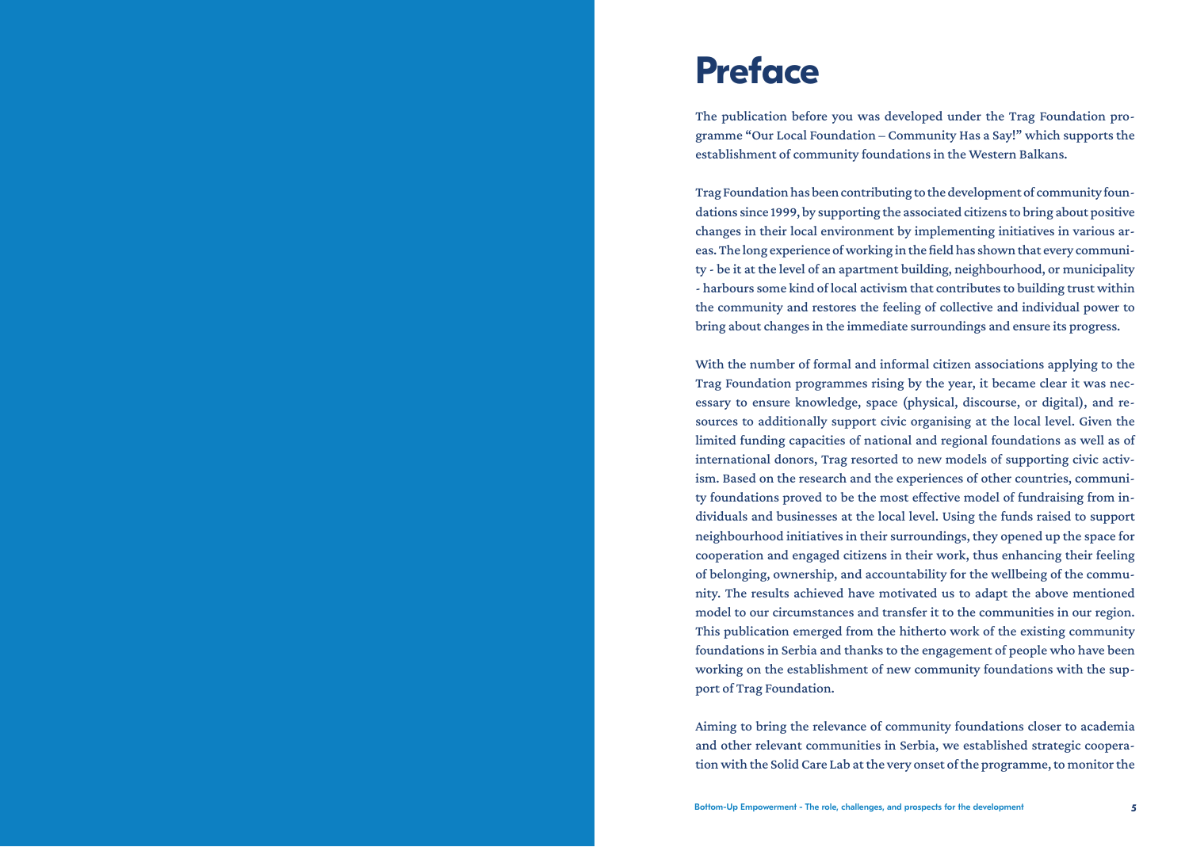# Preface

The publication before you was developed under the Trag Foundation programme "Our Local Foundation – Community Has a Say!" which supports the establishment of community foundations in the Western Balkans.

Trag Foundation has been contributing to the development of community foundations since 1999, by supporting the associated citizens to bring about positive changes in their local environment by implementing initiatives in various areas. The long experience of working in the field has shown that every community - be it at the level of an apartment building, neighbourhood, or municipality - harbours some kind of local activism that contributes to building trust within the community and restores the feeling of collective and individual power to bring about changes in the immediate surroundings and ensure its progress.

With the number of formal and informal citizen associations applying to the Trag Foundation programmes rising by the year, it became clear it was necessary to ensure knowledge, space (physical, discourse, or digital), and resources to additionally support civic organising at the local level. Given the limited funding capacities of national and regional foundations as well as of international donors, Trag resorted to new models of supporting civic activism. Based on the research and the experiences of other countries, community foundations proved to be the most effective model of fundraising from individuals and businesses at the local level. Using the funds raised to support neighbourhood initiatives in their surroundings, they opened up the space for cooperation and engaged citizens in their work, thus enhancing their feeling of belonging, ownership, and accountability for the wellbeing of the community. The results achieved have motivated us to adapt the above mentioned model to our circumstances and transfer it to the communities in our region. This publication emerged from the hitherto work of the existing community foundations in Serbia and thanks to the engagement of people who have been working on the establishment of new community foundations with the support of Trag Foundation.

Aiming to bring the relevance of community foundations closer to academia and other relevant communities in Serbia, we established strategic cooperation with the Solid Care Lab at the very onset of the programme, to monitor the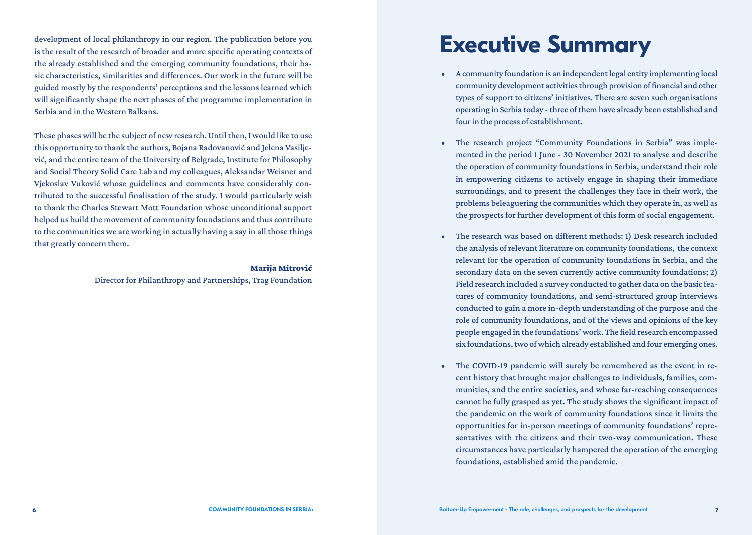development of local philanthropy in our region. The publication before you is the result of the research of broader and more specific operating contexts of the already established and the emerging community foundations, their basic characteristics, similarities and differences. Our work in the future will be guided mostly by the respondents' perceptions and the lessons learned which will significantly shape the next phases of the programme implementation in Serbia and in the Western Balkans.

These phases will be the subject of new research. Until then, I would like to use this opportunity to thank the authors, Bojana Radovanović and Jelena Vasiljević, and the entire team of the University of Belgrade, Institute for Philosophy and Social Theory Solid Care Lab and my colleagues, Aleksandar Weisner and Vjekoslav Vuković whose guidelines and comments have considerably contributed to the successful finalisation of the study. I would particularly wish to thank the Charles Stewart Mott Foundation whose unconditional support helped us build the movement of community foundations and thus contribute to the communities we are working in actually having a say in all those things that greatly concern them.

**Marija Mitrović**
Director for Philanthropy and Partnerships, Trag Foundation

# Executive Summary

- A community foundation is an independent legal entity implementing local community development activities through provision of financial and other types of support to citizens' initiatives. There are seven such organisations operating in Serbia today - three of them have already been established and four in the process of establishment.

- The research project "Community Foundations in Serbia" was implemented in the period 1 June - 30 November 2021 to analyse and describe the operation of community foundations in Serbia, understand their role in empowering citizens to actively engage in shaping their immediate surroundings, and to present the challenges they face in their work, the problems beleaguering the communities which they operate in, as well as the prospects for further development of this form of social engagement.

- The research was based on different methods: 1) Desk research included the analysis of relevant literature on community foundations, the context relevant for the operation of community foundations in Serbia, and the secondary data on the seven currently active community foundations; 2) Field research included a survey conducted to gather data on the basic features of community foundations, and semi-structured group interviews conducted to gain a more in-depth understanding of the purpose and the role of community foundations, and of the views and opinions of the key people engaged in the foundations' work. The field research encompassed six foundations, two of which already established and four emerging ones.

- The COVID-19 pandemic will surely be remembered as the event in recent history that brought major challenges to individuals, families, communities, and the entire societies, and whose far-reaching consequences cannot be fully grasped as yet. The study shows the significant impact of the pandemic on the work of community foundations since it limits the opportunities for in-person meetings of community foundations' representatives with the citizens and their two-way communication. These circumstances have particularly hampered the operation of the emerging foundations, established amid the pandemic.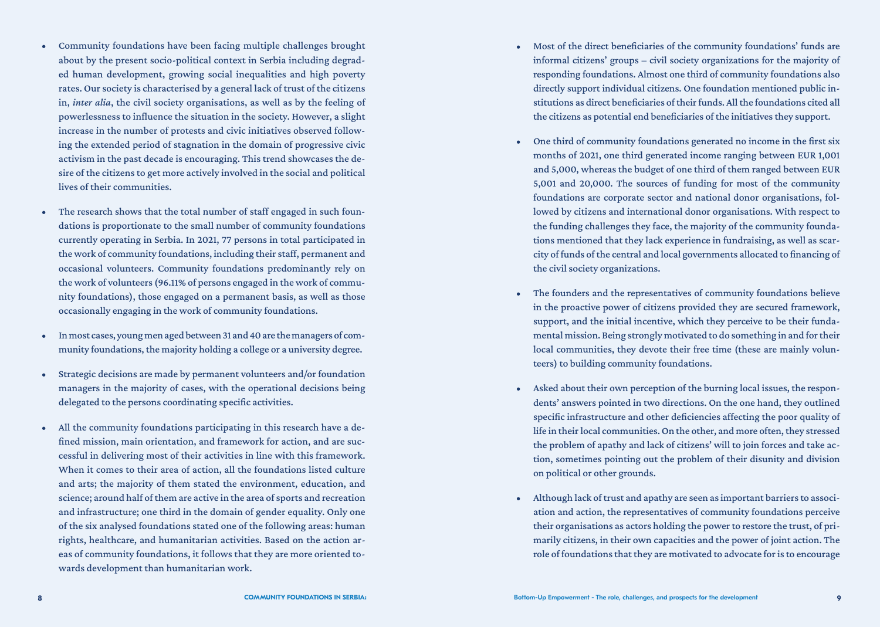- Community foundations have been facing multiple challenges brought about by the present socio-political context in Serbia including degraded human development, growing social inequalities and high poverty rates. Our society is characterised by a general lack of trust of the citizens in, *inter alia*, the civil society organisations, as well as by the feeling of powerlessness to influence the situation in the society. However, a slight increase in the number of protests and civic initiatives observed following the extended period of stagnation in the domain of progressive civic activism in the past decade is encouraging. This trend showcases the desire of the citizens to get more actively involved in the social and political lives of their communities.

- The research shows that the total number of staff engaged in such foundations is proportionate to the small number of community foundations currently operating in Serbia. In 2021, 77 persons in total participated in the work of community foundations, including their staff, permanent and occasional volunteers. Community foundations predominantly rely on the work of volunteers (96.11% of persons engaged in the work of community foundations), those engaged on a permanent basis, as well as those occasionally engaging in the work of community foundations.

- In most cases, young men aged between 31 and 40 are the managers of community foundations, the majority holding a college or a university degree.

- Strategic decisions are made by permanent volunteers and/or foundation managers in the majority of cases, with the operational decisions being delegated to the persons coordinating specific activities.

- All the community foundations participating in this research have a defined mission, main orientation, and framework for action, and are successful in delivering most of their activities in line with this framework. When it comes to their area of action, all the foundations listed culture and arts; the majority of them stated the environment, education, and science; around half of them are active in the area of sports and recreation and infrastructure; one third in the domain of gender equality. Only one of the six analysed foundations stated one of the following areas: human rights, healthcare, and humanitarian activities. Based on the action areas of community foundations, it follows that they are more oriented towards development than humanitarian work.

- Most of the direct beneficiaries of the community foundations' funds are informal citizens' groups – civil society organizations for the majority of responding foundations. Almost one third of community foundations also directly support individual citizens. One foundation mentioned public institutions as direct beneficiaries of their funds. All the foundations cited all the citizens as potential end beneficiaries of the initiatives they support.

- One third of community foundations generated no income in the first six months of 2021, one third generated income ranging between EUR 1,001 and 5,000, whereas the budget of one third of them ranged between EUR 5,001 and 20,000. The sources of funding for most of the community foundations are corporate sector and national donor organisations, followed by citizens and international donor organisations. With respect to the funding challenges they face, the majority of the community foundations mentioned that they lack experience in fundraising, as well as scarcity of funds of the central and local governments allocated to financing of the civil society organizations.

- The founders and the representatives of community foundations believe in the proactive power of citizens provided they are secured framework, support, and the initial incentive, which they perceive to be their fundamental mission. Being strongly motivated to do something in and for their local communities, they devote their free time (these are mainly volunteers) to building community foundations.

- Asked about their own perception of the burning local issues, the respondents' answers pointed in two directions. On the one hand, they outlined specific infrastructure and other deficiencies affecting the poor quality of life in their local communities. On the other, and more often, they stressed the problem of apathy and lack of citizens' will to join forces and take action, sometimes pointing out the problem of their disunity and division on political or other grounds.

- Although lack of trust and apathy are seen as important barriers to association and action, the representatives of community foundations perceive their organisations as actors holding the power to restore the trust, of primarily citizens, in their own capacities and the power of joint action. The role of foundations that they are motivated to advocate for is to encourage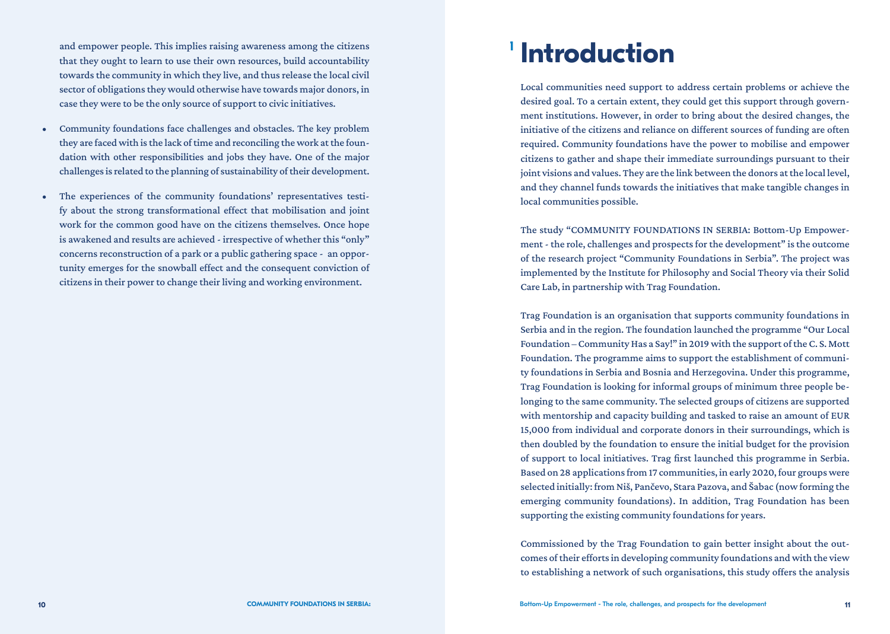and empower people. This implies raising awareness among the citizens that they ought to learn to use their own resources, build accountability towards the community in which they live, and thus release the local civil sector of obligations they would otherwise have towards major donors, in case they were to be the only source of support to civic initiatives.

- Community foundations face challenges and obstacles. The key problem they are faced with is the lack of time and reconciling the work at the foundation with other responsibilities and jobs they have. One of the major challenges is related to the planning of sustainability of their development.
- The experiences of the community foundations' representatives testify about the strong transformational effect that mobilisation and joint work for the common good have on the citizens themselves. Once hope is awakened and results are achieved - irrespective of whether this "only" concerns reconstruction of a park or a public gathering space - an opportunity emerges for the snowball effect and the consequent conviction of citizens in their power to change their living and working environment.

# 1 Introduction

Local communities need support to address certain problems or achieve the desired goal. To a certain extent, they could get this support through government institutions. However, in order to bring about the desired changes, the initiative of the citizens and reliance on different sources of funding are often required. Community foundations have the power to mobilise and empower citizens to gather and shape their immediate surroundings pursuant to their joint visions and values. They are the link between the donors at the local level, and they channel funds towards the initiatives that make tangible changes in local communities possible.

The study "COMMUNITY FOUNDATIONS IN SERBIA: Bottom-Up Empowerment - the role, challenges and prospects for the development" is the outcome of the research project "Community Foundations in Serbia". The project was implemented by the Institute for Philosophy and Social Theory via their Solid Care Lab, in partnership with Trag Foundation.

Trag Foundation is an organisation that supports community foundations in Serbia and in the region. The foundation launched the programme "Our Local Foundation – Community Has a Say!" in 2019 with the support of the C. S. Mott Foundation. The programme aims to support the establishment of community foundations in Serbia and Bosnia and Herzegovina. Under this programme, Trag Foundation is looking for informal groups of minimum three people belonging to the same community. The selected groups of citizens are supported with mentorship and capacity building and tasked to raise an amount of EUR 15,000 from individual and corporate donors in their surroundings, which is then doubled by the foundation to ensure the initial budget for the provision of support to local initiatives. Trag first launched this programme in Serbia. Based on 28 applications from 17 communities, in early 2020, four groups were selected initially: from Niš, Pančevo, Stara Pazova, and Šabac (now forming the emerging community foundations). In addition, Trag Foundation has been supporting the existing community foundations for years.

Commissioned by the Trag Foundation to gain better insight about the outcomes of their efforts in developing community foundations and with the view to establishing a network of such organisations, this study offers the analysis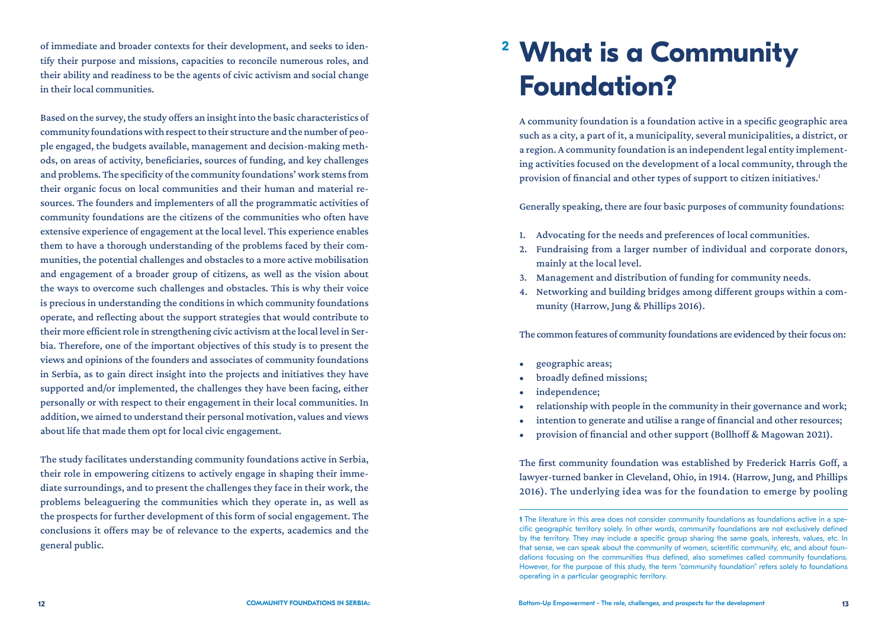of immediate and broader contexts for their development, and seeks to identify their purpose and missions, capacities to reconcile numerous roles, and their ability and readiness to be the agents of civic activism and social change in their local communities.

Based on the survey, the study offers an insight into the basic characteristics of community foundations with respect to their structure and the number of people engaged, the budgets available, management and decision-making methods, on areas of activity, beneficiaries, sources of funding, and key challenges and problems. The specificity of the community foundations' work stems from their organic focus on local communities and their human and material resources. The founders and implementers of all the programmatic activities of community foundations are the citizens of the communities who often have extensive experience of engagement at the local level. This experience enables them to have a thorough understanding of the problems faced by their communities, the potential challenges and obstacles to a more active mobilisation and engagement of a broader group of citizens, as well as the vision about the ways to overcome such challenges and obstacles. This is why their voice is precious in understanding the conditions in which community foundations operate, and reflecting about the support strategies that would contribute to their more efficient role in strengthening civic activism at the local level in Serbia. Therefore, one of the important objectives of this study is to present the views and opinions of the founders and associates of community foundations in Serbia, as to gain direct insight into the projects and initiatives they have supported and/or implemented, the challenges they have been facing, either personally or with respect to their engagement in their local communities. In addition, we aimed to understand their personal motivation, values and views about life that made them opt for local civic engagement.

The study facilitates understanding community foundations active in Serbia, their role in empowering citizens to actively engage in shaping their immediate surroundings, and to present the challenges they face in their work, the problems beleaguering the communities which they operate in, as well as the prospects for further development of this form of social engagement. The conclusions it offers may be of relevance to the experts, academics and the general public.

# 2 What is a Community Foundation?

A community foundation is a foundation active in a specific geographic area such as a city, a part of it, a municipality, several municipalities, a district, or a region. A community foundation is an independent legal entity implementing activities focused on the development of a local community, through the provision of financial and other types of support to citizen initiatives.[1]

Generally speaking, there are four basic purposes of community foundations:

1. Advocating for the needs and preferences of local communities.
2. Fundraising from a larger number of individual and corporate donors, mainly at the local level.
3. Management and distribution of funding for community needs.
4. Networking and building bridges among different groups within a community (Harrow, Jung & Phillips 2016).

The common features of community foundations are evidenced by their focus on:

- geographic areas;
- broadly defined missions;
- independence;
- relationship with people in the community in their governance and work;
- intention to generate and utilise a range of financial and other resources;
- provision of financial and other support (Bollhoff & Magowan 2021).

The first community foundation was established by Frederick Harris Goff, a lawyer-turned banker in Cleveland, Ohio, in 1914. (Harrow, Jung, and Phillips 2016). The underlying idea was for the foundation to emerge by pooling

[1] The literature in this area does not consider community foundations as foundations active in a specific geographic territory solely. In other words, community foundations are not exclusively defined by the territory. They may include a specific group sharing the same goals, interests, values, etc. In that sense, we can speak about the community of women, scientific community, etc, and about foundations focusing on the communities thus defined, also sometimes called community foundations. However, for the purpose of this study, the term "community foundation" refers solely to foundations operating in a particular geographic territory.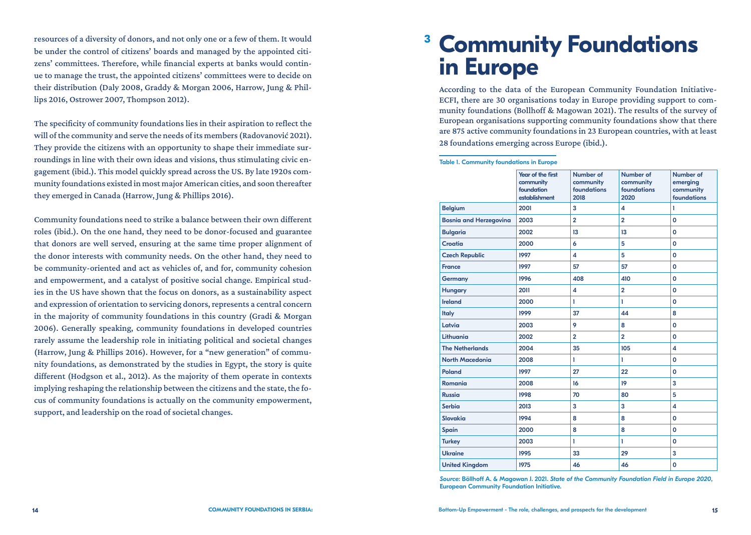resources of a diversity of donors, and not only one or a few of them. It would be under the control of citizens' boards and managed by the appointed citizens' committees. Therefore, while financial experts at banks would continue to manage the trust, the appointed citizens' committees were to decide on their distribution (Daly 2008, Graddy & Morgan 2006, Harrow, Jung & Phillips 2016, Ostrower 2007, Thompson 2012).

The specificity of community foundations lies in their aspiration to reflect the will of the community and serve the needs of its members (Radovanović 2021). They provide the citizens with an opportunity to shape their immediate surroundings in line with their own ideas and visions, thus stimulating civic engagement (ibid.). This model quickly spread across the US. By late 1920s community foundations existed in most major American cities, and soon thereafter they emerged in Canada (Harrow, Jung & Phillips 2016).

Community foundations need to strike a balance between their own different roles (ibid.). On the one hand, they need to be donor-focused and guarantee that donors are well served, ensuring at the same time proper alignment of the donor interests with community needs. On the other hand, they need to be community-oriented and act as vehicles of, and for, community cohesion and empowerment, and a catalyst of positive social change. Empirical studies in the US have shown that the focus on donors, as a sustainability aspect and expression of orientation to servicing donors, represents a central concern in the majority of community foundations in this country (Gradi & Morgan 2006). Generally speaking, community foundations in developed countries rarely assume the leadership role in initiating political and societal changes (Harrow, Jung & Phillips 2016). However, for a "new generation" of community foundations, as demonstrated by the studies in Egypt, the story is quite different (Hodgson et al., 2012). As the majority of them operate in contexts implying reshaping the relationship between the citizens and the state, the focus of community foundations is actually on the community empowerment, support, and leadership on the road of societal changes.

# 3 Community Foundations in Europe

According to the data of the European Community Foundation Initiative-ECFI, there are 30 organisations today in Europe providing support to community foundations (Bollhoff & Magowan 2021). The results of the survey of European organisations supporting community foundations show that there are 875 active community foundations in 23 European countries, with at least 28 foundations emerging across Europe (ibid.).

**Table 1. Community foundations in Europe**

| | Year of the first community foundation establishment | Number of community foundations 2018 | Number of community foundations 2020 | Number of emerging community foundations |
|---|---|---|---|---|
| Belgium | 2001 | 3 | 4 | 1 |
| Bosnia and Herzegovina | 2003 | 2 | 2 | 0 |
| Bulgaria | 2002 | 13 | 13 | 0 |
| Croatia | 2000 | 6 | 5 | 0 |
| Czech Republic | 1997 | 4 | 5 | 0 |
| France | 1997 | 57 | 57 | 0 |
| Germany | 1996 | 408 | 410 | 0 |
| Hungary | 2011 | 4 | 2 | 0 |
| Ireland | 2000 | 1 | 1 | 0 |
| Italy | 1999 | 37 | 44 | 8 |
| Latvia | 2003 | 9 | 8 | 0 |
| Lithuania | 2002 | 2 | 2 | 0 |
| The Netherlands | 2004 | 35 | 105 | 4 |
| North Macedonia | 2008 | 1 | 1 | 0 |
| Poland | 1997 | 27 | 22 | 0 |
| Romania | 2008 | 16 | 19 | 3 |
| Russia | 1998 | 70 | 80 | 5 |
| Serbia | 2013 | 3 | 3 | 4 |
| Slovakia | 1994 | 8 | 8 | 0 |
| Spain | 2000 | 8 | 8 | 0 |
| Turkey | 2003 | 1 | 1 | 0 |
| Ukraine | 1995 | 33 | 29 | 3 |
| United Kingdom | 1975 | 46 | 46 | 0 |

*Source*: Böllhoff A. & Magowan J. 2021. *State of the Community Foundation Field in Europe 2020*, European Community Foundation Initiative.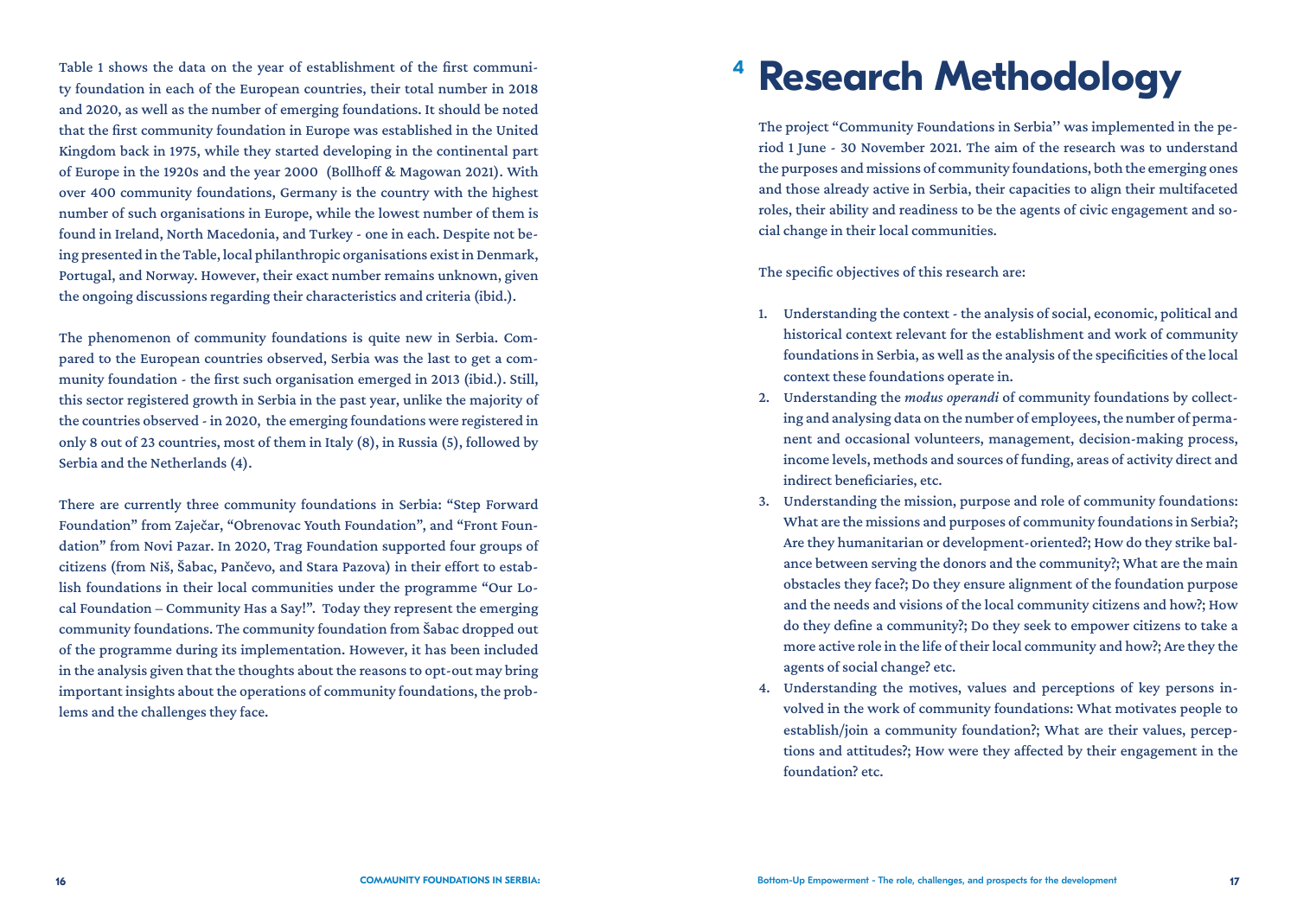Table 1 shows the data on the year of establishment of the first community foundation in each of the European countries, their total number in 2018 and 2020, as well as the number of emerging foundations. It should be noted that the first community foundation in Europe was established in the United Kingdom back in 1975, while they started developing in the continental part of Europe in the 1920s and the year 2000 (Bollhoff & Magowan 2021). With over 400 community foundations, Germany is the country with the highest number of such organisations in Europe, while the lowest number of them is found in Ireland, North Macedonia, and Turkey - one in each. Despite not being presented in the Table, local philanthropic organisations exist in Denmark, Portugal, and Norway. However, their exact number remains unknown, given the ongoing discussions regarding their characteristics and criteria (ibid.).

The phenomenon of community foundations is quite new in Serbia. Compared to the European countries observed, Serbia was the last to get a community foundation - the first such organisation emerged in 2013 (ibid.). Still, this sector registered growth in Serbia in the past year, unlike the majority of the countries observed - in 2020, the emerging foundations were registered in only 8 out of 23 countries, most of them in Italy (8), in Russia (5), followed by Serbia and the Netherlands (4).

There are currently three community foundations in Serbia: "Step Forward Foundation" from Zaječar, "Obrenovac Youth Foundation", and "Front Foundation" from Novi Pazar. In 2020, Trag Foundation supported four groups of citizens (from Niš, Šabac, Pančevo, and Stara Pazova) in their effort to establish foundations in their local communities under the programme "Our Local Foundation – Community Has a Say!". Today they represent the emerging community foundations. The community foundation from Šabac dropped out of the programme during its implementation. However, it has been included in the analysis given that the thoughts about the reasons to opt-out may bring important insights about the operations of community foundations, the problems and the challenges they face.

# 4 Research Methodology

The project "Community Foundations in Serbia'' was implemented in the period 1 June - 30 November 2021. The aim of the research was to understand the purposes and missions of community foundations, both the emerging ones and those already active in Serbia, their capacities to align their multifaceted roles, their ability and readiness to be the agents of civic engagement and social change in their local communities.

The specific objectives of this research are:

1. Understanding the context - the analysis of social, economic, political and historical context relevant for the establishment and work of community foundations in Serbia, as well as the analysis of the specificities of the local context these foundations operate in.
2. Understanding the *modus operandi* of community foundations by collecting and analysing data on the number of employees, the number of permanent and occasional volunteers, management, decision-making process, income levels, methods and sources of funding, areas of activity direct and indirect beneficiaries, etc.
3. Understanding the mission, purpose and role of community foundations: What are the missions and purposes of community foundations in Serbia?; Are they humanitarian or development-oriented?; How do they strike balance between serving the donors and the community?; What are the main obstacles they face?; Do they ensure alignment of the foundation purpose and the needs and visions of the local community citizens and how?; How do they define a community?; Do they seek to empower citizens to take a more active role in the life of their local community and how?; Are they the agents of social change? etc.
4. Understanding the motives, values and perceptions of key persons involved in the work of community foundations: What motivates people to establish/join a community foundation?; What are their values, perceptions and attitudes?; How were they affected by their engagement in the foundation? etc.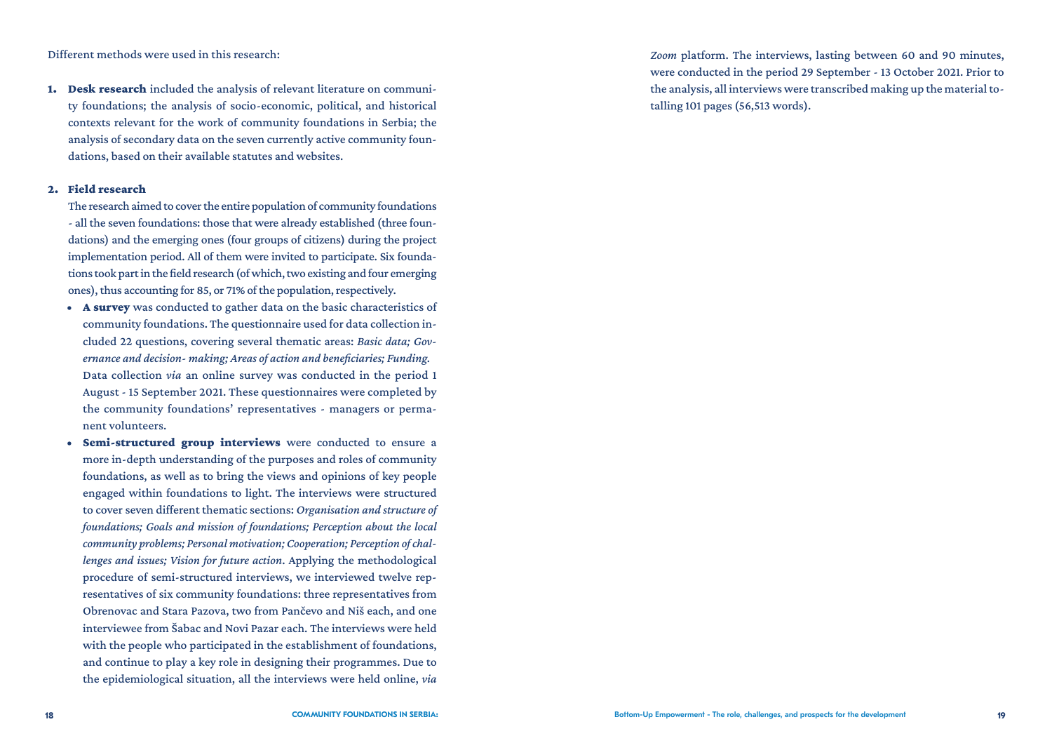Different methods were used in this research:

1. **Desk research** included the analysis of relevant literature on community foundations; the analysis of socio-economic, political, and historical contexts relevant for the work of community foundations in Serbia; the analysis of secondary data on the seven currently active community foundations, based on their available statutes and websites.

2. **Field research**

   The research aimed to cover the entire population of community foundations - all the seven foundations: those that were already established (three foundations) and the emerging ones (four groups of citizens) during the project implementation period. All of them were invited to participate. Six foundations took part in the field research (of which, two existing and four emerging ones), thus accounting for 85, or 71% of the population, respectively.

   - **A survey** was conducted to gather data on the basic characteristics of community foundations. The questionnaire used for data collection included 22 questions, covering several thematic areas: *Basic data; Governance and decision- making; Areas of action and beneficiaries; Funding*. Data collection *via* an online survey was conducted in the period 1 August - 15 September 2021. These questionnaires were completed by the community foundations' representatives - managers or permanent volunteers.
   - **Semi-structured group interviews** were conducted to ensure a more in-depth understanding of the purposes and roles of community foundations, as well as to bring the views and opinions of key people engaged within foundations to light. The interviews were structured to cover seven different thematic sections: *Organisation and structure of foundations; Goals and mission of foundations; Perception about the local community problems; Personal motivation; Cooperation; Perception of challenges and issues; Vision for future action*. Applying the methodological procedure of semi-structured interviews, we interviewed twelve representatives of six community foundations: three representatives from Obrenovac and Stara Pazova, two from Pančevo and Niš each, and one interviewee from Šabac and Novi Pazar each. The interviews were held with the people who participated in the establishment of foundations, and continue to play a key role in designing their programmes. Due to the epidemiological situation, all the interviews were held online, *via* *Zoom* platform. The interviews, lasting between 60 and 90 minutes, were conducted in the period 29 September - 13 October 2021. Prior to the analysis, all interviews were transcribed making up the material totalling 101 pages (56,513 words).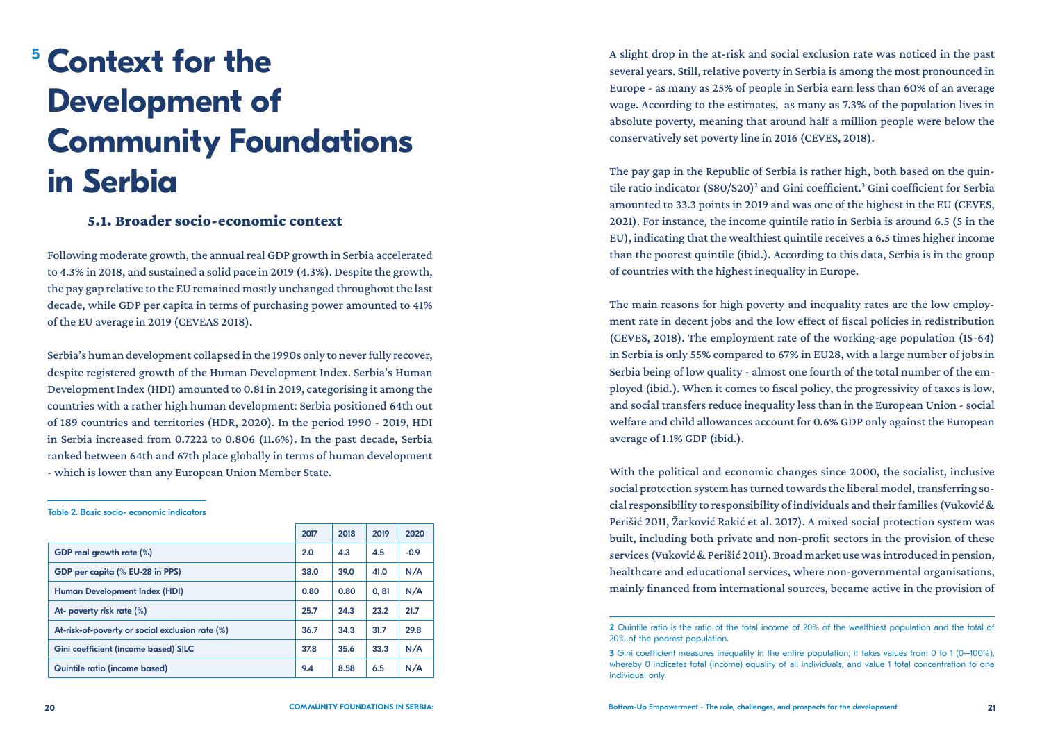# 5 Context for the Development of Community Foundations in Serbia

## 5.1. Broader socio-economic context

Following moderate growth, the annual real GDP growth in Serbia accelerated to 4.3% in 2018, and sustained a solid pace in 2019 (4.3%). Despite the growth, the pay gap relative to the EU remained mostly unchanged throughout the last decade, while GDP per capita in terms of purchasing power amounted to 41% of the EU average in 2019 (CEVEAS 2018).

Serbia's human development collapsed in the 1990s only to never fully recover, despite registered growth of the Human Development Index. Serbia's Human Development Index (HDI) amounted to 0.81 in 2019, categorising it among the countries with a rather high human development: Serbia positioned 64th out of 189 countries and territories (HDR, 2020). In the period 1990 - 2019, HDI in Serbia increased from 0.7222 to 0.806 (11.6%). In the past decade, Serbia ranked between 64th and 67th place globally in terms of human development - which is lower than any European Union Member State.

**Table 2. Basic socio- economic indicators**

| | 2017 | 2018 | 2019 | 2020 |
|---|---|---|---|---|
| GDP real growth rate (%) | 2.0 | 4.3 | 4.5 | -0.9 |
| GDP per capita (% EU-28 in PPS) | 38.0 | 39.0 | 41.0 | N/A |
| Human Development Index (HDI) | 0.80 | 0.80 | 0, 81 | N/A |
| At- poverty risk rate (%) | 25.7 | 24.3 | 23.2 | 21.7 |
| At-risk-of-poverty or social exclusion rate (%) | 36.7 | 34.3 | 31.7 | 29.8 |
| Gini coefficient (income based) SILC | 37.8 | 35.6 | 33.3 | N/A |
| Quintile ratio (income based) | 9.4 | 8.58 | 6.5 | N/A |

A slight drop in the at-risk and social exclusion rate was noticed in the past several years. Still, relative poverty in Serbia is among the most pronounced in Europe - as many as 25% of people in Serbia earn less than 60% of an average wage. According to the estimates, as many as 7.3% of the population lives in absolute poverty, meaning that around half a million people were below the conservatively set poverty line in 2016 (CEVES, 2018).

The pay gap in the Republic of Serbia is rather high, both based on the quintile ratio indicator (S80/S20)[2] and Gini coefficient.[3] Gini coefficient for Serbia amounted to 33.3 points in 2019 and was one of the highest in the EU (CEVES, 2021). For instance, the income quintile ratio in Serbia is around 6.5 (5 in the EU), indicating that the wealthiest quintile receives a 6.5 times higher income than the poorest quintile (ibid.). According to this data, Serbia is in the group of countries with the highest inequality in Europe.

The main reasons for high poverty and inequality rates are the low employment rate in decent jobs and the low effect of fiscal policies in redistribution (CEVES, 2018). The employment rate of the working-age population (15-64) in Serbia is only 55% compared to 67% in EU28, with a large number of jobs in Serbia being of low quality - almost one fourth of the total number of the employed (ibid.). When it comes to fiscal policy, the progressivity of taxes is low, and social transfers reduce inequality less than in the European Union - social welfare and child allowances account for 0.6% GDP only against the European average of 1.1% GDP (ibid.).

With the political and economic changes since 2000, the socialist, inclusive social protection system has turned towards the liberal model, transferring social responsibility to responsibility of individuals and their families (Vuković & Perišić 2011, Žarković Rakić et al. 2017). A mixed social protection system was built, including both private and non-profit sectors in the provision of these services (Vuković & Perišić 2011). Broad market use was introduced in pension, healthcare and educational services, where non-governmental organisations, mainly financed from international sources, became active in the provision of

---

[2] Quintile ratio is the ratio of the total income of 20% of the wealthiest population and the total of 20% of the poorest population.

[3] Gini coefficient measures inequality in the entire population; it takes values from 0 to 1 (0–100%), whereby 0 indicates total (income) equality of all individuals, and value 1 total concentration to one individual only.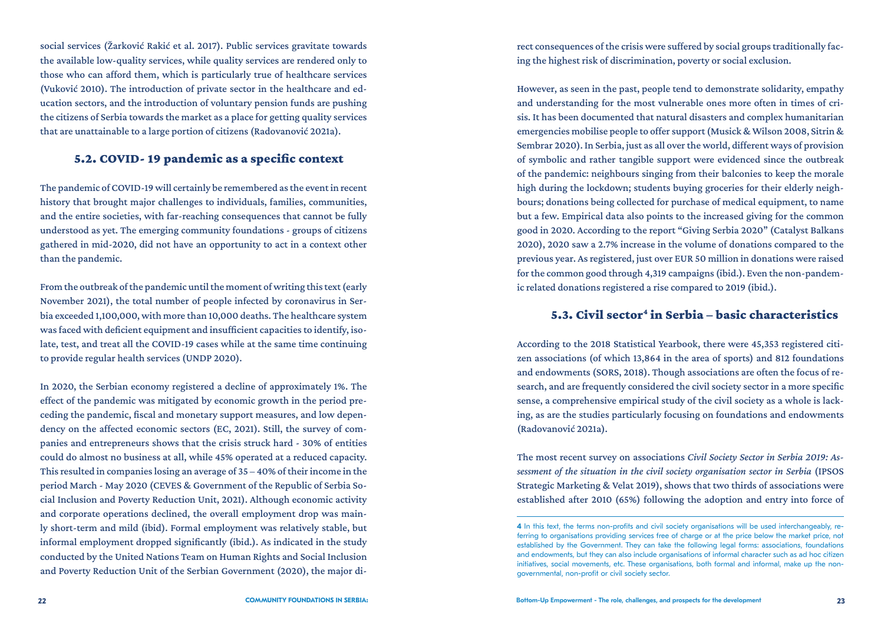social services (Žarković Rakić et al. 2017). Public services gravitate towards the available low-quality services, while quality services are rendered only to those who can afford them, which is particularly true of healthcare services (Vuković 2010). The introduction of private sector in the healthcare and education sectors, and the introduction of voluntary pension funds are pushing the citizens of Serbia towards the market as a place for getting quality services that are unattainable to a large portion of citizens (Radovanović 2021a).

## 5.2. COVID- 19 pandemic as a specific context

The pandemic of COVID-19 will certainly be remembered as the event in recent history that brought major challenges to individuals, families, communities, and the entire societies, with far-reaching consequences that cannot be fully understood as yet. The emerging community foundations - groups of citizens gathered in mid-2020, did not have an opportunity to act in a context other than the pandemic.

From the outbreak of the pandemic until the moment of writing this text (early November 2021), the total number of people infected by coronavirus in Serbia exceeded 1,100,000, with more than 10,000 deaths. The healthcare system was faced with deficient equipment and insufficient capacities to identify, isolate, test, and treat all the COVID-19 cases while at the same time continuing to provide regular health services (UNDP 2020).

In 2020, the Serbian economy registered a decline of approximately 1%. The effect of the pandemic was mitigated by economic growth in the period preceding the pandemic, fiscal and monetary support measures, and low dependency on the affected economic sectors (EC, 2021). Still, the survey of companies and entrepreneurs shows that the crisis struck hard - 30% of entities could do almost no business at all, while 45% operated at a reduced capacity. This resulted in companies losing an average of 35 – 40% of their income in the period March - May 2020 (CEVES & Government of the Republic of Serbia Social Inclusion and Poverty Reduction Unit, 2021). Although economic activity and corporate operations declined, the overall employment drop was mainly short-term and mild (ibid). Formal employment was relatively stable, but informal employment dropped significantly (ibid.). As indicated in the study conducted by the United Nations Team on Human Rights and Social Inclusion and Poverty Reduction Unit of the Serbian Government (2020), the major direct consequences of the crisis were suffered by social groups traditionally facing the highest risk of discrimination, poverty or social exclusion.

However, as seen in the past, people tend to demonstrate solidarity, empathy and understanding for the most vulnerable ones more often in times of crisis. It has been documented that natural disasters and complex humanitarian emergencies mobilise people to offer support (Musick & Wilson 2008, Sitrin & Sembrar 2020). In Serbia, just as all over the world, different ways of provision of symbolic and rather tangible support were evidenced since the outbreak of the pandemic: neighbours singing from their balconies to keep the morale high during the lockdown; students buying groceries for their elderly neighbours; donations being collected for purchase of medical equipment, to name but a few. Empirical data also points to the increased giving for the common good in 2020. According to the report "Giving Serbia 2020" (Catalyst Balkans 2020), 2020 saw a 2.7% increase in the volume of donations compared to the previous year. As registered, just over EUR 50 million in donations were raised for the common good through 4,319 campaigns (ibid.). Even the non-pandemic related donations registered a rise compared to 2019 (ibid.).

## 5.3. Civil sector[4] in Serbia – basic characteristics

According to the 2018 Statistical Yearbook, there were 45,353 registered citizen associations (of which 13,864 in the area of sports) and 812 foundations and endowments (SORS, 2018). Though associations are often the focus of research, and are frequently considered the civil society sector in a more specific sense, a comprehensive empirical study of the civil society as a whole is lacking, as are the studies particularly focusing on foundations and endowments (Radovanović 2021a).

The most recent survey on associations *Civil Society Sector in Serbia 2019: Assessment of the situation in the civil society organisation sector in Serbia* (IPSOS Strategic Marketing & Velat 2019), shows that two thirds of associations were established after 2010 (65%) following the adoption and entry into force of

---

**4** In this text, the terms non-profits and civil society organisations will be used interchangeably, referring to organisations providing services free of charge or at the price below the market price, not established by the Government. They can take the following legal forms: associations, foundations and endowments, but they can also include organisations of informal character such as ad hoc citizen initiatives, social movements, etc. These organisations, both formal and informal, make up the non-governmental, non-profit or civil society sector.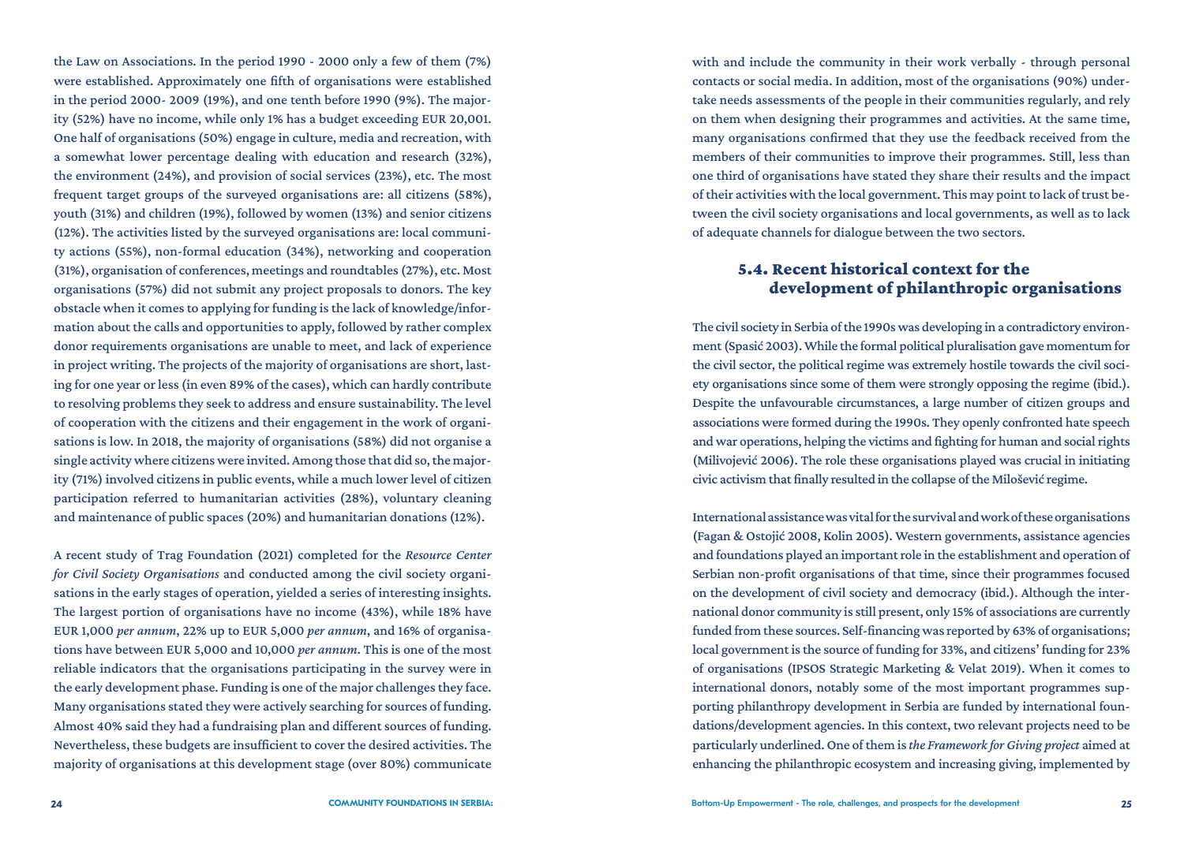the Law on Associations. In the period 1990 - 2000 only a few of them (7%) were established. Approximately one fifth of organisations were established in the period 2000- 2009 (19%), and one tenth before 1990 (9%). The majority (52%) have no income, while only 1% has a budget exceeding EUR 20,001. One half of organisations (50%) engage in culture, media and recreation, with a somewhat lower percentage dealing with education and research (32%), the environment (24%), and provision of social services (23%), etc. The most frequent target groups of the surveyed organisations are: all citizens (58%), youth (31%) and children (19%), followed by women (13%) and senior citizens (12%). The activities listed by the surveyed organisations are: local community actions (55%), non-formal education (34%), networking and cooperation (31%), organisation of conferences, meetings and roundtables (27%), etc. Most organisations (57%) did not submit any project proposals to donors. The key obstacle when it comes to applying for funding is the lack of knowledge/information about the calls and opportunities to apply, followed by rather complex donor requirements organisations are unable to meet, and lack of experience in project writing. The projects of the majority of organisations are short, lasting for one year or less (in even 89% of the cases), which can hardly contribute to resolving problems they seek to address and ensure sustainability. The level of cooperation with the citizens and their engagement in the work of organisations is low. In 2018, the majority of organisations (58%) did not organise a single activity where citizens were invited. Among those that did so, the majority (71%) involved citizens in public events, while a much lower level of citizen participation referred to humanitarian activities (28%), voluntary cleaning and maintenance of public spaces (20%) and humanitarian donations (12%).

A recent study of Trag Foundation (2021) completed for the *Resource Center for Civil Society Organisations* and conducted among the civil society organisations in the early stages of operation, yielded a series of interesting insights. The largest portion of organisations have no income (43%), while 18% have EUR 1,000 *per annum*, 22% up to EUR 5,000 *per annum*, and 16% of organisations have between EUR 5,000 and 10,000 *per annum*. This is one of the most reliable indicators that the organisations participating in the survey were in the early development phase. Funding is one of the major challenges they face. Many organisations stated they were actively searching for sources of funding. Almost 40% said they had a fundraising plan and different sources of funding. Nevertheless, these budgets are insufficient to cover the desired activities. The majority of organisations at this development stage (over 80%) communicate with and include the community in their work verbally - through personal contacts or social media. In addition, most of the organisations (90%) undertake needs assessments of the people in their communities regularly, and rely on them when designing their programmes and activities. At the same time, many organisations confirmed that they use the feedback received from the members of their communities to improve their programmes. Still, less than one third of organisations have stated they share their results and the impact of their activities with the local government. This may point to lack of trust between the civil society organisations and local governments, as well as to lack of adequate channels for dialogue between the two sectors.

## 5.4. Recent historical context for the development of philanthropic organisations

The civil society in Serbia of the 1990s was developing in a contradictory environment (Spasić 2003). While the formal political pluralisation gave momentum for the civil sector, the political regime was extremely hostile towards the civil society organisations since some of them were strongly opposing the regime (ibid.). Despite the unfavourable circumstances, a large number of citizen groups and associations were formed during the 1990s. They openly confronted hate speech and war operations, helping the victims and fighting for human and social rights (Milivojević 2006). The role these organisations played was crucial in initiating civic activism that finally resulted in the collapse of the Milošević regime.

International assistance was vital for the survival and work of these organisations (Fagan & Ostojić 2008, Kolin 2005). Western governments, assistance agencies and foundations played an important role in the establishment and operation of Serbian non-profit organisations of that time, since their programmes focused on the development of civil society and democracy (ibid.). Although the international donor community is still present, only 15% of associations are currently funded from these sources. Self-financing was reported by 63% of organisations; local government is the source of funding for 33%, and citizens' funding for 23% of organisations (IPSOS Strategic Marketing & Velat 2019). When it comes to international donors, notably some of the most important programmes supporting philanthropy development in Serbia are funded by international foundations/development agencies. In this context, two relevant projects need to be particularly underlined. One of them is *the Framework for Giving project* aimed at enhancing the philanthropic ecosystem and increasing giving, implemented by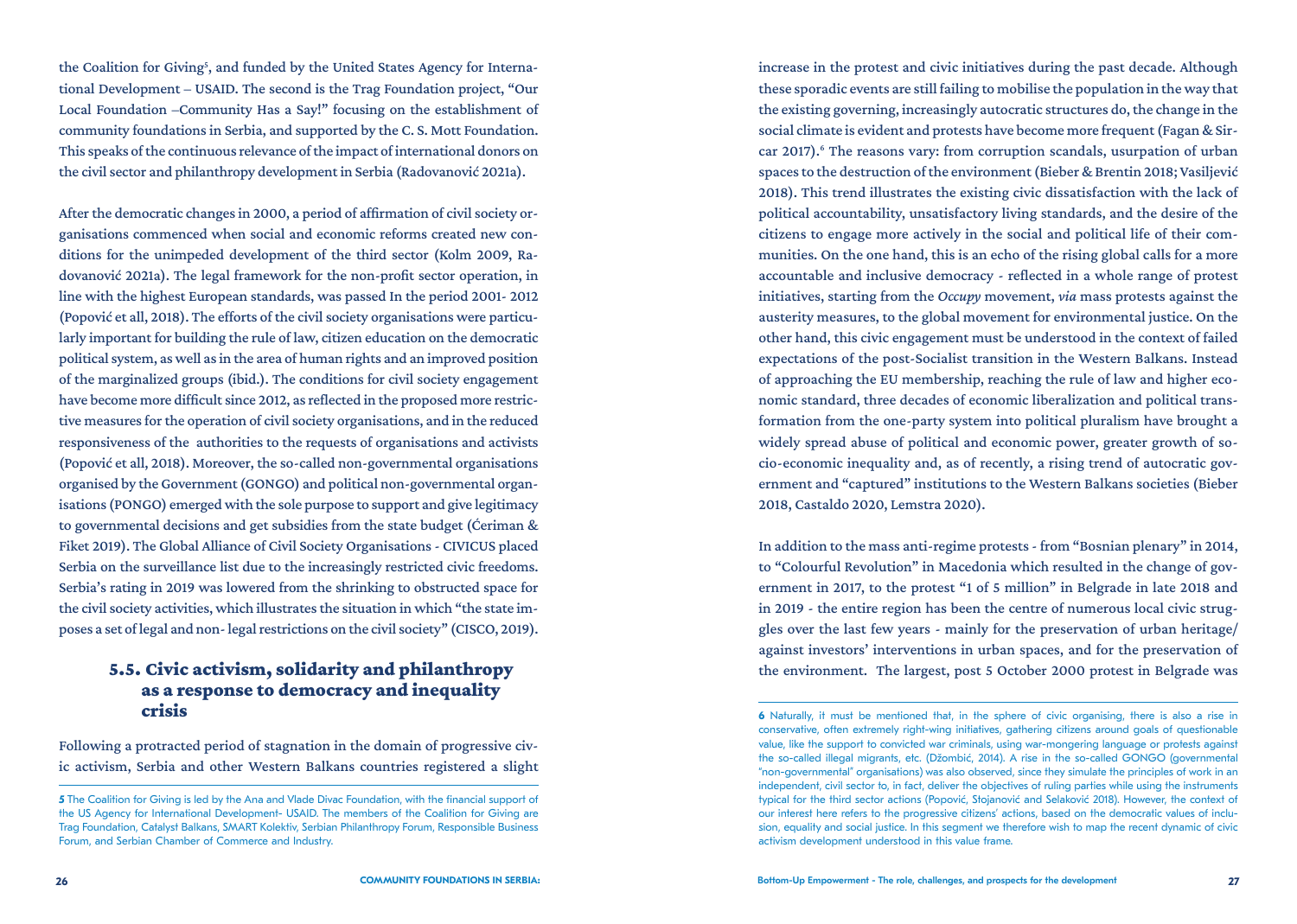the Coalition for Giving[5], and funded by the United States Agency for International Development – USAID. The second is the Trag Foundation project, "Our Local Foundation –Community Has a Say!" focusing on the establishment of community foundations in Serbia, and supported by the C. S. Mott Foundation. This speaks of the continuous relevance of the impact of international donors on the civil sector and philanthropy development in Serbia (Radovanović 2021a).

After the democratic changes in 2000, a period of affirmation of civil society organisations commenced when social and economic reforms created new conditions for the unimpeded development of the third sector (Kolm 2009, Radovanović 2021a). The legal framework for the non-profit sector operation, in line with the highest European standards, was passed In the period 2001- 2012 (Popović et all, 2018). The efforts of the civil society organisations were particularly important for building the rule of law, citizen education on the democratic political system, as well as in the area of human rights and an improved position of the marginalized groups (ibid.). The conditions for civil society engagement have become more difficult since 2012, as reflected in the proposed more restrictive measures for the operation of civil society organisations, and in the reduced responsiveness of the authorities to the requests of organisations and activists (Popović et all, 2018). Moreover, the so-called non-governmental organisations organised by the Government (GONGO) and political non-governmental organisations (PONGO) emerged with the sole purpose to support and give legitimacy to governmental decisions and get subsidies from the state budget (Ćeriman & Fiket 2019). The Global Alliance of Civil Society Organisations - CIVICUS placed Serbia on the surveillance list due to the increasingly restricted civic freedoms. Serbia's rating in 2019 was lowered from the shrinking to obstructed space for the civil society activities, which illustrates the situation in which "the state imposes a set of legal and non- legal restrictions on the civil society" (CISCO, 2019).

## 5.5. Civic activism, solidarity and philanthropy as a response to democracy and inequality crisis

Following a protracted period of stagnation in the domain of progressive civic activism, Serbia and other Western Balkans countries registered a slight increase in the protest and civic initiatives during the past decade. Although these sporadic events are still failing to mobilise the population in the way that the existing governing, increasingly autocratic structures do, the change in the social climate is evident and protests have become more frequent (Fagan & Sircar 2017).[6] The reasons vary: from corruption scandals, usurpation of urban spaces to the destruction of the environment (Bieber & Brentin 2018; Vasiljević 2018). This trend illustrates the existing civic dissatisfaction with the lack of political accountability, unsatisfactory living standards, and the desire of the citizens to engage more actively in the social and political life of their communities. On the one hand, this is an echo of the rising global calls for a more accountable and inclusive democracy - reflected in a whole range of protest initiatives, starting from the *Occupy* movement, *via* mass protests against the austerity measures, to the global movement for environmental justice. On the other hand, this civic engagement must be understood in the context of failed expectations of the post-Socialist transition in the Western Balkans. Instead of approaching the EU membership, reaching the rule of law and higher economic standard, three decades of economic liberalization and political transformation from the one-party system into political pluralism have brought a widely spread abuse of political and economic power, greater growth of socio-economic inequality and, as of recently, a rising trend of autocratic government and "captured" institutions to the Western Balkans societies (Bieber 2018, Castaldo 2020, Lemstra 2020).

In addition to the mass anti-regime protests - from "Bosnian plenary" in 2014, to "Colourful Revolution" in Macedonia which resulted in the change of government in 2017, to the protest "1 of 5 million" in Belgrade in late 2018 and in 2019 - the entire region has been the centre of numerous local civic struggles over the last few years - mainly for the preservation of urban heritage/against investors' interventions in urban spaces, and for the preservation of the environment. The largest, post 5 October 2000 protest in Belgrade was

---

[5] The Coalition for Giving is led by the Ana and Vlade Divac Foundation, with the financial support of the US Agency for International Development- USAID. The members of the Coalition for Giving are Trag Foundation, Catalyst Balkans, SMART Kolektiv, Serbian Philanthropy Forum, Responsible Business Forum, and Serbian Chamber of Commerce and Industry.

[6] Naturally, it must be mentioned that, in the sphere of civic organising, there is also a rise in conservative, often extremely right-wing initiatives, gathering citizens around goals of questionable value, like the support to convicted war criminals, using war-mongering language or protests against the so-called illegal migrants, etc. (Džombić, 2014). A rise in the so-called GONGO (governmental "non-governmental" organisations) was also observed, since they simulate the principles of work in an independent, civil sector to, in fact, deliver the objectives of ruling parties while using the instruments typical for the third sector actions (Popović, Stojanović and Selaković 2018). However, the context of our interest here refers to the progressive citizens' actions, based on the democratic values of inclusion, equality and social justice. In this segment we therefore wish to map the recent dynamic of civic activism development understood in this value frame.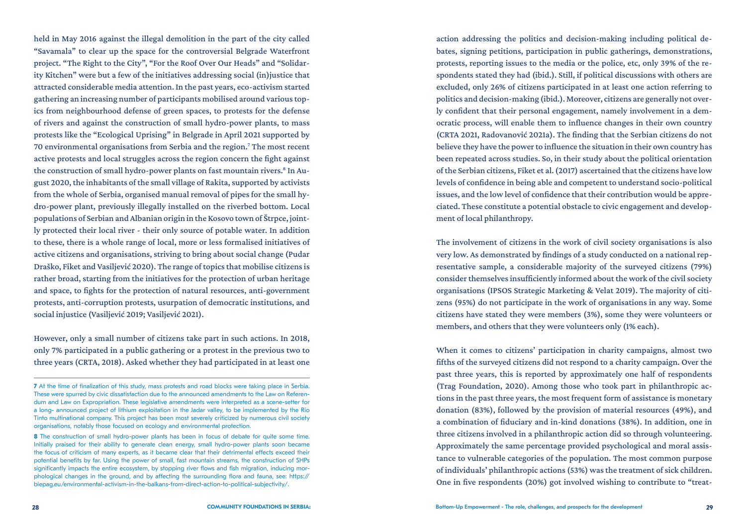held in May 2016 against the illegal demolition in the part of the city called "Savamala" to clear up the space for the controversial Belgrade Waterfront project. "The Right to the City", "For the Roof Over Our Heads" and "Solidarity Kitchen" were but a few of the initiatives addressing social (in)justice that attracted considerable media attention. In the past years, eco-activism started gathering an increasing number of participants mobilised around various topics from neighbourhood defense of green spaces, to protests for the defense of rivers and against the construction of small hydro-power plants, to mass protests like the "Ecological Uprising" in Belgrade in April 2021 supported by 70 environmental organisations from Serbia and the region.[7] The most recent active protests and local struggles across the region concern the fight against the construction of small hydro-power plants on fast mountain rivers.[8] In August 2020, the inhabitants of the small village of Rakita, supported by activists from the whole of Serbia, organised manual removal of pipes for the small hydro-power plant, previously illegally installed on the riverbed bottom. Local populations of Serbian and Albanian origin in the Kosovo town of Štrpce, jointly protected their local river - their only source of potable water. In addition to these, there is a whole range of local, more or less formalised initiatives of active citizens and organisations, striving to bring about social change (Pudar Draško, Fiket and Vasiljević 2020). The range of topics that mobilise citizens is rather broad, starting from the initiatives for the protection of urban heritage and space, to fights for the protection of natural resources, anti-government protests, anti-corruption protests, usurpation of democratic institutions, and social injustice (Vasiljević 2019; Vasiljević 2021).

However, only a small number of citizens take part in such actions. In 2018, only 7% participated in a public gathering or a protest in the previous two to three years (CRTA, 2018). Asked whether they had participated in at least one action addressing the politics and decision-making including political debates, signing petitions, participation in public gatherings, demonstrations, protests, reporting issues to the media or the police, etc, only 39% of the respondents stated they had (ibid.). Still, if political discussions with others are excluded, only 26% of citizens participated in at least one action referring to politics and decision-making (ibid.). Moreover, citizens are generally not overly confident that their personal engagement, namely involvement in a democratic process, will enable them to influence changes in their own country (CRTA 2021, Radovanović 2021a). The finding that the Serbian citizens do not believe they have the power to influence the situation in their own country has been repeated across studies. So, in their study about the political orientation of the Serbian citizens, Fiket et al. (2017) ascertained that the citizens have low levels of confidence in being able and competent to understand socio-political issues, and the low level of confidence that their contribution would be appreciated. These constitute a potential obstacle to civic engagement and development of local philanthropy.

The involvement of citizens in the work of civil society organisations is also very low. As demonstrated by findings of a study conducted on a national representative sample, a considerable majority of the surveyed citizens (79%) consider themselves insufficiently informed about the work of the civil society organisations (IPSOS Strategic Marketing & Velat 2019). The majority of citizens (95%) do not participate in the work of organisations in any way. Some citizens have stated they were members (3%), some they were volunteers or members, and others that they were volunteers only (1% each).

When it comes to citizens' participation in charity campaigns, almost two fifths of the surveyed citizens did not respond to a charity campaign. Over the past three years, this is reported by approximately one half of respondents (Trag Foundation, 2020). Among those who took part in philanthropic actions in the past three years, the most frequent form of assistance is monetary donation (83%), followed by the provision of material resources (49%), and a combination of fiduciary and in-kind donations (38%). In addition, one in three citizens involved in a philanthropic action did so through volunteering. Approximately the same percentage provided psychological and moral assistance to vulnerable categories of the population. The most common purpose of individuals' philanthropic actions (53%) was the treatment of sick children. One in five respondents (20%) got involved wishing to contribute to "treat-

---

[7] At the time of finalization of this study, mass protests and road blocks were taking place in Serbia. These were spurred by civic dissatisfaction due to the announced amendments to the Law on Referendum and Law on Expropriation. These legislative amendments were interpreted as a scene-setter for a long- announced project of lithium exploitation in the Jadar valley, to be implemented by the Rio Tinto multinational company. This project has been most severely criticized by numerous civil society organisations, notably those focused on ecology and environmental protection.

[8] The construction of small hydro-power plants has been in focus of debate for quite some time. Initially praised for their ability to generate clean energy, small hydro-power plants soon became the focus of criticism of many experts, as it became clear that their detrimental effects exceed their potential benefits by far. Using the power of small, fast mountain streams, the construction of SHPs significantly impacts the entire ecosystem, by stopping river flows and fish migration, inducing morphological changes in the ground, and by affecting the surrounding flora and fauna, see: https://biepag.eu/environmental-activism-in-the-balkans-from-direct-action-to-political-subjectivity/.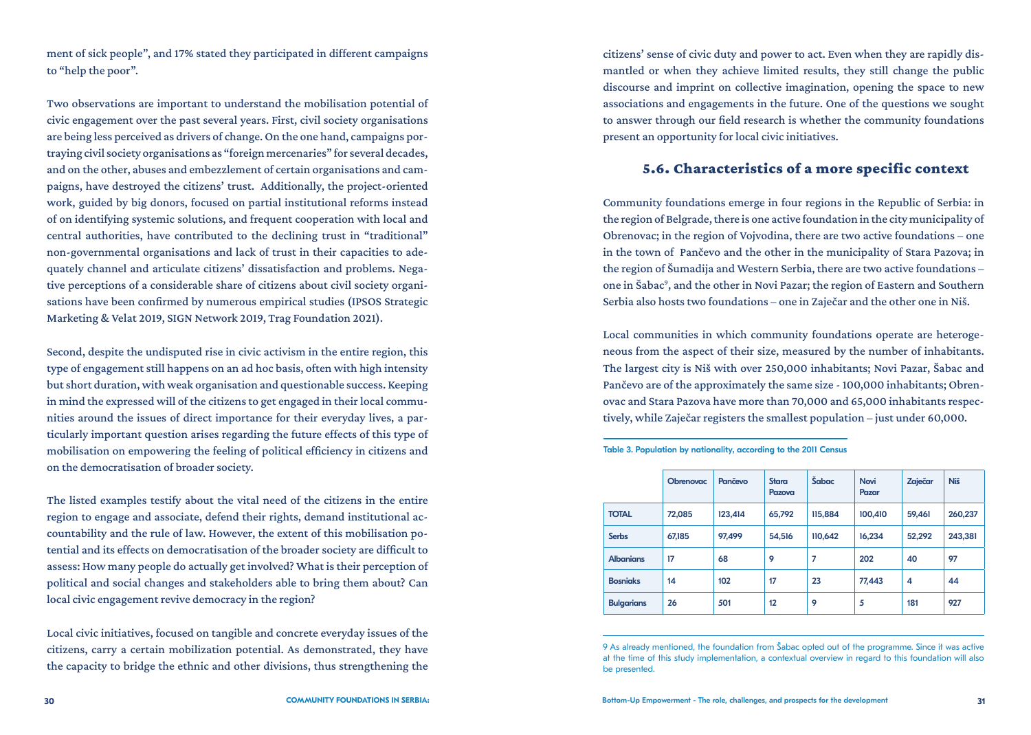ment of sick people", and 17% stated they participated in different campaigns to "help the poor".

Two observations are important to understand the mobilisation potential of civic engagement over the past several years. First, civil society organisations are being less perceived as drivers of change. On the one hand, campaigns portraying civil society organisations as "foreign mercenaries" for several decades, and on the other, abuses and embezzlement of certain organisations and campaigns, have destroyed the citizens' trust. Additionally, the project-oriented work, guided by big donors, focused on partial institutional reforms instead of on identifying systemic solutions, and frequent cooperation with local and central authorities, have contributed to the declining trust in "traditional" non-governmental organisations and lack of trust in their capacities to adequately channel and articulate citizens' dissatisfaction and problems. Negative perceptions of a considerable share of citizens about civil society organisations have been confirmed by numerous empirical studies (IPSOS Strategic Marketing & Velat 2019, SIGN Network 2019, Trag Foundation 2021).

Second, despite the undisputed rise in civic activism in the entire region, this type of engagement still happens on an ad hoc basis, often with high intensity but short duration, with weak organisation and questionable success. Keeping in mind the expressed will of the citizens to get engaged in their local communities around the issues of direct importance for their everyday lives, a particularly important question arises regarding the future effects of this type of mobilisation on empowering the feeling of political efficiency in citizens and on the democratisation of broader society.

The listed examples testify about the vital need of the citizens in the entire region to engage and associate, defend their rights, demand institutional accountability and the rule of law. However, the extent of this mobilisation potential and its effects on democratisation of the broader society are difficult to assess: How many people do actually get involved? What is their perception of political and social changes and stakeholders able to bring them about? Can local civic engagement revive democracy in the region?

Local civic initiatives, focused on tangible and concrete everyday issues of the citizens, carry a certain mobilization potential. As demonstrated, they have the capacity to bridge the ethnic and other divisions, thus strengthening the citizens' sense of civic duty and power to act. Even when they are rapidly dismantled or when they achieve limited results, they still change the public discourse and imprint on collective imagination, opening the space to new associations and engagements in the future. One of the questions we sought to answer through our field research is whether the community foundations present an opportunity for local civic initiatives.

## 5.6. Characteristics of a more specific context

Community foundations emerge in four regions in the Republic of Serbia: in the region of Belgrade, there is one active foundation in the city municipality of Obrenovac; in the region of Vojvodina, there are two active foundations – one in the town of Pančevo and the other in the municipality of Stara Pazova; in the region of Šumadija and Western Serbia, there are two active foundations – one in Šabac[9], and the other in Novi Pazar; the region of Eastern and Southern Serbia also hosts two foundations – one in Zaječar and the other one in Niš.

Local communities in which community foundations operate are heterogeneous from the aspect of their size, measured by the number of inhabitants. The largest city is Niš with over 250,000 inhabitants; Novi Pazar, Šabac and Pančevo are of the approximately the same size - 100,000 inhabitants; Obrenovac and Stara Pazova have more than 70,000 and 65,000 inhabitants respectively, while Zaječar registers the smallest population – just under 60,000.

**Table 3. Population by nationality, according to the 2011 Census**

| | Obrenovac | Pančevo | Stara Pazova | Šabac | Novi Pazar | Zaječar | Niš |
|---|---|---|---|---|---|---|---|
| **TOTAL** | 72,085 | 123,414 | 65,792 | 115,884 | 100,410 | 59,461 | 260,237 |
| **Serbs** | 67,185 | 97,499 | 54,516 | 110,642 | 16,234 | 52,292 | 243,381 |
| **Albanians** | 17 | 68 | 9 | 7 | 202 | 40 | 97 |
| **Bosniaks** | 14 | 102 | 17 | 23 | 77,443 | 4 | 44 |
| **Bulgarians** | 26 | 501 | 12 | 9 | 5 | 181 | 927 |

[9] As already mentioned, the foundation from Šabac opted out of the programme. Since it was active at the time of this study implementation, a contextual overview in regard to this foundation will also be presented.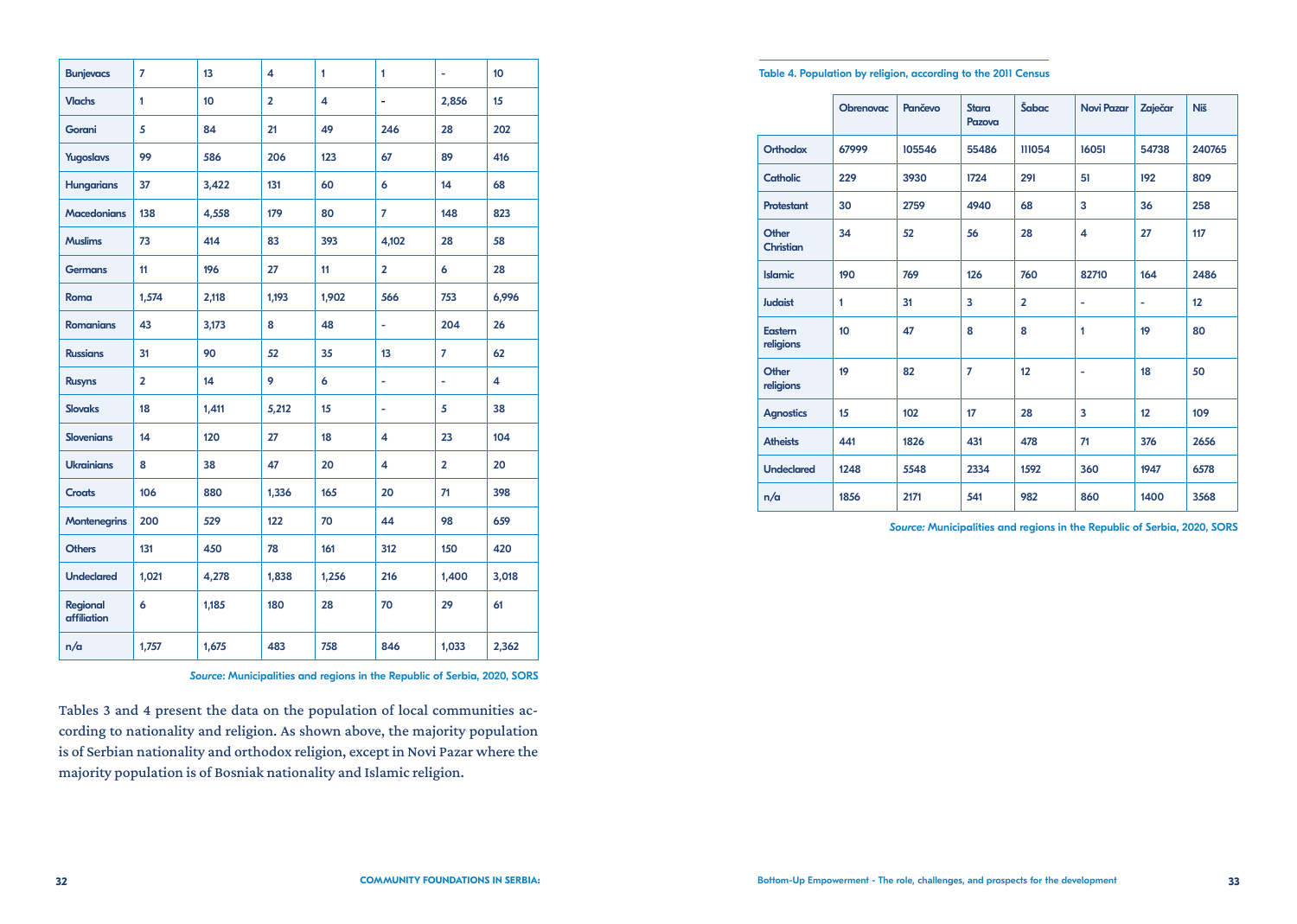| Bunjevacs | 7 | 13 | 4 | 1 | 1 | - | 10 |
|---|---|---|---|---|---|---|---|
| Vlachs | 1 | 10 | 2 | 4 | - | 2,856 | 15 |
| Gorani | 5 | 84 | 21 | 49 | 246 | 28 | 202 |
| Yugoslavs | 99 | 586 | 206 | 123 | 67 | 89 | 416 |
| Hungarians | 37 | 3,422 | 131 | 60 | 6 | 14 | 68 |
| Macedonians | 138 | 4,558 | 179 | 80 | 7 | 148 | 823 |
| Muslims | 73 | 414 | 83 | 393 | 4,102 | 28 | 58 |
| Germans | 11 | 196 | 27 | 11 | 2 | 6 | 28 |
| Roma | 1,574 | 2,118 | 1,193 | 1,902 | 566 | 753 | 6,996 |
| Romanians | 43 | 3,173 | 8 | 48 | - | 204 | 26 |
| Russians | 31 | 90 | 52 | 35 | 13 | 7 | 62 |
| Rusyns | 2 | 14 | 9 | 6 | - | - | 4 |
| Slovaks | 18 | 1,411 | 5,212 | 15 | - | 5 | 38 |
| Slovenians | 14 | 120 | 27 | 18 | 4 | 23 | 104 |
| Ukrainians | 8 | 38 | 47 | 20 | 4 | 2 | 20 |
| Croats | 106 | 880 | 1,336 | 165 | 20 | 71 | 398 |
| Montenegrins | 200 | 529 | 122 | 70 | 44 | 98 | 659 |
| Others | 131 | 450 | 78 | 161 | 312 | 150 | 420 |
| Undeclared | 1,021 | 4,278 | 1,838 | 1,256 | 216 | 1,400 | 3,018 |
| Regional affiliation | 6 | 1,185 | 180 | 28 | 70 | 29 | 61 |
| n/a | 1,757 | 1,675 | 483 | 758 | 846 | 1,033 | 2,362 |

*Source:* Municipalities and regions in the Republic of Serbia, 2020, SORS

Tables 3 and 4 present the data on the population of local communities according to nationality and religion. As shown above, the majority population is of Serbian nationality and orthodox religion, except in Novi Pazar where the majority population is of Bosniak nationality and Islamic religion.

**Table 4. Population by religion, according to the 2011 Census**

| | Obrenovac | Pančevo | Stara Pazova | Šabac | Novi Pazar | Zaječar | Niš |
|---|---|---|---|---|---|---|---|
| Orthodox | 67999 | 105546 | 55486 | 111054 | 16051 | 54738 | 240765 |
| Catholic | 229 | 3930 | 1724 | 291 | 51 | 192 | 809 |
| Protestant | 30 | 2759 | 4940 | 68 | 3 | 36 | 258 |
| Other Christian | 34 | 52 | 56 | 28 | 4 | 27 | 117 |
| Islamic | 190 | 769 | 126 | 760 | 82710 | 164 | 2486 |
| Judaist | 1 | 31 | 3 | 2 | - | - | 12 |
| Eastern religions | 10 | 47 | 8 | 8 | 1 | 19 | 80 |
| Other religions | 19 | 82 | 7 | 12 | - | 18 | 50 |
| Agnostics | 15 | 102 | 17 | 28 | 3 | 12 | 109 |
| Atheists | 441 | 1826 | 431 | 478 | 71 | 376 | 2656 |
| Undeclared | 1248 | 5548 | 2334 | 1592 | 360 | 1947 | 6578 |
| n/a | 1856 | 2171 | 541 | 982 | 860 | 1400 | 3568 |

*Source:* Municipalities and regions in the Republic of Serbia, 2020, SORS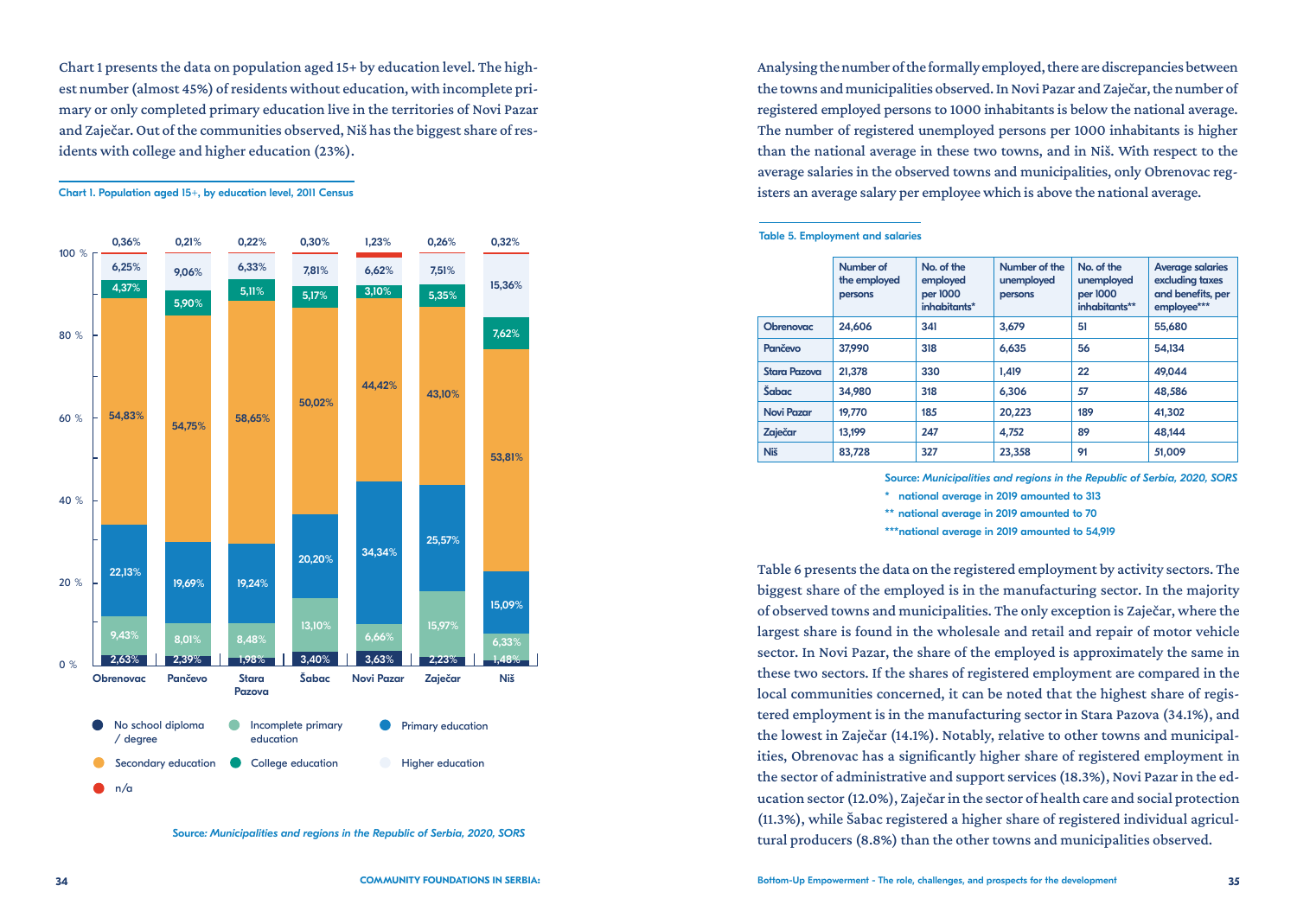Chart 1 presents the data on population aged 15+ by education level. The highest number (almost 45%) of residents without education, with incomplete primary or only completed primary education live in the territories of Novi Pazar and Zaječar. Out of the communities observed, Niš has the biggest share of residents with college and higher education (23%).

Chart 1. Population aged 15+, by education level, 2011 Census

| | Obrenovac | Pančevo | Stara Pazova | Šabac | Novi Pazar | Zaječar | Niš |
|---|---|---|---|---|---|---|---|
| No school diploma / degree | 2,63% | 2,39% | 1,98% | 3,40% | 3,63% | 2,23% | 1,48% |
| Incomplete primary education | 9,43% | 8,01% | 8,48% | 13,10% | 6,66% | 15,97% | 6,33% |
| Primary education | 22,13% | 19,69% | 19,24% | 20,20% | 34,34% | 25,57% | 15,09% |
| Secondary education | 54,83% | 54,75% | 58,65% | 50,02% | 44,42% | 43,10% | 53,81% |
| College education | 4,37% | 5,90% | 5,11% | 5,17% | 3,10% | 5,35% | 7,62% |
| Higher education | 6,25% | 9,06% | 6,33% | 7,81% | 6,62% | 7,51% | 15,36% |
| n/a | 0,36% | 0,21% | 0,22% | 0,30% | 1,23% | 0,26% | 0,32% |

Source: *Municipalities and regions in the Republic of Serbia, 2020, SORS*

Analysing the number of the formally employed, there are discrepancies between the towns and municipalities observed. In Novi Pazar and Zaječar, the number of registered employed persons to 1000 inhabitants is below the national average. The number of registered unemployed persons per 1000 inhabitants is higher than the national average in these two towns, and in Niš. With respect to the average salaries in the observed towns and municipalities, only Obrenovac registers an average salary per employee which is above the national average.

Table 5. Employment and salaries

| | Number of the employed persons | No. of the employed per 1000 inhabitants* | Number of the unemployed persons | No. of the unemployed per 1000 inhabitants** | Average salaries excluding taxes and benefits, per employee*** |
|---|---|---|---|---|---|
| Obrenovac | 24,606 | 341 | 3,679 | 51 | 55,680 |
| Pančevo | 37,990 | 318 | 6,635 | 56 | 54,134 |
| Stara Pazova | 21,378 | 330 | 1,419 | 22 | 49,044 |
| Šabac | 34,980 | 318 | 6,306 | 57 | 48,586 |
| Novi Pazar | 19,770 | 185 | 20,223 | 189 | 41,302 |
| Zaječar | 13,199 | 247 | 4,752 | 89 | 48,144 |
| Niš | 83,728 | 327 | 23,358 | 91 | 51,009 |

Source: *Municipalities and regions in the Republic of Serbia, 2020, SORS*

\* national average in 2019 amounted to 313

\** national average in 2019 amounted to 70

\***national average in 2019 amounted to 54,919

Table 6 presents the data on the registered employment by activity sectors. The biggest share of the employed is in the manufacturing sector. In the majority of observed towns and municipalities. The only exception is Zaječar, where the largest share is found in the wholesale and retail and repair of motor vehicle sector. In Novi Pazar, the share of the employed is approximately the same in these two sectors. If the shares of registered employment are compared in the local communities concerned, it can be noted that the highest share of registered employment is in the manufacturing sector in Stara Pazova (34.1%), and the lowest in Zaječar (14.1%). Notably, relative to other towns and municipalities, Obrenovac has a significantly higher share of registered employment in the sector of administrative and support services (18.3%), Novi Pazar in the education sector (12.0%), Zaječar in the sector of health care and social protection (11.3%), while Šabac registered a higher share of registered individual agricultural producers (8.8%) than the other towns and municipalities observed.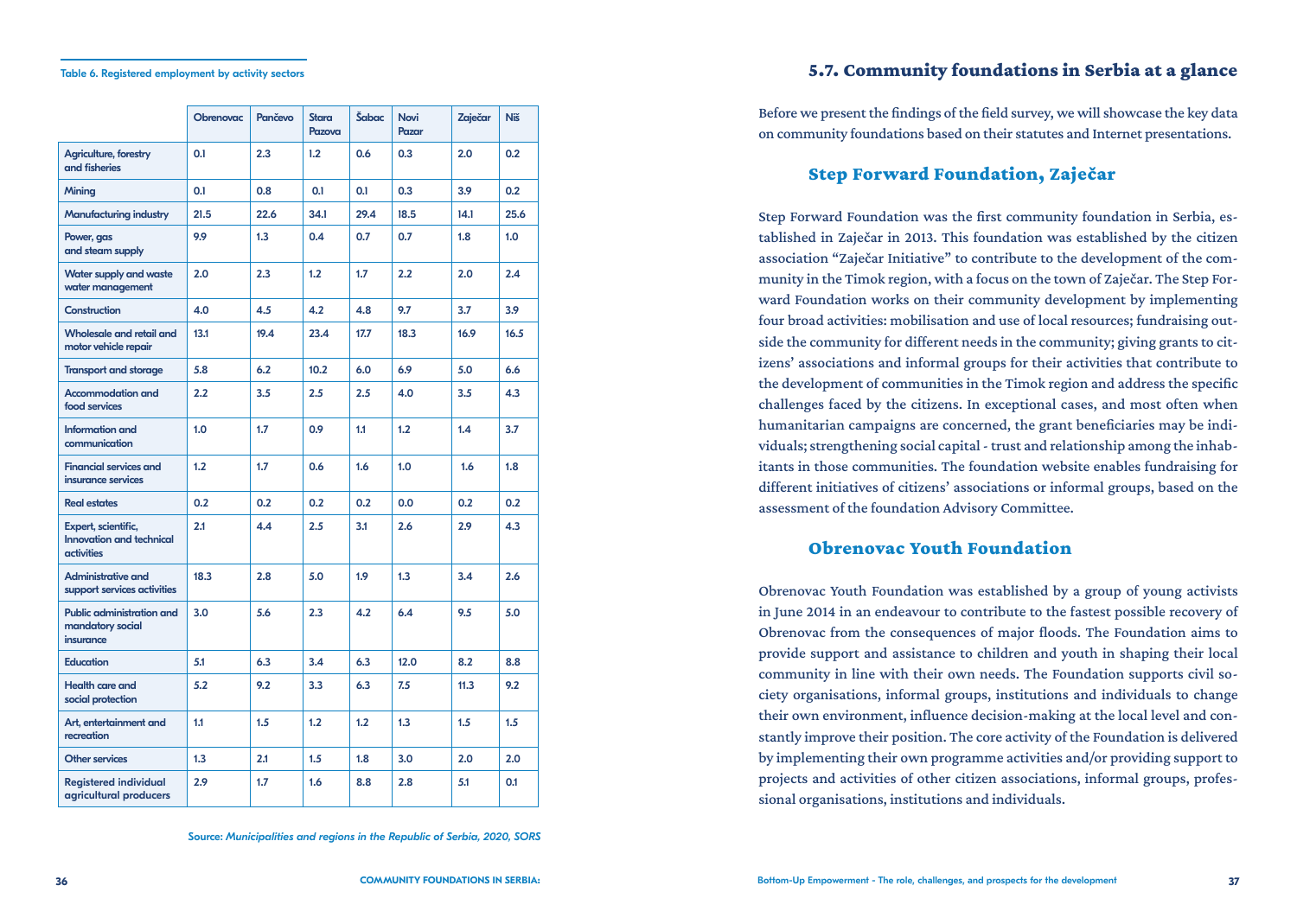Table 6. Registered employment by activity sectors

| | Obrenovac | Pančevo | Stara Pazova | Šabac | Novi Pazar | Zaječar | Niš |
|---|---|---|---|---|---|---|---|
| Agriculture, forestry and fisheries | 0.1 | 2.3 | 1.2 | 0.6 | 0.3 | 2.0 | 0.2 |
| Mining | 0.1 | 0.8 | 0.1 | 0.1 | 0.3 | 3.9 | 0.2 |
| Manufacturing industry | 21.5 | 22.6 | 34.1 | 29.4 | 18.5 | 14.1 | 25.6 |
| Power, gas and steam supply | 9.9 | 1.3 | 0.4 | 0.7 | 0.7 | 1.8 | 1.0 |
| Water supply and waste water management | 2.0 | 2.3 | 1.2 | 1.7 | 2.2 | 2.0 | 2.4 |
| Construction | 4.0 | 4.5 | 4.2 | 4.8 | 9.7 | 3.7 | 3.9 |
| Wholesale and retail and motor vehicle repair | 13.1 | 19.4 | 23.4 | 17.7 | 18.3 | 16.9 | 16.5 |
| Transport and storage | 5.8 | 6.2 | 10.2 | 6.0 | 6.9 | 5.0 | 6.6 |
| Accommodation and food services | 2.2 | 3.5 | 2.5 | 2.5 | 4.0 | 3.5 | 4.3 |
| Information and communication | 1.0 | 1.7 | 0.9 | 1.1 | 1.2 | 1.4 | 3.7 |
| Financial services and insurance services | 1.2 | 1.7 | 0.6 | 1.6 | 1.0 | 1.6 | 1.8 |
| Real estates | 0.2 | 0.2 | 0.2 | 0.2 | 0.0 | 0.2 | 0.2 |
| Expert, scientific, Innovation and technical activities | 2.1 | 4.4 | 2.5 | 3.1 | 2.6 | 2.9 | 4.3 |
| Administrative and support services activities | 18.3 | 2.8 | 5.0 | 1.9 | 1.3 | 3.4 | 2.6 |
| Public administration and mandatory social insurance | 3.0 | 5.6 | 2.3 | 4.2 | 6.4 | 9.5 | 5.0 |
| Education | 5.1 | 6.3 | 3.4 | 6.3 | 12.0 | 8.2 | 8.8 |
| Health care and social protection | 5.2 | 9.2 | 3.3 | 6.3 | 7.5 | 11.3 | 9.2 |
| Art, entertainment and recreation | 1.1 | 1.5 | 1.2 | 1.2 | 1.3 | 1.5 | 1.5 |
| Other services | 1.3 | 2.1 | 1.5 | 1.8 | 3.0 | 2.0 | 2.0 |
| Registered individual agricultural producers | 2.9 | 1.7 | 1.6 | 8.8 | 2.8 | 5.1 | 0.1 |

Source: *Municipalities and regions in the Republic of Serbia, 2020, SORS*

## 5.7. Community foundations in Serbia at a glance

Before we present the findings of the field survey, we will showcase the key data on community foundations based on their statutes and Internet presentations.

### Step Forward Foundation, Zaječar

Step Forward Foundation was the first community foundation in Serbia, established in Zaječar in 2013. This foundation was established by the citizen association "Zaječar Initiative" to contribute to the development of the community in the Timok region, with a focus on the town of Zaječar. The Step Forward Foundation works on their community development by implementing four broad activities: mobilisation and use of local resources; fundraising outside the community for different needs in the community; giving grants to citizens' associations and informal groups for their activities that contribute to the development of communities in the Timok region and address the specific challenges faced by the citizens. In exceptional cases, and most often when humanitarian campaigns are concerned, the grant beneficiaries may be individuals; strengthening social capital - trust and relationship among the inhabitants in those communities. The foundation website enables fundraising for different initiatives of citizens' associations or informal groups, based on the assessment of the foundation Advisory Committee.

### Obrenovac Youth Foundation

Obrenovac Youth Foundation was established by a group of young activists in June 2014 in an endeavour to contribute to the fastest possible recovery of Obrenovac from the consequences of major floods. The Foundation aims to provide support and assistance to children and youth in shaping their local community in line with their own needs. The Foundation supports civil society organisations, informal groups, institutions and individuals to change their own environment, influence decision-making at the local level and constantly improve their position. The core activity of the Foundation is delivered by implementing their own programme activities and/or providing support to projects and activities of other citizen associations, informal groups, professional organisations, institutions and individuals.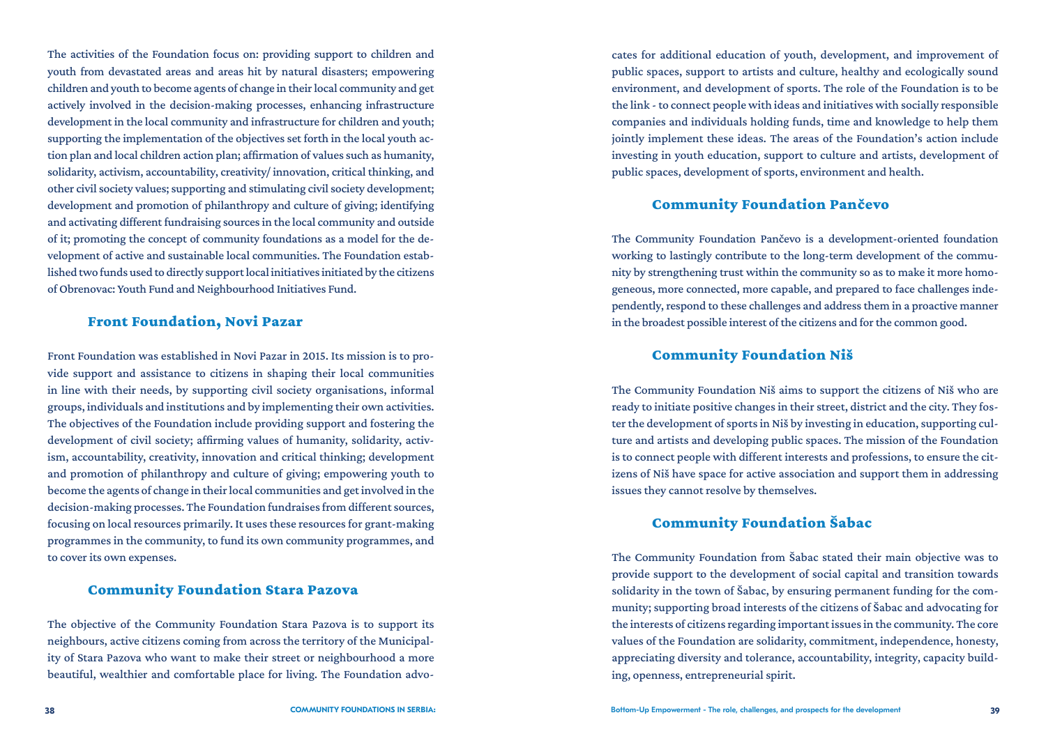The activities of the Foundation focus on: providing support to children and youth from devastated areas and areas hit by natural disasters; empowering children and youth to become agents of change in their local community and get actively involved in the decision-making processes, enhancing infrastructure development in the local community and infrastructure for children and youth; supporting the implementation of the objectives set forth in the local youth action plan and local children action plan; affirmation of values such as humanity, solidarity, activism, accountability, creativity/ innovation, critical thinking, and other civil society values; supporting and stimulating civil society development; development and promotion of philanthropy and culture of giving; identifying and activating different fundraising sources in the local community and outside of it; promoting the concept of community foundations as a model for the development of active and sustainable local communities. The Foundation established two funds used to directly support local initiatives initiated by the citizens of Obrenovac: Youth Fund and Neighbourhood Initiatives Fund.

## Front Foundation, Novi Pazar

Front Foundation was established in Novi Pazar in 2015. Its mission is to provide support and assistance to citizens in shaping their local communities in line with their needs, by supporting civil society organisations, informal groups, individuals and institutions and by implementing their own activities. The objectives of the Foundation include providing support and fostering the development of civil society; affirming values of humanity, solidarity, activism, accountability, creativity, innovation and critical thinking; development and promotion of philanthropy and culture of giving; empowering youth to become the agents of change in their local communities and get involved in the decision-making processes. The Foundation fundraises from different sources, focusing on local resources primarily. It uses these resources for grant-making programmes in the community, to fund its own community programmes, and to cover its own expenses.

## Community Foundation Stara Pazova

The objective of the Community Foundation Stara Pazova is to support its neighbours, active citizens coming from across the territory of the Municipality of Stara Pazova who want to make their street or neighbourhood a more beautiful, wealthier and comfortable place for living. The Foundation advocates for additional education of youth, development, and improvement of public spaces, support to artists and culture, healthy and ecologically sound environment, and development of sports. The role of the Foundation is to be the link - to connect people with ideas and initiatives with socially responsible companies and individuals holding funds, time and knowledge to help them jointly implement these ideas. The areas of the Foundation's action include investing in youth education, support to culture and artists, development of public spaces, development of sports, environment and health.

## Community Foundation Pančevo

The Community Foundation Pančevo is a development-oriented foundation working to lastingly contribute to the long-term development of the community by strengthening trust within the community so as to make it more homogeneous, more connected, more capable, and prepared to face challenges independently, respond to these challenges and address them in a proactive manner in the broadest possible interest of the citizens and for the common good.

## Community Foundation Niš

The Community Foundation Niš aims to support the citizens of Niš who are ready to initiate positive changes in their street, district and the city. They foster the development of sports in Niš by investing in education, supporting culture and artists and developing public spaces. The mission of the Foundation is to connect people with different interests and professions, to ensure the citizens of Niš have space for active association and support them in addressing issues they cannot resolve by themselves.

## Community Foundation Šabac

The Community Foundation from Šabac stated their main objective was to provide support to the development of social capital and transition towards solidarity in the town of Šabac, by ensuring permanent funding for the community; supporting broad interests of the citizens of Šabac and advocating for the interests of citizens regarding important issues in the community. The core values of the Foundation are solidarity, commitment, independence, honesty, appreciating diversity and tolerance, accountability, integrity, capacity building, openness, entrepreneurial spirit.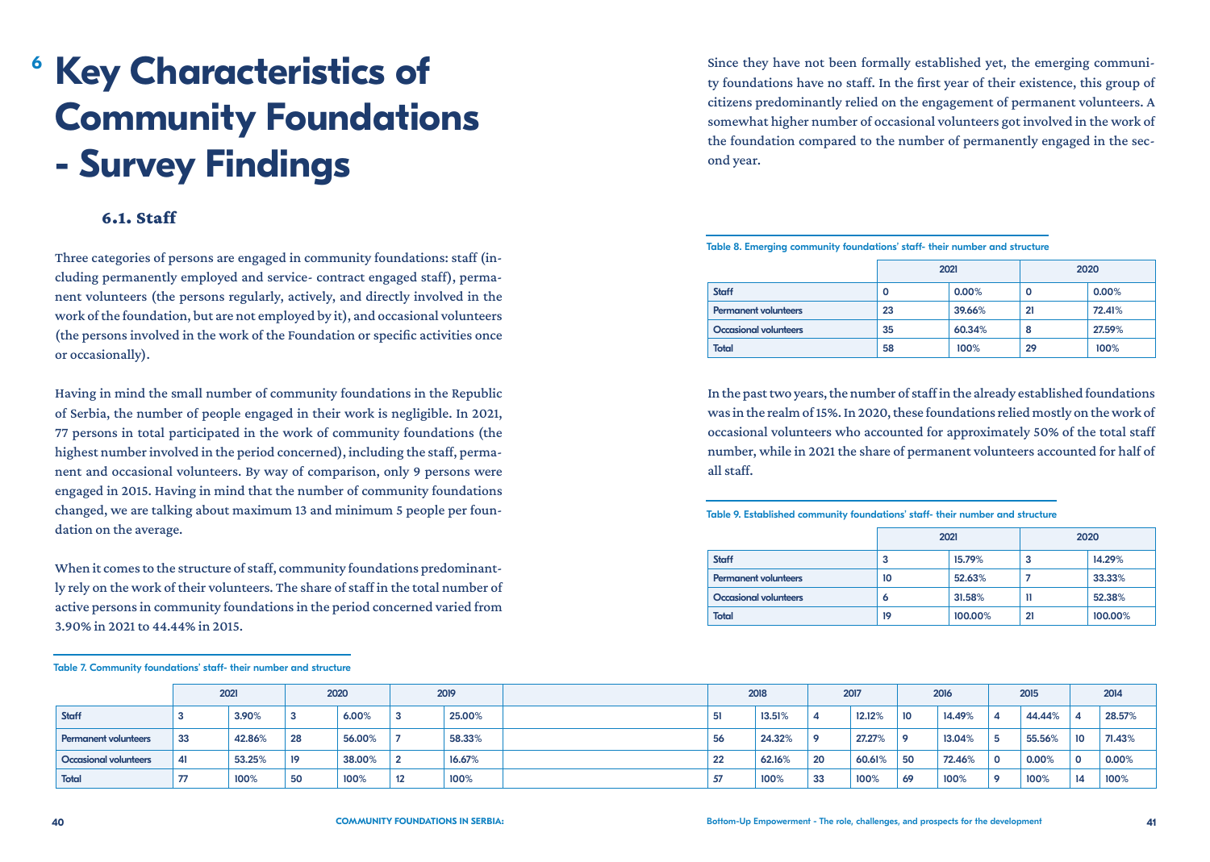# 6 Key Characteristics of Community Foundations - Survey Findings

### 6.1. Staff

Three categories of persons are engaged in community foundations: staff (including permanently employed and service- contract engaged staff), permanent volunteers (the persons regularly, actively, and directly involved in the work of the foundation, but are not employed by it), and occasional volunteers (the persons involved in the work of the Foundation or specific activities once or occasionally).

Having in mind the small number of community foundations in the Republic of Serbia, the number of people engaged in their work is negligible. In 2021, 77 persons in total participated in the work of community foundations (the highest number involved in the period concerned), including the staff, permanent and occasional volunteers. By way of comparison, only 9 persons were engaged in 2015. Having in mind that the number of community foundations changed, we are talking about maximum 13 and minimum 5 people per foundation on the average.

When it comes to the structure of staff, community foundations predominantly rely on the work of their volunteers. The share of staff in the total number of active persons in community foundations in the period concerned varied from 3.90% in 2021 to 44.44% in 2015.

**Table 7. Community foundations' staff- their number and structure**

| | 2021 | | 2020 | | 2019 | | 2018 | | 2017 | | 2016 | | 2015 | | 2014 | |
|---|---|---|---|---|---|---|---|---|---|---|---|---|---|---|---|---|
| Staff | 3 | 3.90% | 3 | 6.00% | 3 | 25.00% | 51 | 13.51% | 4 | 12.12% | 10 | 14.49% | 4 | 44.44% | 4 | 28.57% |
| Permanent volunteers | 33 | 42.86% | 28 | 56.00% | 7 | 58.33% | 56 | 24.32% | 9 | 27.27% | 9 | 13.04% | 5 | 55.56% | 10 | 71.43% |
| Occasional volunteers | 41 | 53.25% | 19 | 38.00% | 2 | 16.67% | 22 | 62.16% | 20 | 60.61% | 50 | 72.46% | 0 | 0.00% | 0 | 0.00% |
| Total | 77 | 100% | 50 | 100% | 12 | 100% | 57 | 100% | 33 | 100% | 69 | 100% | 9 | 100% | 14 | 100% |

Since they have not been formally established yet, the emerging community foundations have no staff. In the first year of their existence, this group of citizens predominantly relied on the engagement of permanent volunteers. A somewhat higher number of occasional volunteers got involved in the work of the foundation compared to the number of permanently engaged in the second year.

**Table 8. Emerging community foundations' staff- their number and structure**

| | 2021 | | 2020 | |
|---|---|---|---|---|
| Staff | 0 | 0.00% | 0 | 0.00% |
| Permanent volunteers | 23 | 39.66% | 21 | 72.41% |
| Occasional volunteers | 35 | 60.34% | 8 | 27.59% |
| Total | 58 | 100% | 29 | 100% |

In the past two years, the number of staff in the already established foundations was in the realm of 15%. In 2020, these foundations relied mostly on the work of occasional volunteers who accounted for approximately 50% of the total staff number, while in 2021 the share of permanent volunteers accounted for half of all staff.

**Table 9. Established community foundations' staff- their number and structure**

| | 2021 | | 2020 | |
|---|---|---|---|---|
| Staff | 3 | 15.79% | 3 | 14.29% |
| Permanent volunteers | 10 | 52.63% | 7 | 33.33% |
| Occasional volunteers | 6 | 31.58% | 11 | 52.38% |
| Total | 19 | 100.00% | 21 | 100.00% |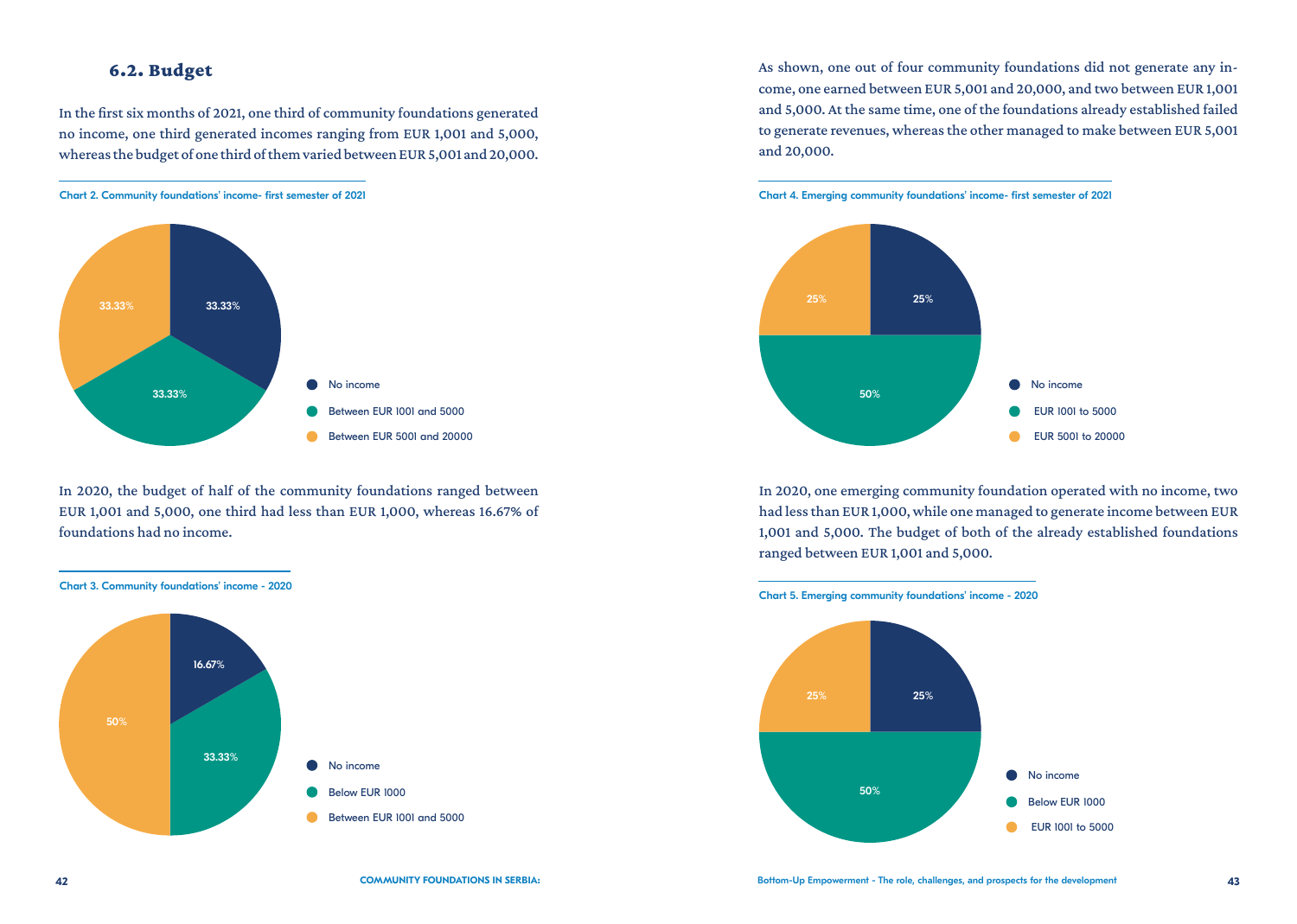## 6.2. Budget

In the first six months of 2021, one third of community foundations generated no income, one third generated incomes ranging from EUR 1,001 and 5,000, whereas the budget of one third of them varied between EUR 5,001 and 20,000.

Chart 2. Community foundations' income- first semester of 2021

| Category | Share |
|---|---|
| No income | 33.33% |
| Between EUR 1001 and 5000 | 33.33% |
| Between EUR 5001 and 20000 | 33.33% |

In 2020, the budget of half of the community foundations ranged between EUR 1,001 and 5,000, one third had less than EUR 1,000, whereas 16.67% of foundations had no income.

Chart 3. Community foundations' income - 2020

| Category | Share |
|---|---|
| No income | 16.67% |
| Below EUR 1000 | 33.33% |
| Between EUR 1001 and 5000 | 50% |

As shown, one out of four community foundations did not generate any income, one earned between EUR 5,001 and 20,000, and two between EUR 1,001 and 5,000. At the same time, one of the foundations already established failed to generate revenues, whereas the other managed to make between EUR 5,001 and 20,000.

Chart 4. Emerging community foundations' income- first semester of 2021

| Category | Share |
|---|---|
| No income | 25% |
| EUR 1001 to 5000 | 50% |
| EUR 5001 to 20000 | 25% |

In 2020, one emerging community foundation operated with no income, two had less than EUR 1,000, while one managed to generate income between EUR 1,001 and 5,000. The budget of both of the already established foundations ranged between EUR 1,001 and 5,000.

Chart 5. Emerging community foundations' income - 2020

| Category | Share |
|---|---|
| No income | 25% |
| Below EUR 1000 | 50% |
| EUR 1001 to 5000 | 25% |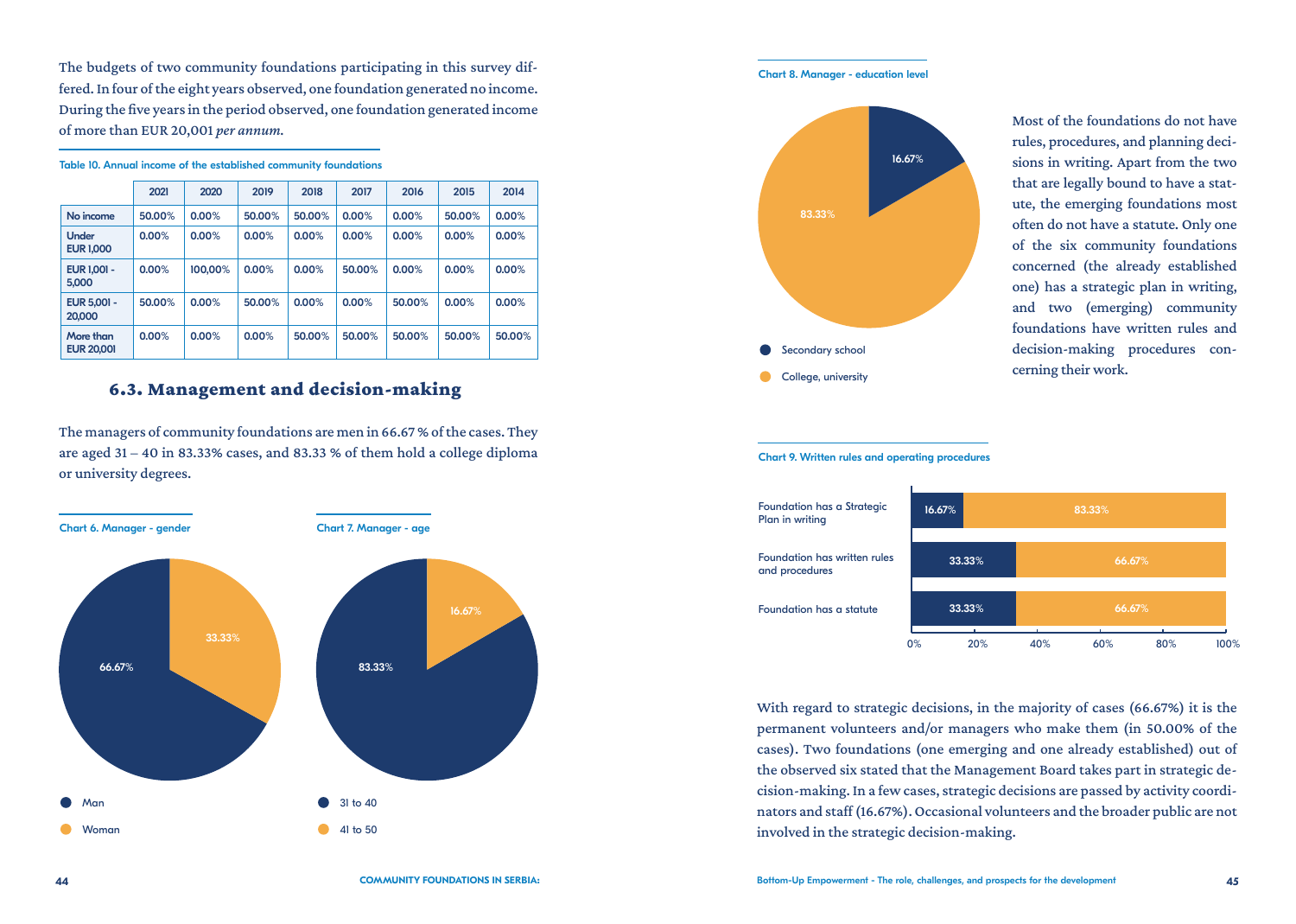The budgets of two community foundations participating in this survey differed. In four of the eight years observed, one foundation generated no income. During the five years in the period observed, one foundation generated income of more than EUR 20,001 *per annum*.

**Table 10. Annual income of the established community foundations**

| | 2021 | 2020 | 2019 | 2018 | 2017 | 2016 | 2015 | 2014 |
|---|---|---|---|---|---|---|---|---|
| No income | 50.00% | 0.00% | 50.00% | 50.00% | 0.00% | 0.00% | 50.00% | 0.00% |
| Under EUR 1,000 | 0.00% | 0.00% | 0.00% | 0.00% | 0.00% | 0.00% | 0.00% | 0.00% |
| EUR 1,001 - 5,000 | 0.00% | 100,00% | 0.00% | 0.00% | 50.00% | 0.00% | 0.00% | 0.00% |
| EUR 5,001 - 20,000 | 50.00% | 0.00% | 50.00% | 0.00% | 0.00% | 50.00% | 0.00% | 0.00% |
| More than EUR 20,001 | 0.00% | 0.00% | 0.00% | 50.00% | 50.00% | 50.00% | 50.00% | 50.00% |

## 6.3. Management and decision-making

The managers of community foundations are men in 66.67 % of the cases. They are aged 31 – 40 in 83.33% cases, and 83.33 % of them hold a college diploma or university degrees.

**Chart 6. Manager - gender**

- Man: 66.67%
- Woman: 33.33%

**Chart 7. Manager - age**

- 31 to 40: 83.33%
- 41 to 50: 16.67%

**Chart 8. Manager - education level**

- Secondary school: 16.67%
- College, university: 83.33%

Most of the foundations do not have rules, procedures, and planning decisions in writing. Apart from the two that are legally bound to have a statute, the emerging foundations most often do not have a statute. Only one of the six community foundations concerned (the already established one) has a strategic plan in writing, and two (emerging) community foundations have written rules and decision-making procedures concerning their work.

**Chart 9. Written rules and operating procedures**

| | | |
|---|---|---|
| Foundation has a Strategic Plan in writing | 16.67% | 83.33% |
| Foundation has written rules and procedures | 33.33% | 66.67% |
| Foundation has a statute | 33.33% | 66.67% |

With regard to strategic decisions, in the majority of cases (66.67%) it is the permanent volunteers and/or managers who make them (in 50.00% of the cases). Two foundations (one emerging and one already established) out of the observed six stated that the Management Board takes part in strategic decision-making. In a few cases, strategic decisions are passed by activity coordinators and staff (16.67%). Occasional volunteers and the broader public are not involved in the strategic decision-making.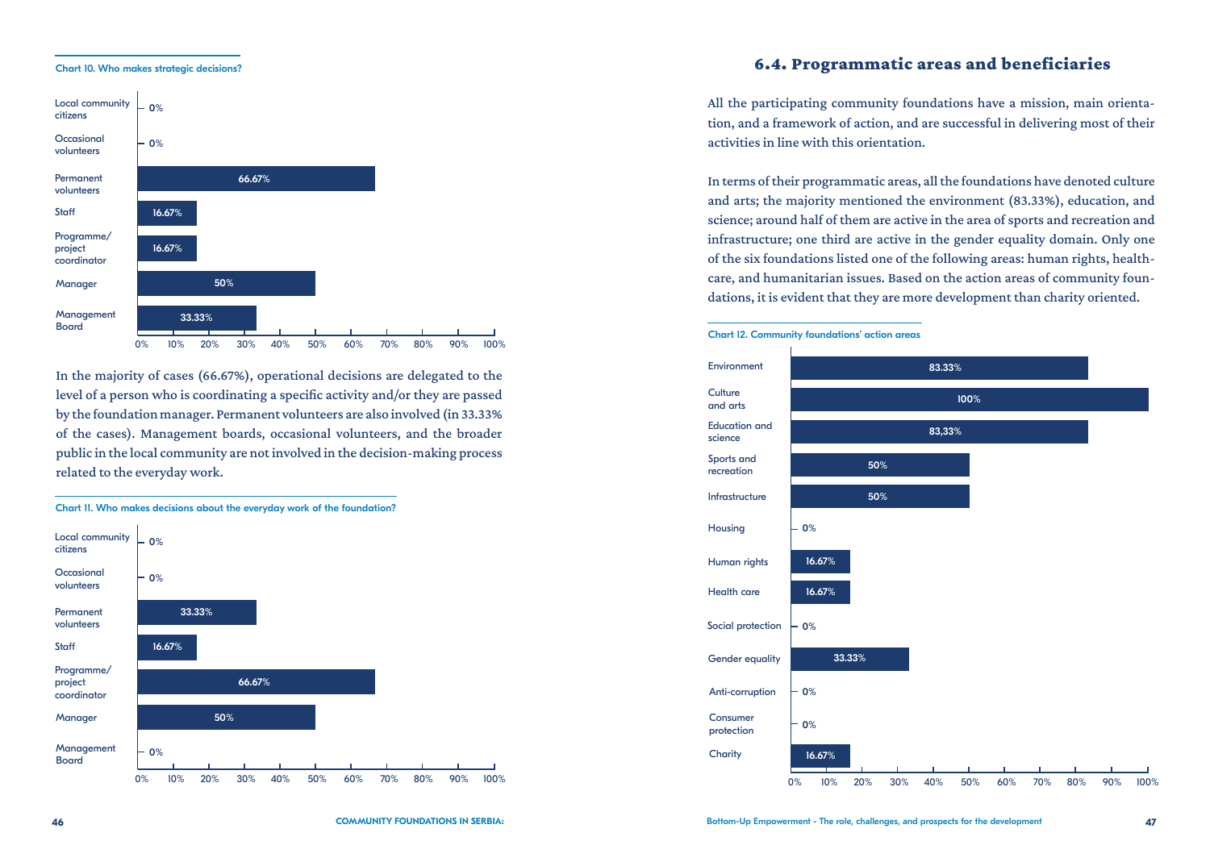**Chart 10. Who makes strategic decisions?**

| Category | Percentage |
|---|---|
| Local community citizens | 0% |
| Occasional volunteers | 0% |
| Permanent volunteers | 66.67% |
| Staff | 16.67% |
| Programme/ project coordinator | 16.67% |
| Manager | 50% |
| Management Board | 33.33% |

In the majority of cases (66.67%), operational decisions are delegated to the level of a person who is coordinating a specific activity and/or they are passed by the foundation manager. Permanent volunteers are also involved (in 33.33% of the cases). Management boards, occasional volunteers, and the broader public in the local community are not involved in the decision-making process related to the everyday work.

**Chart 11. Who makes decisions about the everyday work of the foundation?**

| Category | Percentage |
|---|---|
| Local community citizens | 0% |
| Occasional volunteers | 0% |
| Permanent volunteers | 33.33% |
| Staff | 16.67% |
| Programme/ project coordinator | 66.67% |
| Manager | 50% |
| Management Board | 0% |

## 6.4. Programmatic areas and beneficiaries

All the participating community foundations have a mission, main orientation, and a framework of action, and are successful in delivering most of their activities in line with this orientation.

In terms of their programmatic areas, all the foundations have denoted culture and arts; the majority mentioned the environment (83.33%), education, and science; around half of them are active in the area of sports and recreation and infrastructure; one third are active in the gender equality domain. Only one of the six foundations listed one of the following areas: human rights, healthcare, and humanitarian issues. Based on the action areas of community foundations, it is evident that they are more development than charity oriented.

**Chart 12. Community foundations' action areas**

| Area | Percentage |
|---|---|
| Environment | 83.33% |
| Culture and arts | 100% |
| Education and science | 83,33% |
| Sports and recreation | 50% |
| Infrastructure | 50% |
| Housing | 0% |
| Human rights | 16.67% |
| Health care | 16.67% |
| Social protection | 0% |
| Gender equality | 33.33% |
| Anti-corruption | 0% |
| Consumer protection | 0% |
| Charity | 16.67% |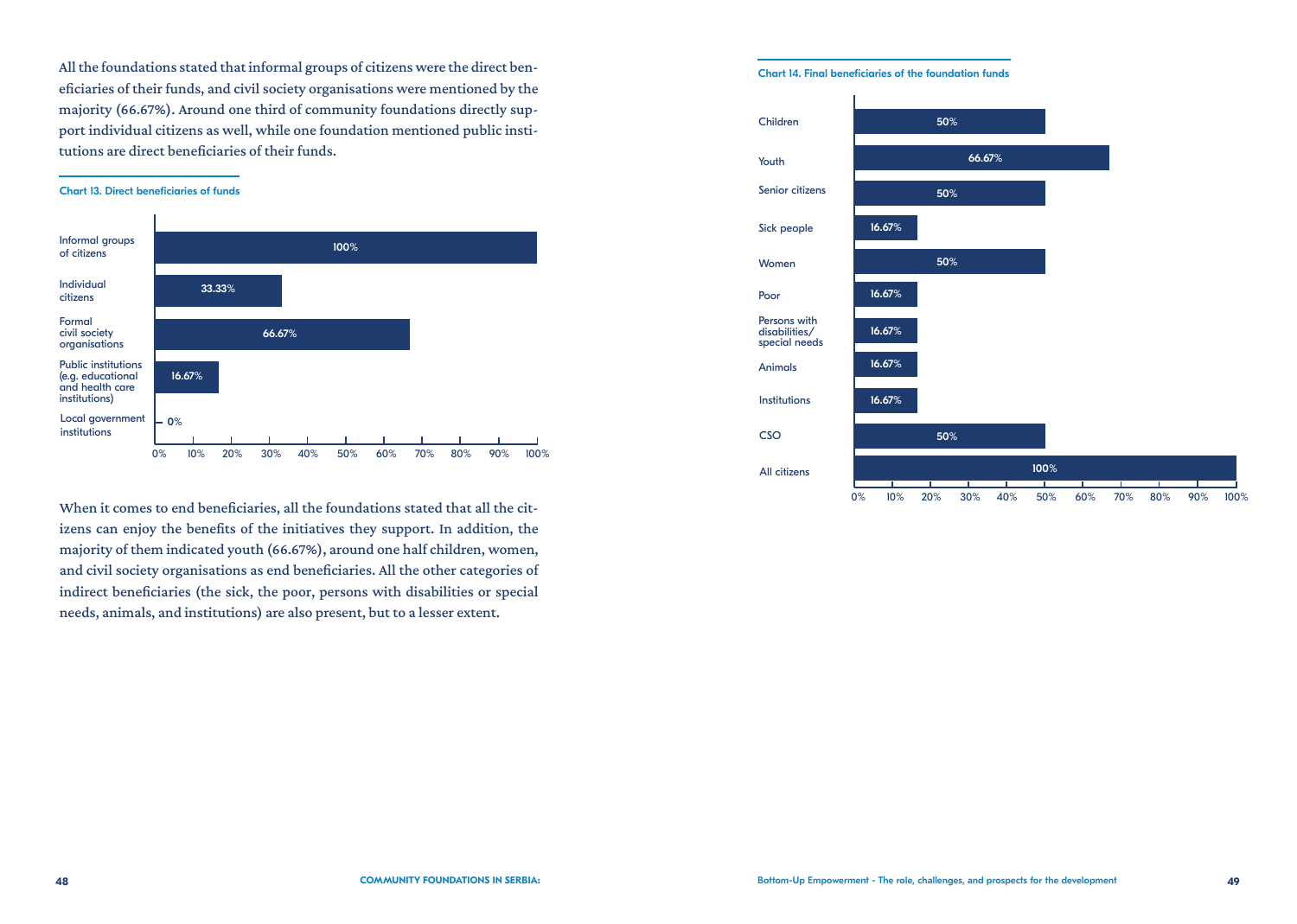All the foundations stated that informal groups of citizens were the direct beneficiaries of their funds, and civil society organisations were mentioned by the majority (66.67%). Around one third of community foundations directly support individual citizens as well, while one foundation mentioned public institutions are direct beneficiaries of their funds.

**Chart 13. Direct beneficiaries of funds**

| Category | Share |
|---|---|
| Informal groups of citizens | 100% |
| Individual citizens | 33.33% |
| Formal civil society organisations | 66.67% |
| Public institutions (e.g. educational and health care institutions) | 16.67% |
| Local government institutions | 0% |

When it comes to end beneficiaries, all the foundations stated that all the citizens can enjoy the benefits of the initiatives they support. In addition, the majority of them indicated youth (66.67%), around one half children, women, and civil society organisations as end beneficiaries. All the other categories of indirect beneficiaries (the sick, the poor, persons with disabilities or special needs, animals, and institutions) are also present, but to a lesser extent.

**Chart 14. Final beneficiaries of the foundation funds**

| Category | Share |
|---|---|
| Children | 50% |
| Youth | 66.67% |
| Senior citizens | 50% |
| Sick people | 16.67% |
| Women | 50% |
| Poor | 16.67% |
| Persons with disabilities/ special needs | 16.67% |
| Animals | 16.67% |
| Institutions | 16.67% |
| CSO | 50% |
| All citizens | 100% |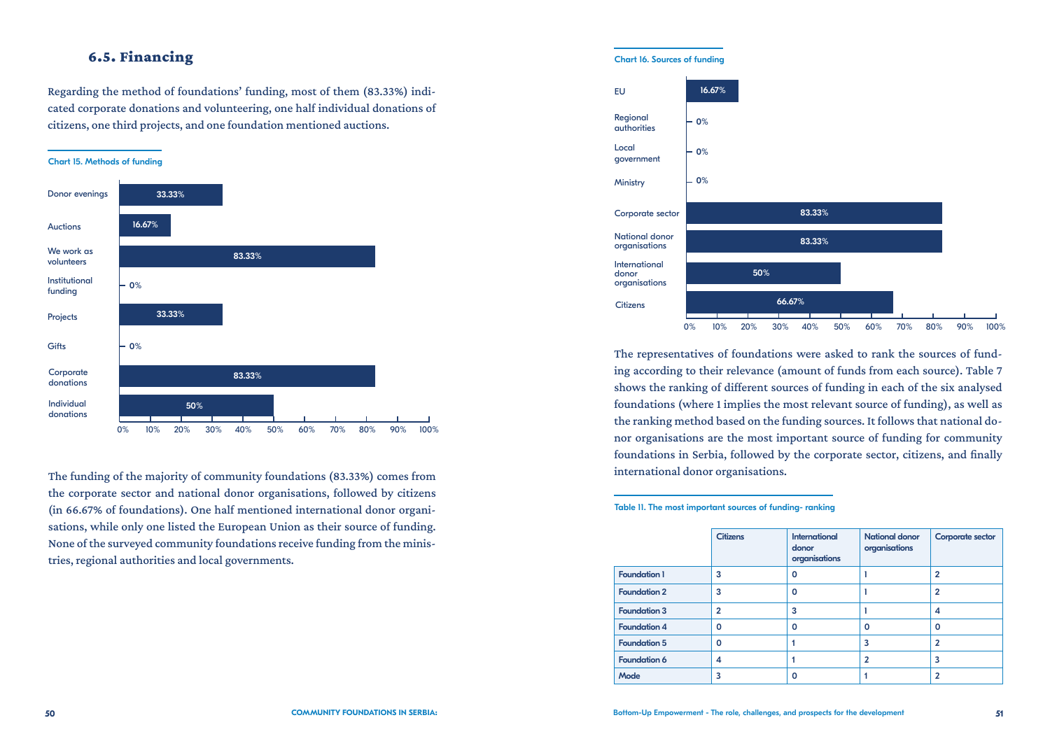## 6.5. Financing

Regarding the method of foundations' funding, most of them (83.33%) indicated corporate donations and volunteering, one half individual donations of citizens, one third projects, and one foundation mentioned auctions.

**Chart 15. Methods of funding**

| Method | Share |
|---|---|
| Donor evenings | 33.33% |
| Auctions | 16.67% |
| We work as volunteers | 83.33% |
| Institutional funding | 0% |
| Projects | 33.33% |
| Gifts | 0% |
| Corporate donations | 83.33% |
| Individual donations | 50% |

The funding of the majority of community foundations (83.33%) comes from the corporate sector and national donor organisations, followed by citizens (in 66.67% of foundations). One half mentioned international donor organisations, while only one listed the European Union as their source of funding. None of the surveyed community foundations receive funding from the ministries, regional authorities and local governments.

**Chart 16. Sources of funding**

| Source | Share |
|---|---|
| EU | 16.67% |
| Regional authorities | 0% |
| Local government | 0% |
| Ministry | 0% |
| Corporate sector | 83.33% |
| National donor organisations | 83.33% |
| International donor organisations | 50% |
| Citizens | 66.67% |

The representatives of foundations were asked to rank the sources of funding according to their relevance (amount of funds from each source). Table 7 shows the ranking of different sources of funding in each of the six analysed foundations (where 1 implies the most relevant source of funding), as well as the ranking method based on the funding sources. It follows that national donor organisations are the most important source of funding for community foundations in Serbia, followed by the corporate sector, citizens, and finally international donor organisations.

**Table 11. The most important sources of funding- ranking**

| | Citizens | International donor organisations | National donor organisations | Corporate sector |
|---|---|---|---|---|
| Foundation 1 | 3 | 0 | 1 | 2 |
| Foundation 2 | 3 | 0 | 1 | 2 |
| Foundation 3 | 2 | 3 | 1 | 4 |
| Foundation 4 | 0 | 0 | 0 | 0 |
| Foundation 5 | 0 | 1 | 3 | 2 |
| Foundation 6 | 4 | 1 | 2 | 3 |
| Mode | 3 | 0 | 1 | 2 |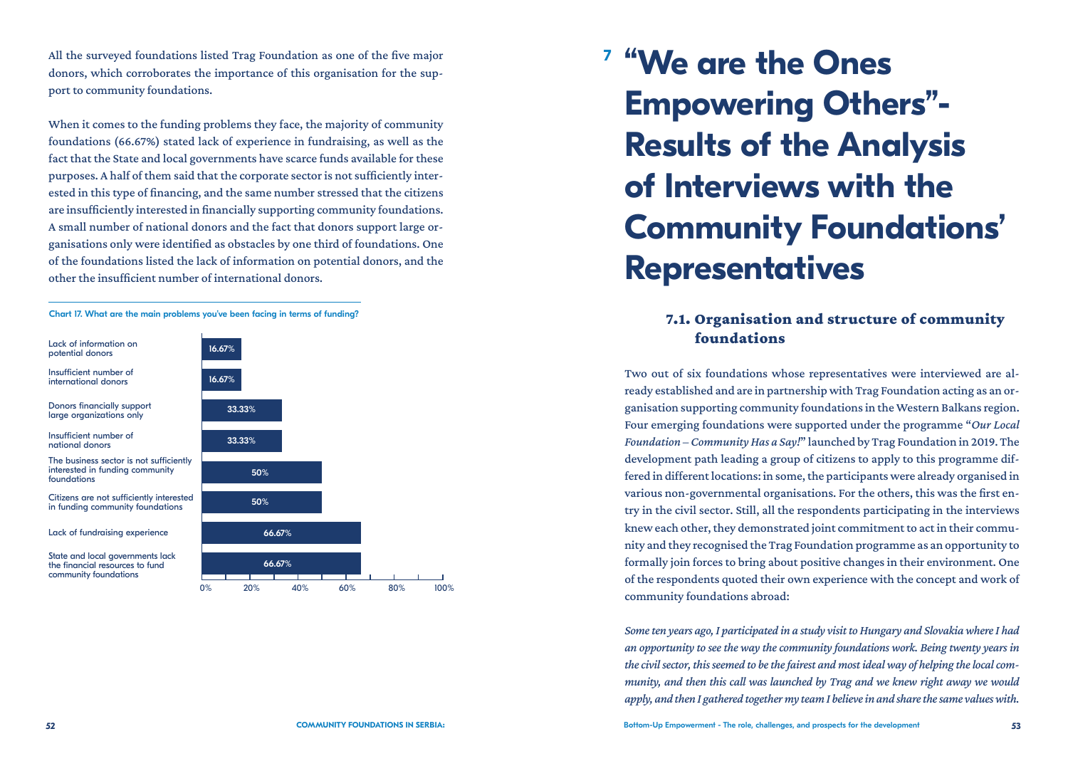All the surveyed foundations listed Trag Foundation as one of the five major donors, which corroborates the importance of this organisation for the support to community foundations.

When it comes to the funding problems they face, the majority of community foundations (66.67%) stated lack of experience in fundraising, as well as the fact that the State and local governments have scarce funds available for these purposes. A half of them said that the corporate sector is not sufficiently interested in this type of financing, and the same number stressed that the citizens are insufficiently interested in financially supporting community foundations. A small number of national donors and the fact that donors support large organisations only were identified as obstacles by one third of foundations. One of the foundations listed the lack of information on potential donors, and the other the insufficient number of international donors.

**Chart 17. What are the main problems you've been facing in terms of funding?**

| Problem | Share |
|---|---|
| Lack of information on potential donors | 16.67% |
| Insufficient number of international donors | 16.67% |
| Donors financially support large organizations only | 33.33% |
| Insufficient number of national donors | 33.33% |
| The business sector is not sufficiently interested in funding community foundations | 50% |
| Citizens are not sufficiently interested in funding community foundations | 50% |
| Lack of fundraising experience | 66.67% |
| State and local governments lack the financial resources to fund community foundations | 66.67% |

# 7 "We are the Ones Empowering Others"- Results of the Analysis of Interviews with the Community Foundations' Representatives

## 7.1. Organisation and structure of community foundations

Two out of six foundations whose representatives were interviewed are already established and are in partnership with Trag Foundation acting as an organisation supporting community foundations in the Western Balkans region. Four emerging foundations were supported under the programme "*Our Local Foundation – Community Has a Say!*" launched by Trag Foundation in 2019. The development path leading a group of citizens to apply to this programme differed in different locations: in some, the participants were already organised in various non-governmental organisations. For the others, this was the first entry in the civil sector. Still, all the respondents participating in the interviews knew each other, they demonstrated joint commitment to act in their community and they recognised the Trag Foundation programme as an opportunity to formally join forces to bring about positive changes in their environment. One of the respondents quoted their own experience with the concept and work of community foundations abroad:

*Some ten years ago, I participated in a study visit to Hungary and Slovakia where I had an opportunity to see the way the community foundations work. Being twenty years in the civil sector, this seemed to be the fairest and most ideal way of helping the local community, and then this call was launched by Trag and we knew right away we would apply, and then I gathered together my team I believe in and share the same values with.*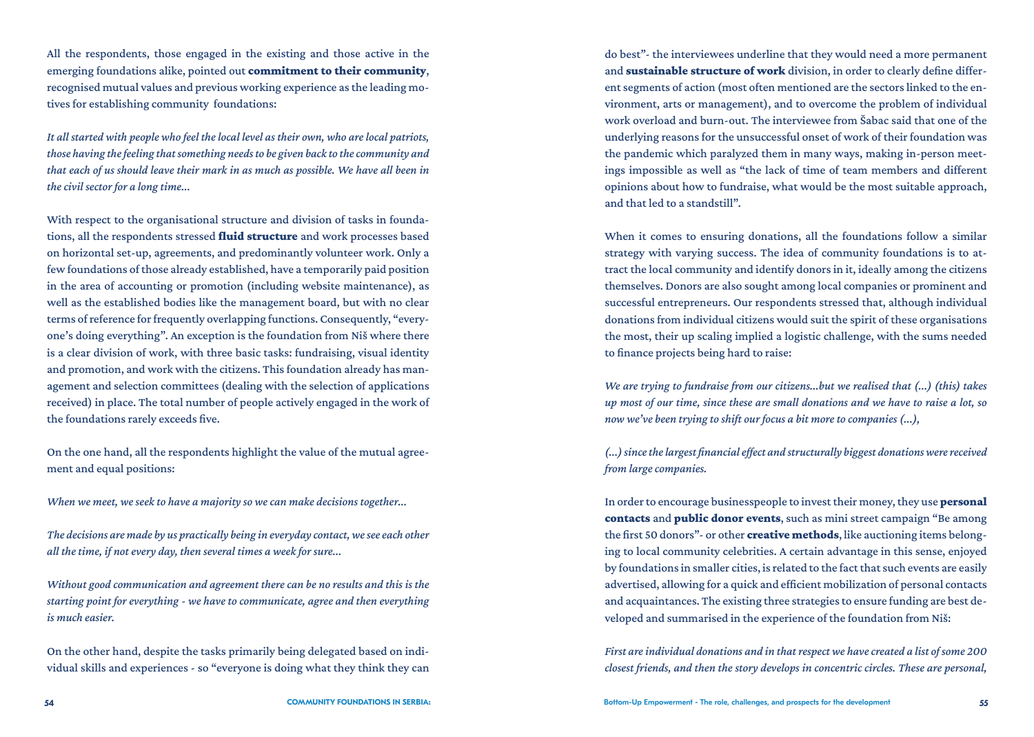All the respondents, those engaged in the existing and those active in the emerging foundations alike, pointed out **commitment to their community**, recognised mutual values and previous working experience as the leading motives for establishing community foundations:

*It all started with people who feel the local level as their own, who are local patriots, those having the feeling that something needs to be given back to the community and that each of us should leave their mark in as much as possible. We have all been in the civil sector for a long time...*

With respect to the organisational structure and division of tasks in foundations, all the respondents stressed **fluid structure** and work processes based on horizontal set-up, agreements, and predominantly volunteer work. Only a few foundations of those already established, have a temporarily paid position in the area of accounting or promotion (including website maintenance), as well as the established bodies like the management board, but with no clear terms of reference for frequently overlapping functions. Consequently, "everyone's doing everything". An exception is the foundation from Niš where there is a clear division of work, with three basic tasks: fundraising, visual identity and promotion, and work with the citizens. This foundation already has management and selection committees (dealing with the selection of applications received) in place. The total number of people actively engaged in the work of the foundations rarely exceeds five.

On the one hand, all the respondents highlight the value of the mutual agreement and equal positions:

*When we meet, we seek to have a majority so we can make decisions together...*

*The decisions are made by us practically being in everyday contact, we see each other all the time, if not every day, then several times a week for sure...*

*Without good communication and agreement there can be no results and this is the starting point for everything - we have to communicate, agree and then everything is much easier.*

On the other hand, despite the tasks primarily being delegated based on individual skills and experiences - so "everyone is doing what they think they can do best"- the interviewees underline that they would need a more permanent and **sustainable structure of work** division, in order to clearly define different segments of action (most often mentioned are the sectors linked to the environment, arts or management), and to overcome the problem of individual work overload and burn-out. The interviewee from Šabac said that one of the underlying reasons for the unsuccessful onset of work of their foundation was the pandemic which paralyzed them in many ways, making in-person meetings impossible as well as "the lack of time of team members and different opinions about how to fundraise, what would be the most suitable approach, and that led to a standstill".

When it comes to ensuring donations, all the foundations follow a similar strategy with varying success. The idea of community foundations is to attract the local community and identify donors in it, ideally among the citizens themselves. Donors are also sought among local companies or prominent and successful entrepreneurs. Our respondents stressed that, although individual donations from individual citizens would suit the spirit of these organisations the most, their up scaling implied a logistic challenge, with the sums needed to finance projects being hard to raise:

*We are trying to fundraise from our citizens...but we realised that (...) (this) takes up most of our time, since these are small donations and we have to raise a lot, so now we've been trying to shift our focus a bit more to companies (...),*

*(...) since the largest financial effect and structurally biggest donations were received from large companies.*

In order to encourage businesspeople to invest their money, they use **personal contacts** and **public donor events**, such as mini street campaign "Be among the first 50 donors"- or other **creative methods**, like auctioning items belonging to local community celebrities. A certain advantage in this sense, enjoyed by foundations in smaller cities, is related to the fact that such events are easily advertised, allowing for a quick and efficient mobilization of personal contacts and acquaintances. The existing three strategies to ensure funding are best developed and summarised in the experience of the foundation from Niš:

*First are individual donations and in that respect we have created a list of some 200 closest friends, and then the story develops in concentric circles. These are personal,*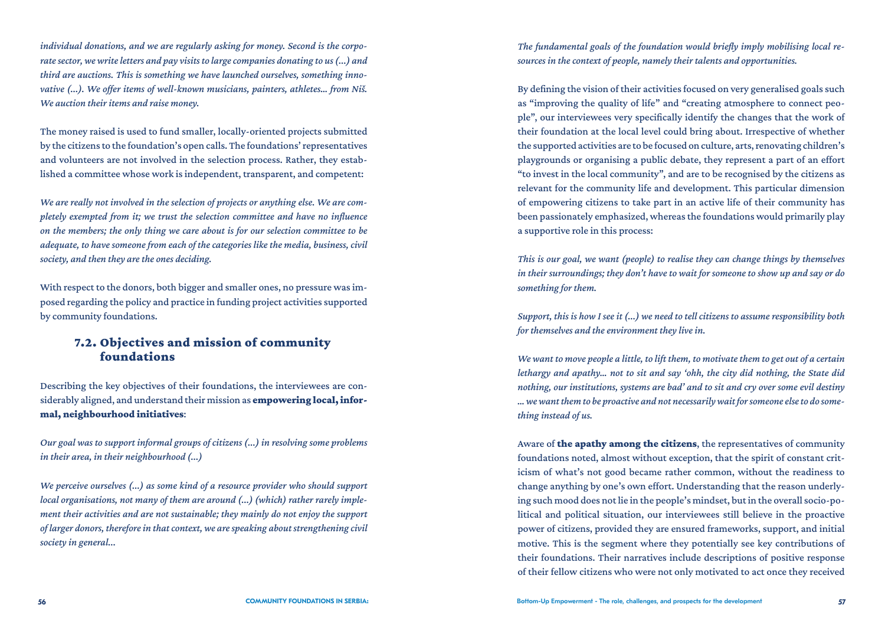*individual donations, and we are regularly asking for money. Second is the corporate sector, we write letters and pay visits to large companies donating to us (...) and third are auctions. This is something we have launched ourselves, something innovative (...). We offer items of well-known musicians, painters, athletes... from Niš. We auction their items and raise money.*

The money raised is used to fund smaller, locally-oriented projects submitted by the citizens to the foundation's open calls. The foundations' representatives and volunteers are not involved in the selection process. Rather, they established a committee whose work is independent, transparent, and competent:

*We are really not involved in the selection of projects or anything else. We are completely exempted from it; we trust the selection committee and have no influence on the members; the only thing we care about is for our selection committee to be adequate, to have someone from each of the categories like the media, business, civil society, and then they are the ones deciding.*

With respect to the donors, both bigger and smaller ones, no pressure was imposed regarding the policy and practice in funding project activities supported by community foundations.

## 7.2. Objectives and mission of community foundations

Describing the key objectives of their foundations, the interviewees are considerably aligned, and understand their mission as **empowering local, informal, neighbourhood initiatives**:

*Our goal was to support informal groups of citizens (...) in resolving some problems in their area, in their neighbourhood (...)*

*We perceive ourselves (...) as some kind of a resource provider who should support local organisations, not many of them are around (...) (which) rather rarely implement their activities and are not sustainable; they mainly do not enjoy the support of larger donors, therefore in that context, we are speaking about strengthening civil society in general...*

*The fundamental goals of the foundation would briefly imply mobilising local resources in the context of people, namely their talents and opportunities.*

By defining the vision of their activities focused on very generalised goals such as "improving the quality of life" and "creating atmosphere to connect people", our interviewees very specifically identify the changes that the work of their foundation at the local level could bring about. Irrespective of whether the supported activities are to be focused on culture, arts, renovating children's playgrounds or organising a public debate, they represent a part of an effort "to invest in the local community", and are to be recognised by the citizens as relevant for the community life and development. This particular dimension of empowering citizens to take part in an active life of their community has been passionately emphasized, whereas the foundations would primarily play a supportive role in this process:

*This is our goal, we want (people) to realise they can change things by themselves in their surroundings; they don't have to wait for someone to show up and say or do something for them.*

*Support, this is how I see it (...) we need to tell citizens to assume responsibility both for themselves and the environment they live in.*

*We want to move people a little, to lift them, to motivate them to get out of a certain lethargy and apathy... not to sit and say 'ohh, the city did nothing, the State did nothing, our institutions, systems are bad' and to sit and cry over some evil destiny ... we want them to be proactive and not necessarily wait for someone else to do something instead of us.*

Aware of **the apathy among the citizens**, the representatives of community foundations noted, almost without exception, that the spirit of constant criticism of what's not good became rather common, without the readiness to change anything by one's own effort. Understanding that the reason underlying such mood does not lie in the people's mindset, but in the overall socio-political and political situation, our interviewees still believe in the proactive power of citizens, provided they are ensured frameworks, support, and initial motive. This is the segment where they potentially see key contributions of their foundations. Their narratives include descriptions of positive response of their fellow citizens who were not only motivated to act once they received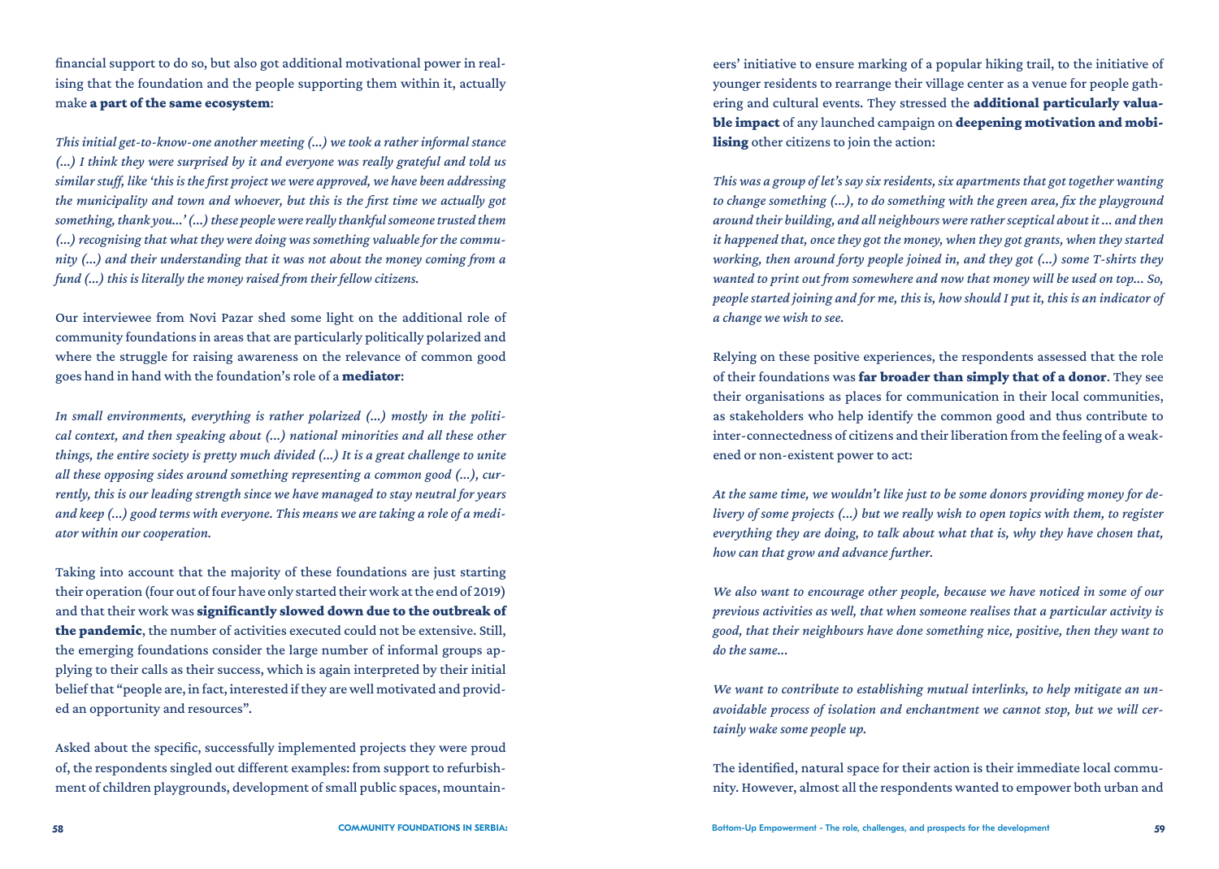financial support to do so, but also got additional motivational power in realising that the foundation and the people supporting them within it, actually make **a part of the same ecosystem**:

*This initial get-to-know-one another meeting (...) we took a rather informal stance (...) I think they were surprised by it and everyone was really grateful and told us similar stuff, like 'this is the first project we were approved, we have been addressing the municipality and town and whoever, but this is the first time we actually got something, thank you...' (...) these people were really thankful someone trusted them (...) recognising that what they were doing was something valuable for the community (...) and their understanding that it was not about the money coming from a fund (...) this is literally the money raised from their fellow citizens.*

Our interviewee from Novi Pazar shed some light on the additional role of community foundations in areas that are particularly politically polarized and where the struggle for raising awareness on the relevance of common good goes hand in hand with the foundation's role of a **mediator**:

*In small environments, everything is rather polarized (...) mostly in the political context, and then speaking about (...) national minorities and all these other things, the entire society is pretty much divided (...) It is a great challenge to unite all these opposing sides around something representing a common good (...), currently, this is our leading strength since we have managed to stay neutral for years and keep (...) good terms with everyone. This means we are taking a role of a mediator within our cooperation.*

Taking into account that the majority of these foundations are just starting their operation (four out of four have only started their work at the end of 2019) and that their work was **significantly slowed down due to the outbreak of the pandemic**, the number of activities executed could not be extensive. Still, the emerging foundations consider the large number of informal groups applying to their calls as their success, which is again interpreted by their initial belief that "people are, in fact, interested if they are well motivated and provided an opportunity and resources".

Asked about the specific, successfully implemented projects they were proud of, the respondents singled out different examples: from support to refurbishment of children playgrounds, development of small public spaces, mountaineers' initiative to ensure marking of a popular hiking trail, to the initiative of younger residents to rearrange their village center as a venue for people gathering and cultural events. They stressed the **additional particularly valuable impact** of any launched campaign on **deepening motivation and mobilising** other citizens to join the action:

*This was a group of let's say six residents, six apartments that got together wanting to change something (...), to do something with the green area, fix the playground around their building, and all neighbours were rather sceptical about it ... and then it happened that, once they got the money, when they got grants, when they started working, then around forty people joined in, and they got (...) some T-shirts they wanted to print out from somewhere and now that money will be used on top... So, people started joining and for me, this is, how should I put it, this is an indicator of a change we wish to see.*

Relying on these positive experiences, the respondents assessed that the role of their foundations was **far broader than simply that of a donor**. They see their organisations as places for communication in their local communities, as stakeholders who help identify the common good and thus contribute to inter-connectedness of citizens and their liberation from the feeling of a weakened or non-existent power to act:

*At the same time, we wouldn't like just to be some donors providing money for delivery of some projects (...) but we really wish to open topics with them, to register everything they are doing, to talk about what that is, why they have chosen that, how can that grow and advance further.*

*We also want to encourage other people, because we have noticed in some of our previous activities as well, that when someone realises that a particular activity is good, that their neighbours have done something nice, positive, then they want to do the same...*

*We want to contribute to establishing mutual interlinks, to help mitigate an unavoidable process of isolation and enchantment we cannot stop, but we will certainly wake some people up.*

The identified, natural space for their action is their immediate local community. However, almost all the respondents wanted to empower both urban and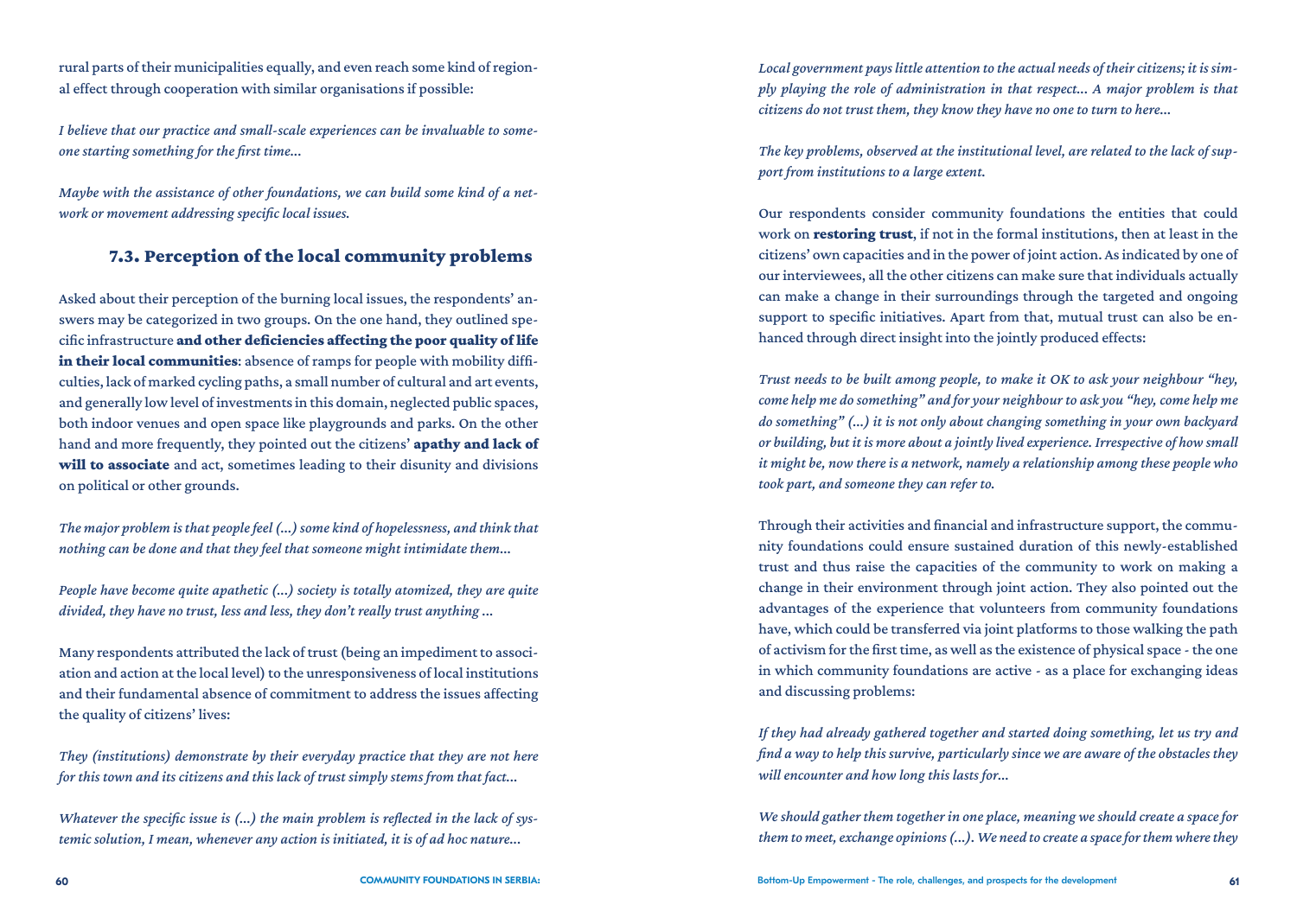rural parts of their municipalities equally, and even reach some kind of regional effect through cooperation with similar organisations if possible:

*I believe that our practice and small-scale experiences can be invaluable to someone starting something for the first time...*

*Maybe with the assistance of other foundations, we can build some kind of a network or movement addressing specific local issues.*

## 7.3. Perception of the local community problems

Asked about their perception of the burning local issues, the respondents' answers may be categorized in two groups. On the one hand, they outlined specific infrastructure **and other deficiencies affecting the poor quality of life in their local communities**: absence of ramps for people with mobility difficulties, lack of marked cycling paths, a small number of cultural and art events, and generally low level of investments in this domain, neglected public spaces, both indoor venues and open space like playgrounds and parks. On the other hand and more frequently, they pointed out the citizens' **apathy and lack of will to associate** and act, sometimes leading to their disunity and divisions on political or other grounds.

*The major problem is that people feel (...) some kind of hopelessness, and think that nothing can be done and that they feel that someone might intimidate them...*

*People have become quite apathetic (...) society is totally atomized, they are quite divided, they have no trust, less and less, they don't really trust anything ...*

Many respondents attributed the lack of trust (being an impediment to association and action at the local level) to the unresponsiveness of local institutions and their fundamental absence of commitment to address the issues affecting the quality of citizens' lives:

*They (institutions) demonstrate by their everyday practice that they are not here for this town and its citizens and this lack of trust simply stems from that fact...*

*Whatever the specific issue is (...) the main problem is reflected in the lack of systemic solution, I mean, whenever any action is initiated, it is of ad hoc nature...*

*Local government pays little attention to the actual needs of their citizens; it is simply playing the role of administration in that respect... A major problem is that citizens do not trust them, they know they have no one to turn to here...*

*The key problems, observed at the institutional level, are related to the lack of support from institutions to a large extent.*

Our respondents consider community foundations the entities that could work on **restoring trust**, if not in the formal institutions, then at least in the citizens' own capacities and in the power of joint action. As indicated by one of our interviewees, all the other citizens can make sure that individuals actually can make a change in their surroundings through the targeted and ongoing support to specific initiatives. Apart from that, mutual trust can also be enhanced through direct insight into the jointly produced effects:

*Trust needs to be built among people, to make it OK to ask your neighbour "hey, come help me do something" and for your neighbour to ask you "hey, come help me do something" (...) it is not only about changing something in your own backyard or building, but it is more about a jointly lived experience. Irrespective of how small it might be, now there is a network, namely a relationship among these people who took part, and someone they can refer to.*

Through their activities and financial and infrastructure support, the community foundations could ensure sustained duration of this newly-established trust and thus raise the capacities of the community to work on making a change in their environment through joint action. They also pointed out the advantages of the experience that volunteers from community foundations have, which could be transferred via joint platforms to those walking the path of activism for the first time, as well as the existence of physical space - the one in which community foundations are active - as a place for exchanging ideas and discussing problems:

*If they had already gathered together and started doing something, let us try and find a way to help this survive, particularly since we are aware of the obstacles they will encounter and how long this lasts for...*

*We should gather them together in one place, meaning we should create a space for them to meet, exchange opinions (...). We need to create a space for them where they*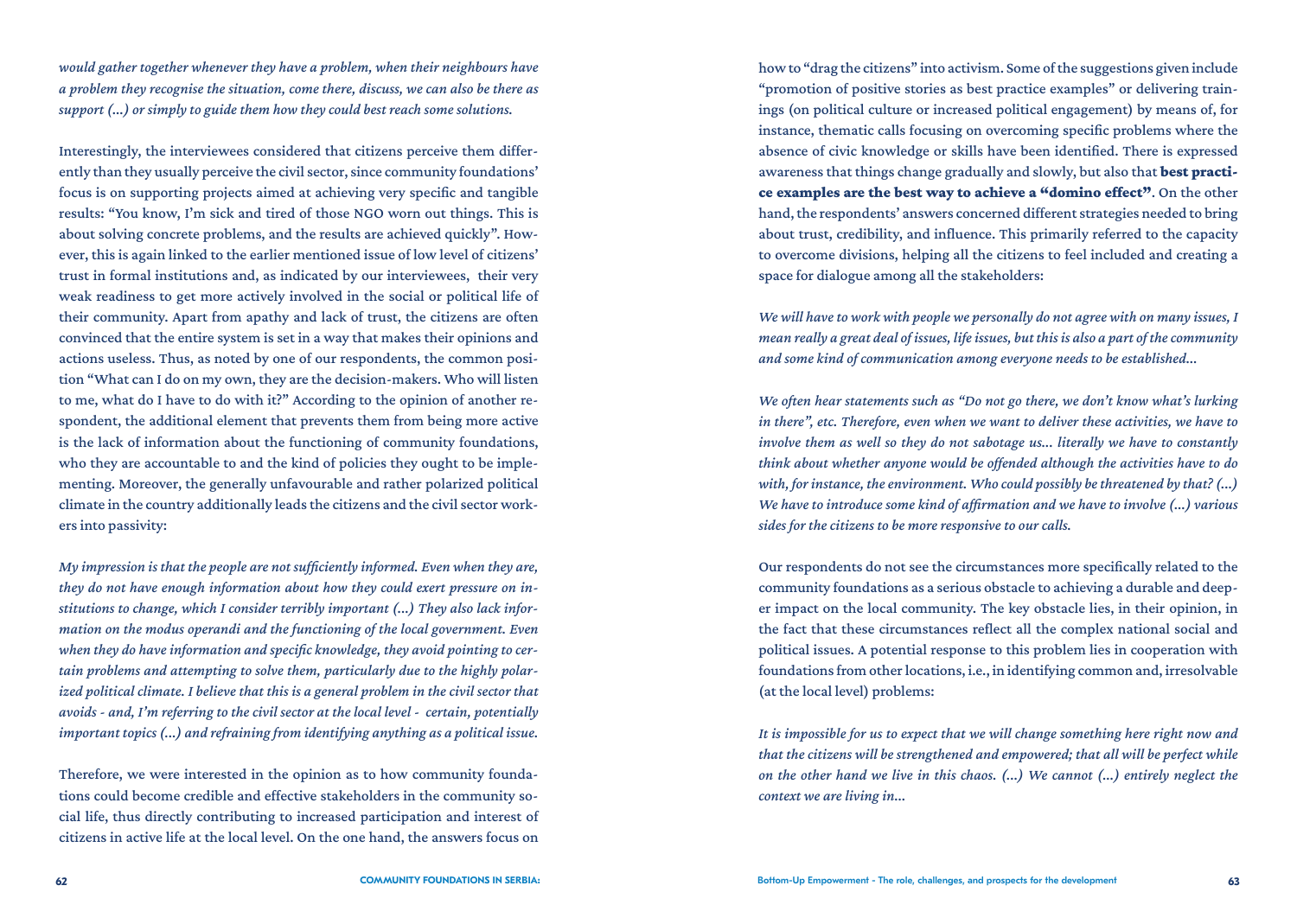*would gather together whenever they have a problem, when their neighbours have a problem they recognise the situation, come there, discuss, we can also be there as support (...) or simply to guide them how they could best reach some solutions.*

Interestingly, the interviewees considered that citizens perceive them differently than they usually perceive the civil sector, since community foundations' focus is on supporting projects aimed at achieving very specific and tangible results: "You know, I'm sick and tired of those NGO worn out things. This is about solving concrete problems, and the results are achieved quickly". However, this is again linked to the earlier mentioned issue of low level of citizens' trust in formal institutions and, as indicated by our interviewees, their very weak readiness to get more actively involved in the social or political life of their community. Apart from apathy and lack of trust, the citizens are often convinced that the entire system is set in a way that makes their opinions and actions useless. Thus, as noted by one of our respondents, the common position "What can I do on my own, they are the decision-makers. Who will listen to me, what do I have to do with it?" According to the opinion of another respondent, the additional element that prevents them from being more active is the lack of information about the functioning of community foundations, who they are accountable to and the kind of policies they ought to be implementing. Moreover, the generally unfavourable and rather polarized political climate in the country additionally leads the citizens and the civil sector workers into passivity:

*My impression is that the people are not sufficiently informed. Even when they are, they do not have enough information about how they could exert pressure on institutions to change, which I consider terribly important (...) They also lack information on the modus operandi and the functioning of the local government. Even when they do have information and specific knowledge, they avoid pointing to certain problems and attempting to solve them, particularly due to the highly polarized political climate. I believe that this is a general problem in the civil sector that avoids - and, I'm referring to the civil sector at the local level - certain, potentially important topics (...) and refraining from identifying anything as a political issue.*

Therefore, we were interested in the opinion as to how community foundations could become credible and effective stakeholders in the community social life, thus directly contributing to increased participation and interest of citizens in active life at the local level. On the one hand, the answers focus on how to "drag the citizens" into activism. Some of the suggestions given include "promotion of positive stories as best practice examples" or delivering trainings (on political culture or increased political engagement) by means of, for instance, thematic calls focusing on overcoming specific problems where the absence of civic knowledge or skills have been identified. There is expressed awareness that things change gradually and slowly, but also that **best practice examples are the best way to achieve a "domino effect"**. On the other hand, the respondents' answers concerned different strategies needed to bring about trust, credibility, and influence. This primarily referred to the capacity to overcome divisions, helping all the citizens to feel included and creating a space for dialogue among all the stakeholders:

*We will have to work with people we personally do not agree with on many issues, I mean really a great deal of issues, life issues, but this is also a part of the community and some kind of communication among everyone needs to be established...*

*We often hear statements such as "Do not go there, we don't know what's lurking in there", etc. Therefore, even when we want to deliver these activities, we have to involve them as well so they do not sabotage us... literally we have to constantly think about whether anyone would be offended although the activities have to do with, for instance, the environment. Who could possibly be threatened by that? (...) We have to introduce some kind of affirmation and we have to involve (...) various sides for the citizens to be more responsive to our calls.*

Our respondents do not see the circumstances more specifically related to the community foundations as a serious obstacle to achieving a durable and deeper impact on the local community. The key obstacle lies, in their opinion, in the fact that these circumstances reflect all the complex national social and political issues. A potential response to this problem lies in cooperation with foundations from other locations, i.e., in identifying common and, irresolvable (at the local level) problems:

*It is impossible for us to expect that we will change something here right now and that the citizens will be strengthened and empowered; that all will be perfect while on the other hand we live in this chaos. (...) We cannot (...) entirely neglect the context we are living in...*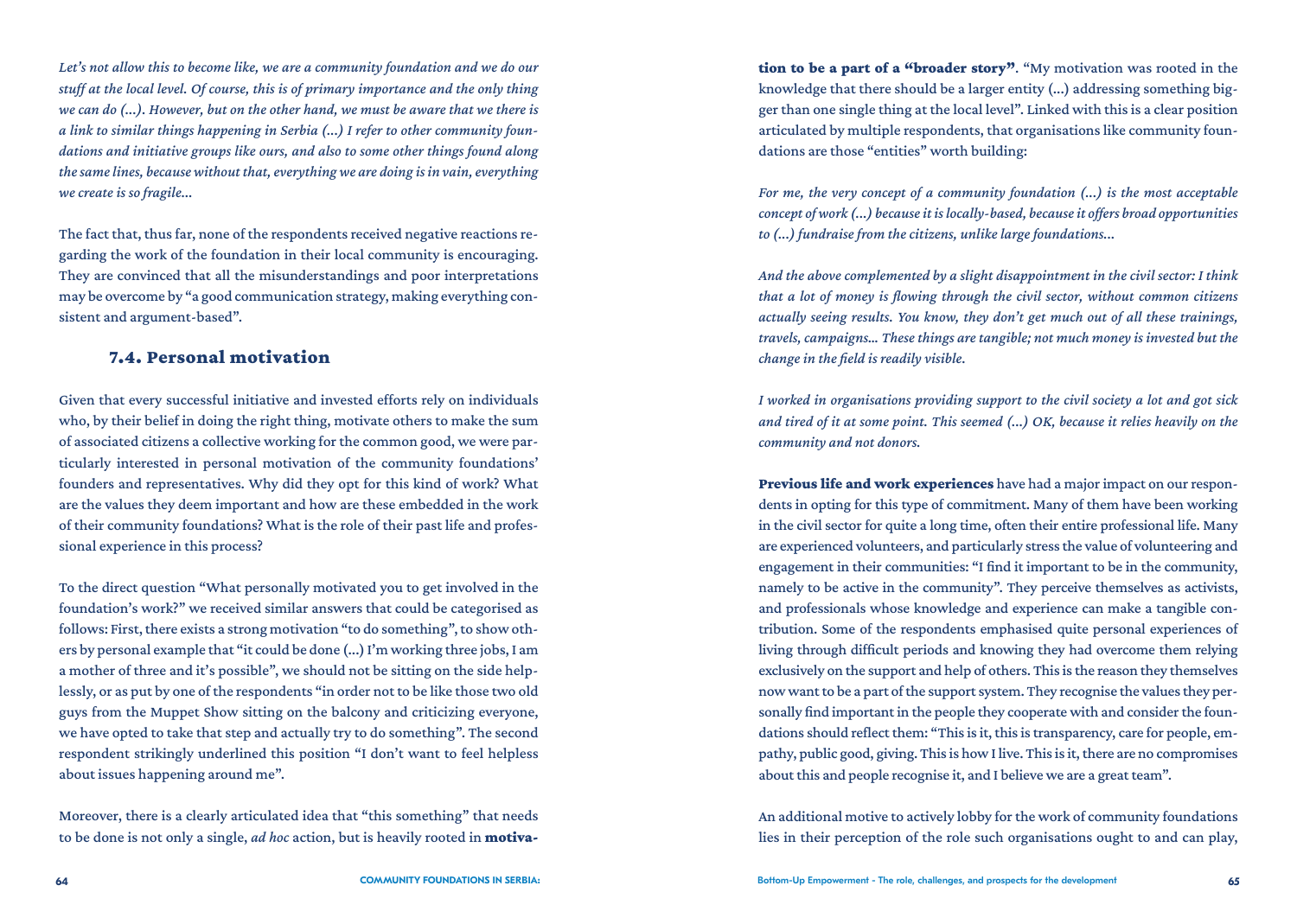*Let's not allow this to become like, we are a community foundation and we do our stuff at the local level. Of course, this is of primary importance and the only thing we can do (...). However, but on the other hand, we must be aware that we there is a link to similar things happening in Serbia (...) I refer to other community foundations and initiative groups like ours, and also to some other things found along the same lines, because without that, everything we are doing is in vain, everything we create is so fragile...*

The fact that, thus far, none of the respondents received negative reactions regarding the work of the foundation in their local community is encouraging. They are convinced that all the misunderstandings and poor interpretations may be overcome by "a good communication strategy, making everything consistent and argument-based".

### 7.4. Personal motivation

Given that every successful initiative and invested efforts rely on individuals who, by their belief in doing the right thing, motivate others to make the sum of associated citizens a collective working for the common good, we were particularly interested in personal motivation of the community foundations' founders and representatives. Why did they opt for this kind of work? What are the values they deem important and how are these embedded in the work of their community foundations? What is the role of their past life and professional experience in this process?

To the direct question "What personally motivated you to get involved in the foundation's work?" we received similar answers that could be categorised as follows: First, there exists a strong motivation "to do something", to show others by personal example that "it could be done (...) I'm working three jobs, I am a mother of three and it's possible", we should not be sitting on the side helplessly, or as put by one of the respondents "in order not to be like those two old guys from the Muppet Show sitting on the balcony and criticizing everyone, we have opted to take that step and actually try to do something". The second respondent strikingly underlined this position "I don't want to feel helpless about issues happening around me".

Moreover, there is a clearly articulated idea that "this something" that needs to be done is not only a single, *ad hoc* action, but is heavily rooted in **motivation to be a part of a "broader story"**. "My motivation was rooted in the knowledge that there should be a larger entity (...) addressing something bigger than one single thing at the local level". Linked with this is a clear position articulated by multiple respondents, that organisations like community foundations are those "entities" worth building:

*For me, the very concept of a community foundation (...) is the most acceptable concept of work (...) because it is locally-based, because it offers broad opportunities to (...) fundraise from the citizens, unlike large foundations...*

*And the above complemented by a slight disappointment in the civil sector: I think that a lot of money is flowing through the civil sector, without common citizens actually seeing results. You know, they don't get much out of all these trainings, travels, campaigns... These things are tangible; not much money is invested but the change in the field is readily visible.*

*I worked in organisations providing support to the civil society a lot and got sick and tired of it at some point. This seemed (...) OK, because it relies heavily on the community and not donors.*

**Previous life and work experiences** have had a major impact on our respondents in opting for this type of commitment. Many of them have been working in the civil sector for quite a long time, often their entire professional life. Many are experienced volunteers, and particularly stress the value of volunteering and engagement in their communities: "I find it important to be in the community, namely to be active in the community". They perceive themselves as activists, and professionals whose knowledge and experience can make a tangible contribution. Some of the respondents emphasised quite personal experiences of living through difficult periods and knowing they had overcome them relying exclusively on the support and help of others. This is the reason they themselves now want to be a part of the support system. They recognise the values they personally find important in the people they cooperate with and consider the foundations should reflect them: "This is it, this is transparency, care for people, empathy, public good, giving. This is how I live. This is it, there are no compromises about this and people recognise it, and I believe we are a great team".

An additional motive to actively lobby for the work of community foundations lies in their perception of the role such organisations ought to and can play,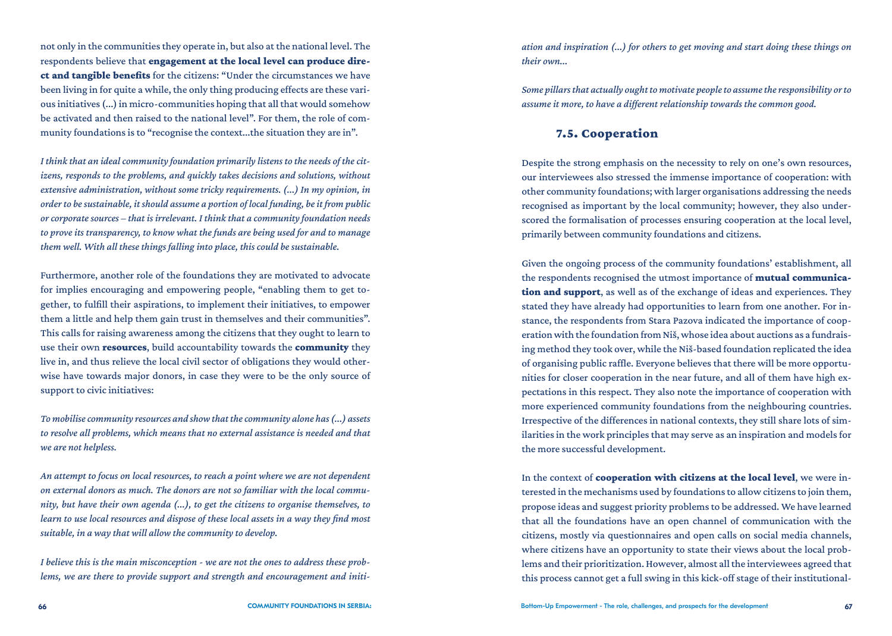not only in the communities they operate in, but also at the national level. The respondents believe that **engagement at the local level can produce direct and tangible benefits** for the citizens: "Under the circumstances we have been living in for quite a while, the only thing producing effects are these various initiatives (...) in micro-communities hoping that all that would somehow be activated and then raised to the national level". For them, the role of community foundations is to "recognise the context...the situation they are in".

*I think that an ideal community foundation primarily listens to the needs of the citizens, responds to the problems, and quickly takes decisions and solutions, without extensive administration, without some tricky requirements. (...) In my opinion, in order to be sustainable, it should assume a portion of local funding, be it from public or corporate sources – that is irrelevant. I think that a community foundation needs to prove its transparency, to know what the funds are being used for and to manage them well. With all these things falling into place, this could be sustainable.*

Furthermore, another role of the foundations they are motivated to advocate for implies encouraging and empowering people, "enabling them to get together, to fulfill their aspirations, to implement their initiatives, to empower them a little and help them gain trust in themselves and their communities". This calls for raising awareness among the citizens that they ought to learn to use their own **resources**, build accountability towards the **community** they live in, and thus relieve the local civil sector of obligations they would otherwise have towards major donors, in case they were to be the only source of support to civic initiatives:

*To mobilise community resources and show that the community alone has (...) assets to resolve all problems, which means that no external assistance is needed and that we are not helpless.*

*An attempt to focus on local resources, to reach a point where we are not dependent on external donors as much. The donors are not so familiar with the local community, but have their own agenda (...), to get the citizens to organise themselves, to learn to use local resources and dispose of these local assets in a way they find most suitable, in a way that will allow the community to develop.*

*I believe this is the main misconception - we are not the ones to address these problems, we are there to provide support and strength and encouragement and initiation and inspiration (...) for others to get moving and start doing these things on their own...*

*Some pillars that actually ought to motivate people to assume the responsibility or to assume it more, to have a different relationship towards the common good.*

## 7.5. Cooperation

Despite the strong emphasis on the necessity to rely on one's own resources, our interviewees also stressed the immense importance of cooperation: with other community foundations; with larger organisations addressing the needs recognised as important by the local community; however, they also underscored the formalisation of processes ensuring cooperation at the local level, primarily between community foundations and citizens.

Given the ongoing process of the community foundations' establishment, all the respondents recognised the utmost importance of **mutual communication and support**, as well as of the exchange of ideas and experiences. They stated they have already had opportunities to learn from one another. For instance, the respondents from Stara Pazova indicated the importance of cooperation with the foundation from Niš, whose idea about auctions as a fundraising method they took over, while the Niš-based foundation replicated the idea of organising public raffle. Everyone believes that there will be more opportunities for closer cooperation in the near future, and all of them have high expectations in this respect. They also note the importance of cooperation with more experienced community foundations from the neighbouring countries. Irrespective of the differences in national contexts, they still share lots of similarities in the work principles that may serve as an inspiration and models for the more successful development.

In the context of **cooperation with citizens at the local level**, we were interested in the mechanisms used by foundations to allow citizens to join them, propose ideas and suggest priority problems to be addressed. We have learned that all the foundations have an open channel of communication with the citizens, mostly via questionnaires and open calls on social media channels, where citizens have an opportunity to state their views about the local problems and their prioritization. However, almost all the interviewees agreed that this process cannot get a full swing in this kick-off stage of their institutional-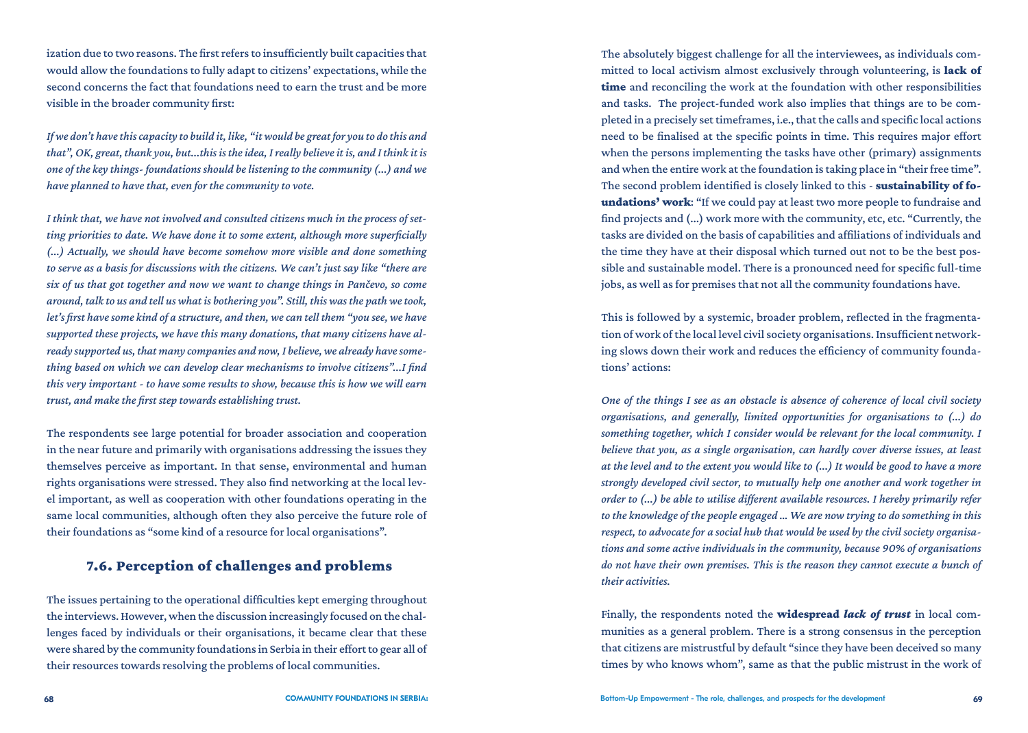ization due to two reasons. The first refers to insufficiently built capacities that would allow the foundations to fully adapt to citizens' expectations, while the second concerns the fact that foundations need to earn the trust and be more visible in the broader community first:

*If we don't have this capacity to build it, like, "it would be great for you to do this and that", OK, great, thank you, but...this is the idea, I really believe it is, and I think it is one of the key things- foundations should be listening to the community (...) and we have planned to have that, even for the community to vote.*

*I think that, we have not involved and consulted citizens much in the process of setting priorities to date. We have done it to some extent, although more superficially (...) Actually, we should have become somehow more visible and done something to serve as a basis for discussions with the citizens. We can't just say like "there are six of us that got together and now we want to change things in Pančevo, so come around, talk to us and tell us what is bothering you". Still, this was the path we took, let's first have some kind of a structure, and then, we can tell them "you see, we have supported these projects, we have this many donations, that many citizens have already supported us, that many companies and now, I believe, we already have something based on which we can develop clear mechanisms to involve citizens"...I find this very important - to have some results to show, because this is how we will earn trust, and make the first step towards establishing trust.*

The respondents see large potential for broader association and cooperation in the near future and primarily with organisations addressing the issues they themselves perceive as important. In that sense, environmental and human rights organisations were stressed. They also find networking at the local level important, as well as cooperation with other foundations operating in the same local communities, although often they also perceive the future role of their foundations as "some kind of a resource for local organisations".

## 7.6. Perception of challenges and problems

The issues pertaining to the operational difficulties kept emerging throughout the interviews. However, when the discussion increasingly focused on the challenges faced by individuals or their organisations, it became clear that these were shared by the community foundations in Serbia in their effort to gear all of their resources towards resolving the problems of local communities.

The absolutely biggest challenge for all the interviewees, as individuals committed to local activism almost exclusively through volunteering, is **lack of time** and reconciling the work at the foundation with other responsibilities and tasks. The project-funded work also implies that things are to be completed in a precisely set timeframes, i.e., that the calls and specific local actions need to be finalised at the specific points in time. This requires major effort when the persons implementing the tasks have other (primary) assignments and when the entire work at the foundation is taking place in "their free time". The second problem identified is closely linked to this - **sustainability of foundations' work**: "If we could pay at least two more people to fundraise and find projects and (...) work more with the community, etc, etc. "Currently, the tasks are divided on the basis of capabilities and affiliations of individuals and the time they have at their disposal which turned out not to be the best possible and sustainable model. There is a pronounced need for specific full-time jobs, as well as for premises that not all the community foundations have.

This is followed by a systemic, broader problem, reflected in the fragmentation of work of the local level civil society organisations. Insufficient networking slows down their work and reduces the efficiency of community foundations' actions:

*One of the things I see as an obstacle is absence of coherence of local civil society organisations, and generally, limited opportunities for organisations to (...) do something together, which I consider would be relevant for the local community. I believe that you, as a single organisation, can hardly cover diverse issues, at least at the level and to the extent you would like to (...) It would be good to have a more strongly developed civil sector, to mutually help one another and work together in order to (...) be able to utilise different available resources. I hereby primarily refer to the knowledge of the people engaged ... We are now trying to do something in this respect, to advocate for a social hub that would be used by the civil society organisations and some active individuals in the community, because 90% of organisations do not have their own premises. This is the reason they cannot execute a bunch of their activities.*

Finally, the respondents noted the **widespread *lack of trust*** in local communities as a general problem. There is a strong consensus in the perception that citizens are mistrustful by default "since they have been deceived so many times by who knows whom", same as that the public mistrust in the work of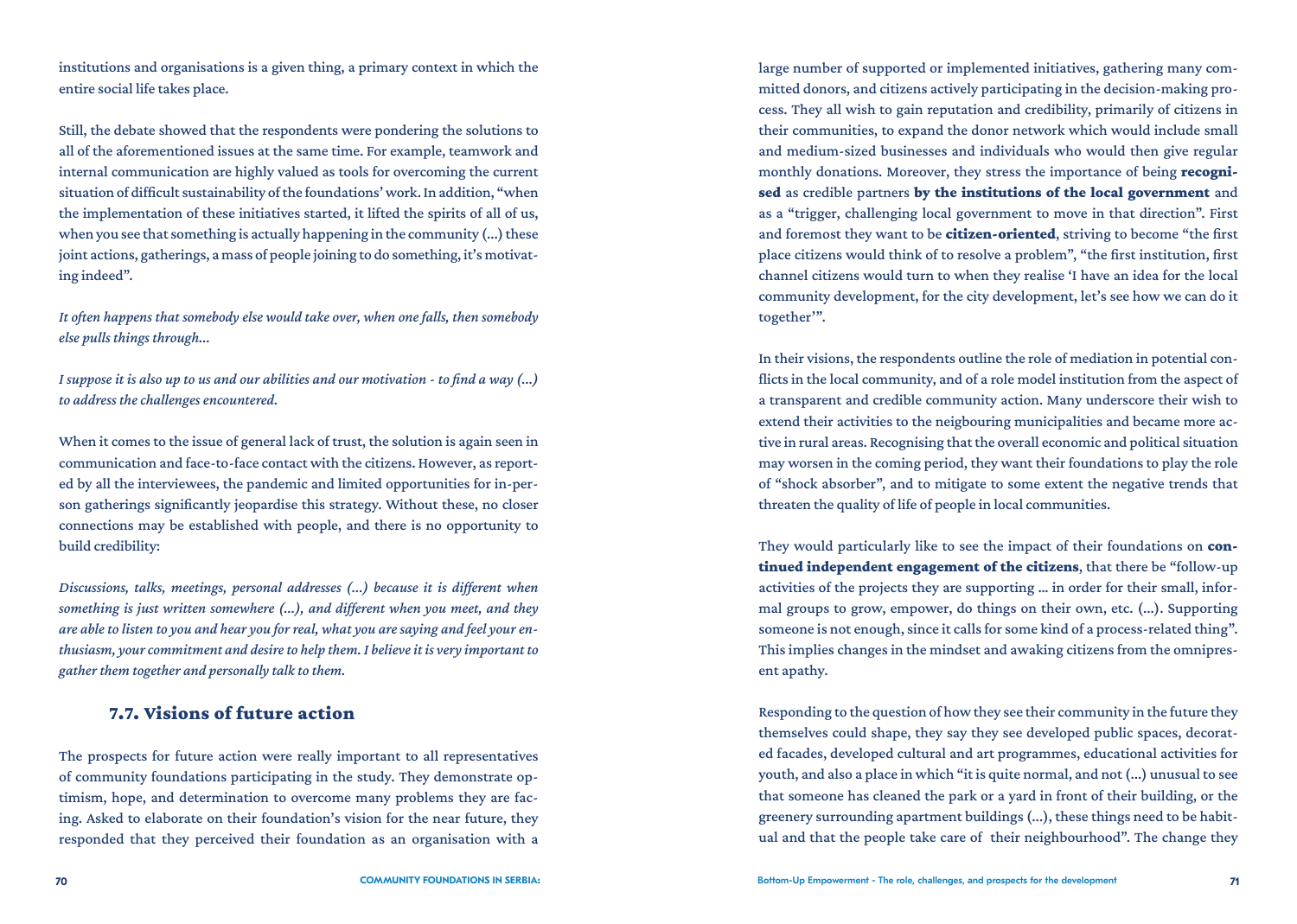institutions and organisations is a given thing, a primary context in which the entire social life takes place.

Still, the debate showed that the respondents were pondering the solutions to all of the aforementioned issues at the same time. For example, teamwork and internal communication are highly valued as tools for overcoming the current situation of difficult sustainability of the foundations' work. In addition, "when the implementation of these initiatives started, it lifted the spirits of all of us, when you see that something is actually happening in the community (...) these joint actions, gatherings, a mass of people joining to do something, it's motivating indeed".

*It often happens that somebody else would take over, when one falls, then somebody else pulls things through...*

*I suppose it is also up to us and our abilities and our motivation - to find a way (...) to address the challenges encountered.*

When it comes to the issue of general lack of trust, the solution is again seen in communication and face-to-face contact with the citizens. However, as reported by all the interviewees, the pandemic and limited opportunities for in-person gatherings significantly jeopardise this strategy. Without these, no closer connections may be established with people, and there is no opportunity to build credibility:

*Discussions, talks, meetings, personal addresses (...) because it is different when something is just written somewhere (...), and different when you meet, and they are able to listen to you and hear you for real, what you are saying and feel your enthusiasm, your commitment and desire to help them. I believe it is very important to gather them together and personally talk to them.*

## 7.7. Visions of future action

The prospects for future action were really important to all representatives of community foundations participating in the study. They demonstrate optimism, hope, and determination to overcome many problems they are facing. Asked to elaborate on their foundation's vision for the near future, they responded that they perceived their foundation as an organisation with a large number of supported or implemented initiatives, gathering many committed donors, and citizens actively participating in the decision-making process. They all wish to gain reputation and credibility, primarily of citizens in their communities, to expand the donor network which would include small and medium-sized businesses and individuals who would then give regular monthly donations. Moreover, they stress the importance of being **recognised** as credible partners **by the institutions of the local government** and as a "trigger, challenging local government to move in that direction". First and foremost they want to be **citizen-oriented**, striving to become "the first place citizens would think of to resolve a problem", "the first institution, first channel citizens would turn to when they realise 'I have an idea for the local community development, for the city development, let's see how we can do it together'".

In their visions, the respondents outline the role of mediation in potential conflicts in the local community, and of a role model institution from the aspect of a transparent and credible community action. Many underscore their wish to extend their activities to the neigbouring municipalities and became more active in rural areas. Recognising that the overall economic and political situation may worsen in the coming period, they want their foundations to play the role of "shock absorber", and to mitigate to some extent the negative trends that threaten the quality of life of people in local communities.

They would particularly like to see the impact of their foundations on **continued independent engagement of the citizens**, that there be "follow-up activities of the projects they are supporting ... in order for their small, informal groups to grow, empower, do things on their own, etc. (...). Supporting someone is not enough, since it calls for some kind of a process-related thing". This implies changes in the mindset and awaking citizens from the omnipresent apathy.

Responding to the question of how they see their community in the future they themselves could shape, they say they see developed public spaces, decorated facades, developed cultural and art programmes, educational activities for youth, and also a place in which "it is quite normal, and not (...) unusual to see that someone has cleaned the park or a yard in front of their building, or the greenery surrounding apartment buildings (...), these things need to be habitual and that the people take care of their neighbourhood". The change they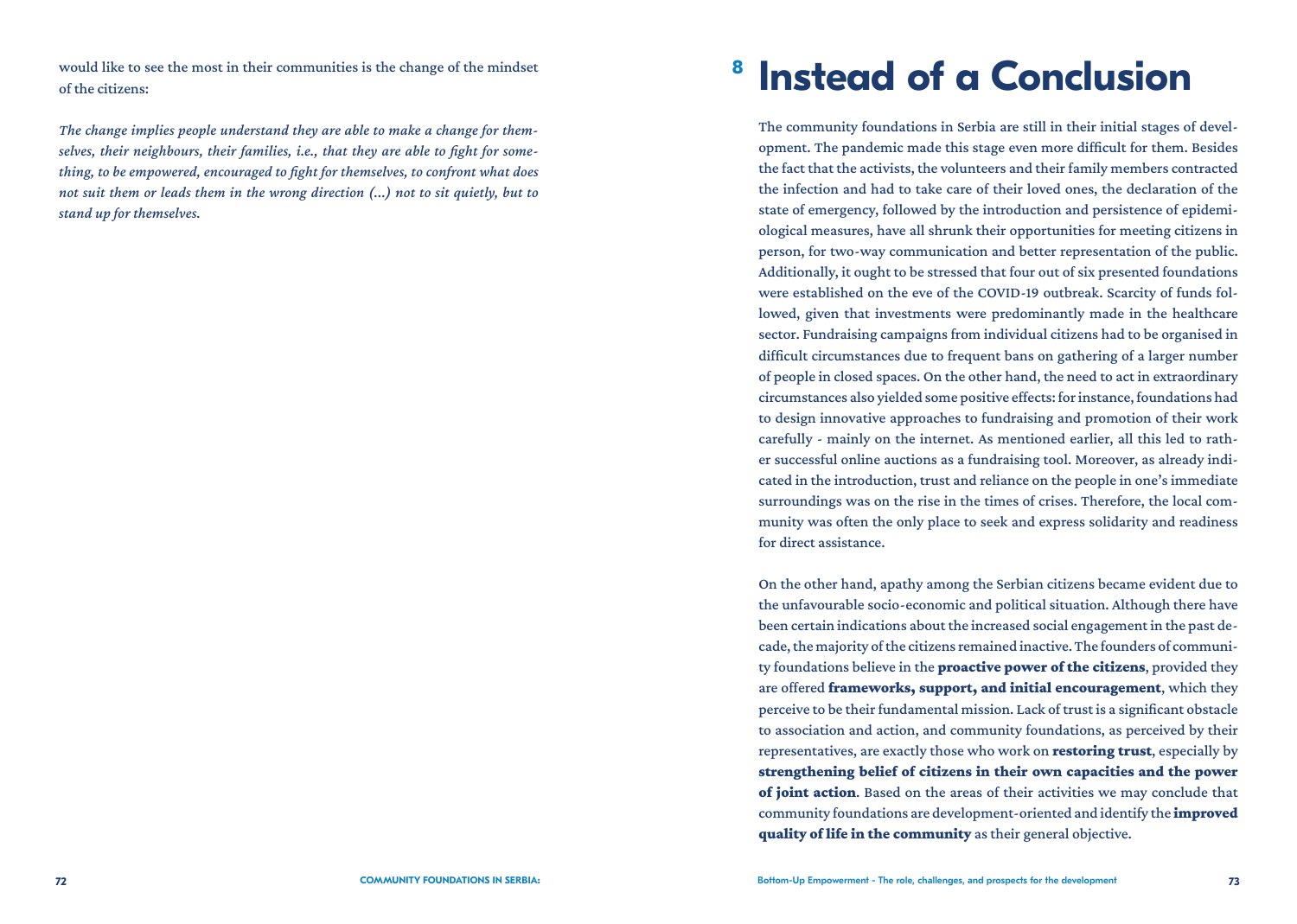would like to see the most in their communities is the change of the mindset of the citizens:

*The change implies people understand they are able to make a change for themselves, their neighbours, their families, i.e., that they are able to fight for something, to be empowered, encouraged to fight for themselves, to confront what does not suit them or leads them in the wrong direction (...) not to sit quietly, but to stand up for themselves.*

# 8 Instead of a Conclusion

The community foundations in Serbia are still in their initial stages of development. The pandemic made this stage even more difficult for them. Besides the fact that the activists, the volunteers and their family members contracted the infection and had to take care of their loved ones, the declaration of the state of emergency, followed by the introduction and persistence of epidemiological measures, have all shrunk their opportunities for meeting citizens in person, for two-way communication and better representation of the public. Additionally, it ought to be stressed that four out of six presented foundations were established on the eve of the COVID-19 outbreak. Scarcity of funds followed, given that investments were predominantly made in the healthcare sector. Fundraising campaigns from individual citizens had to be organised in difficult circumstances due to frequent bans on gathering of a larger number of people in closed spaces. On the other hand, the need to act in extraordinary circumstances also yielded some positive effects: for instance, foundations had to design innovative approaches to fundraising and promotion of their work carefully - mainly on the internet. As mentioned earlier, all this led to rather successful online auctions as a fundraising tool. Moreover, as already indicated in the introduction, trust and reliance on the people in one's immediate surroundings was on the rise in the times of crises. Therefore, the local community was often the only place to seek and express solidarity and readiness for direct assistance.

On the other hand, apathy among the Serbian citizens became evident due to the unfavourable socio-economic and political situation. Although there have been certain indications about the increased social engagement in the past decade, the majority of the citizens remained inactive. The founders of community foundations believe in the **proactive power of the citizens**, provided they are offered **frameworks, support, and initial encouragement**, which they perceive to be their fundamental mission. Lack of trust is a significant obstacle to association and action, and community foundations, as perceived by their representatives, are exactly those who work on **restoring trust**, especially by **strengthening belief of citizens in their own capacities and the power of joint action**. Based on the areas of their activities we may conclude that community foundations are development-oriented and identify the **improved quality of life in the community** as their general objective.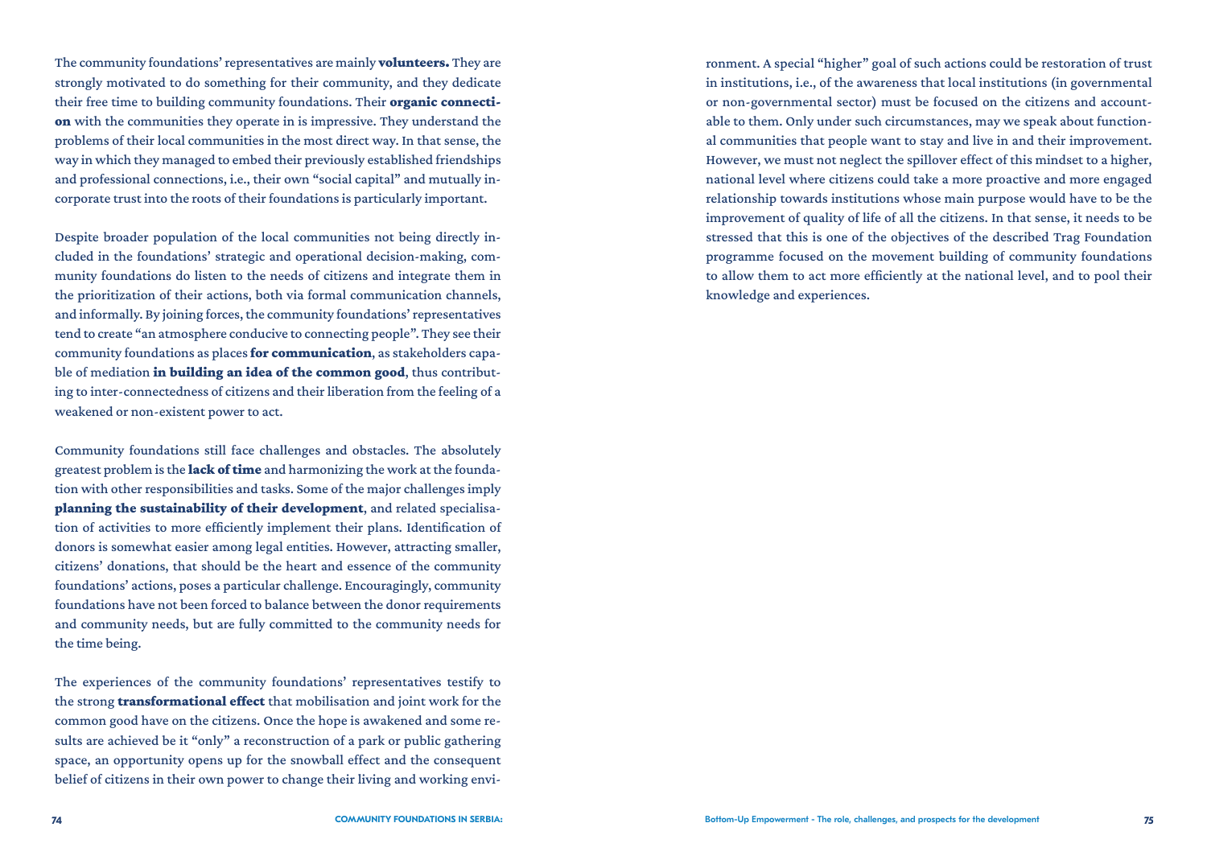The community foundations' representatives are mainly **volunteers.** They are strongly motivated to do something for their community, and they dedicate their free time to building community foundations. Their **organic connection** with the communities they operate in is impressive. They understand the problems of their local communities in the most direct way. In that sense, the way in which they managed to embed their previously established friendships and professional connections, i.e., their own "social capital" and mutually incorporate trust into the roots of their foundations is particularly important.

Despite broader population of the local communities not being directly included in the foundations' strategic and operational decision-making, community foundations do listen to the needs of citizens and integrate them in the prioritization of their actions, both via formal communication channels, and informally. By joining forces, the community foundations' representatives tend to create "an atmosphere conducive to connecting people". They see their community foundations as places **for communication**, as stakeholders capable of mediation **in building an idea of the common good**, thus contributing to inter-connectedness of citizens and their liberation from the feeling of a weakened or non-existent power to act.

Community foundations still face challenges and obstacles. The absolutely greatest problem is the **lack of time** and harmonizing the work at the foundation with other responsibilities and tasks. Some of the major challenges imply **planning the sustainability of their development**, and related specialisation of activities to more efficiently implement their plans. Identification of donors is somewhat easier among legal entities. However, attracting smaller, citizens' donations, that should be the heart and essence of the community foundations' actions, poses a particular challenge. Encouragingly, community foundations have not been forced to balance between the donor requirements and community needs, but are fully committed to the community needs for the time being.

The experiences of the community foundations' representatives testify to the strong **transformational effect** that mobilisation and joint work for the common good have on the citizens. Once the hope is awakened and some results are achieved be it "only" a reconstruction of a park or public gathering space, an opportunity opens up for the snowball effect and the consequent belief of citizens in their own power to change their living and working environment. A special "higher" goal of such actions could be restoration of trust in institutions, i.e., of the awareness that local institutions (in governmental or non-governmental sector) must be focused on the citizens and accountable to them. Only under such circumstances, may we speak about functional communities that people want to stay and live in and their improvement. However, we must not neglect the spillover effect of this mindset to a higher, national level where citizens could take a more proactive and more engaged relationship towards institutions whose main purpose would have to be the improvement of quality of life of all the citizens. In that sense, it needs to be stressed that this is one of the objectives of the described Trag Foundation programme focused on the movement building of community foundations to allow them to act more efficiently at the national level, and to pool their knowledge and experiences.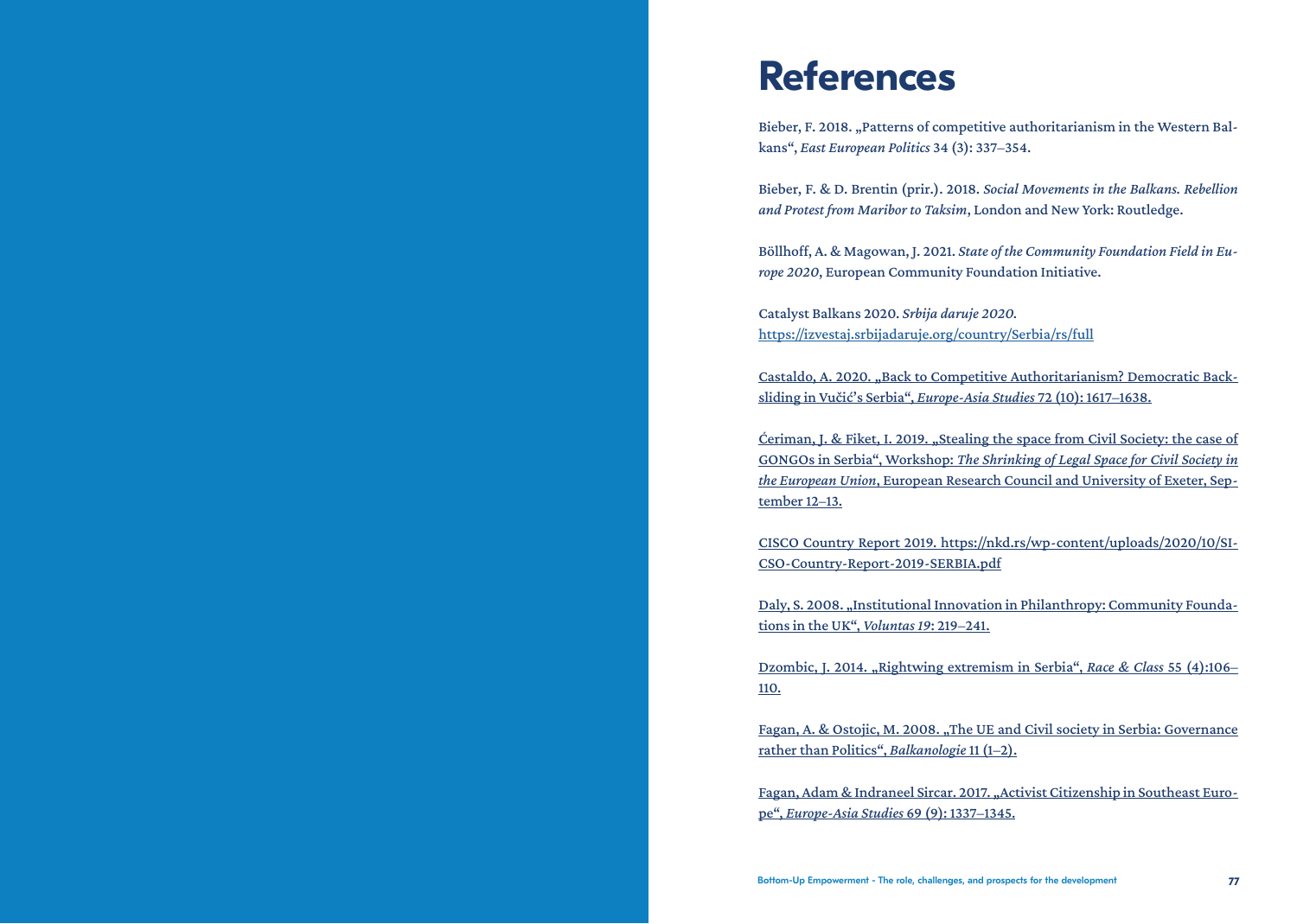# References

Bieber, F. 2018. „Patterns of competitive authoritarianism in the Western Balkans“, *East European Politics* 34 (3): 337–354.

Bieber, F. & D. Brentin (prir.). 2018. *Social Movements in the Balkans. Rebellion and Protest from Maribor to Taksim*, London and New York: Routledge.

Böllhoff, A. & Magowan, J. 2021. *State of the Community Foundation Field in Europe 2020*, European Community Foundation Initiative.

Catalyst Balkans 2020. *Srbija daruje 2020.* https://izvestaj.srbijadaruje.org/country/Serbia/rs/full

Castaldo, A. 2020. „Back to Competitive Authoritarianism? Democratic Backsliding in Vučić's Serbia“, *Europe-Asia Studies* 72 (10): 1617–1638.

Ćeriman, J. & Fiket, I. 2019. „Stealing the space from Civil Society: the case of GONGOs in Serbia“, Workshop: *The Shrinking of Legal Space for Civil Society in the European Union*, European Research Council and University of Exeter, September 12–13.

CISCO Country Report 2019. https://nkd.rs/wp-content/uploads/2020/10/SI-CSO-Country-Report-2019-SERBIA.pdf

Daly, S. 2008. „Institutional Innovation in Philanthropy: Community Foundations in the UK“, *Voluntas 19*: 219–241.

Dzombic, J. 2014. „Rightwing extremism in Serbia“, *Race & Class* 55 (4):106–110.

Fagan, A. & Ostojic, M. 2008. „The UE and Civil society in Serbia: Governance rather than Politics“, *Balkanologie* 11 (1–2).

Fagan, Adam & Indraneel Sircar. 2017. „Activist Citizenship in Southeast Europe“, *Europe-Asia Studies* 69 (9): 1337–1345.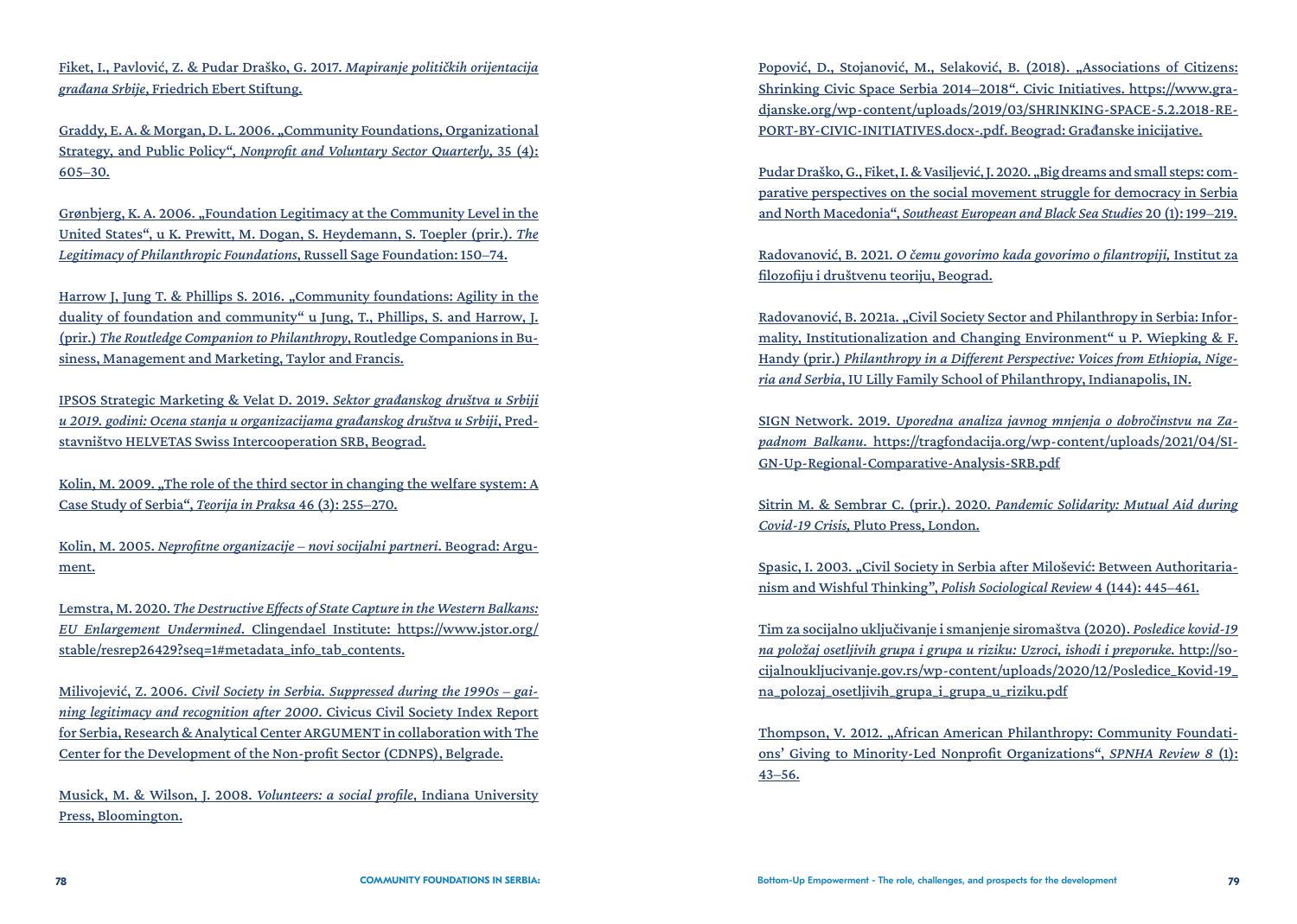Fiket, I., Pavlović, Z. & Pudar Draško, G. 2017. *Mapiranje političkih orijentacija građana Srbije*, Friedrich Ebert Stiftung.

Graddy, E. A. & Morgan, D. L. 2006. „Community Foundations, Organizational Strategy, and Public Policy“, *Nonprofit and Voluntary Sector Quarterly*, 35 (4): 605–30.

Grønbjerg, K. A. 2006. „Foundation Legitimacy at the Community Level in the United States“, u K. Prewitt, M. Dogan, S. Heydemann, S. Toepler (prir.). *The Legitimacy of Philanthropic Foundations*, Russell Sage Foundation: 150–74.

Harrow J, Jung T. & Phillips S. 2016. „Community foundations: Agility in the duality of foundation and community“ u Jung, T., Phillips, S. and Harrow, J. (prir.) *The Routledge Companion to Philanthropy*, Routledge Companions in Business, Management and Marketing, Taylor and Francis.

IPSOS Strategic Marketing & Velat D. 2019. *Sektor građanskog društva u Srbiji u 2019. godini: Ocena stanja u organizacijama građanskog društva u Srbiji*, Predstavništvo HELVETAS Swiss Intercooperation SRB, Beograd.

Kolin, M. 2009. „The role of the third sector in changing the welfare system: A Case Study of Serbia“, *Teorija in Praksa* 46 (3): 255–270.

Kolin, M. 2005. *Neprofitne organizacije – novi socijalni partneri*. Beograd: Argument.

Lemstra, M. 2020. *The Destructive Effects of State Capture in the Western Balkans: EU Enlargement Undermined*. Clingendael Institute: https://www.jstor.org/stable/resrep26429?seq=1#metadata_info_tab_contents.

Milivojević, Z. 2006. *Civil Society in Serbia. Suppressed during the 1990s – gaining legitimacy and recognition after 2000*. Civicus Civil Society Index Report for Serbia, Research & Analytical Center ARGUMENT in collaboration with The Center for the Development of the Non-profit Sector (CDNPS), Belgrade.

Musick, M. & Wilson, J. 2008. *Volunteers: a social profile*, Indiana University Press, Bloomington.

Popović, D., Stojanović, M., Selaković, B. (2018). „Associations of Citizens: Shrinking Civic Space Serbia 2014–2018“. Civic Initiatives. https://www.gradjanske.org/wp-content/uploads/2019/03/SHRINKING-SPACE-5.2.2018-REPORT-BY-CIVIC-INITIATIVES.docx-.pdf. Beograd: Građanske inicijative.

Pudar Draško, G., Fiket, I. & Vasiljević, J. 2020. „Big dreams and small steps: comparative perspectives on the social movement struggle for democracy in Serbia and North Macedonia“, *Southeast European and Black Sea Studies* 20 (1): 199–219.

Radovanović, B. 2021. *O čemu govorimo kada govorimo o filantropiji,* Institut za filozofiju i društvenu teoriju, Beograd.

Radovanović, B. 2021a. „Civil Society Sector and Philanthropy in Serbia: Informality, Institutionalization and Changing Environment“ u P. Wiepking & F. Handy (prir.) *Philanthropy in a Different Perspective: Voices from Ethiopia, Nigeria and Serbia*, IU Lilly Family School of Philanthropy, Indianapolis, IN.

SIGN Network. 2019. *Uporedna analiza javnog mnjenja o dobročinstvu na Zapadnom Balkanu*. https://tragfondacija.org/wp-content/uploads/2021/04/SIGN-Up-Regional-Comparative-Analysis-SRB.pdf

Sitrin M. & Sembrar C. (prir.). 2020. *Pandemic Solidarity: Mutual Aid during Covid-19 Crisis,* Pluto Press, London.

Spasic, I. 2003. „Civil Society in Serbia after Milošević: Between Authoritarianism and Wishful Thinking”, *Polish Sociological Review* 4 (144): 445–461.

Tim za socijalno uključivanje i smanjenje siromaštva (2020). *Posledice kovid-19 na položaj osetljivih grupa i grupa u riziku: Uzroci, ishodi i preporuke.* http://socijalnoukljucivanje.gov.rs/wp-content/uploads/2020/12/Posledice_Kovid-19_na_polozaj_osetljivih_grupa_i_grupa_u_riziku.pdf

Thompson, V. 2012. „African American Philanthropy: Community Foundations' Giving to Minority-Led Nonprofit Organizations“, *SPNHA Review 8* (1): 43–56.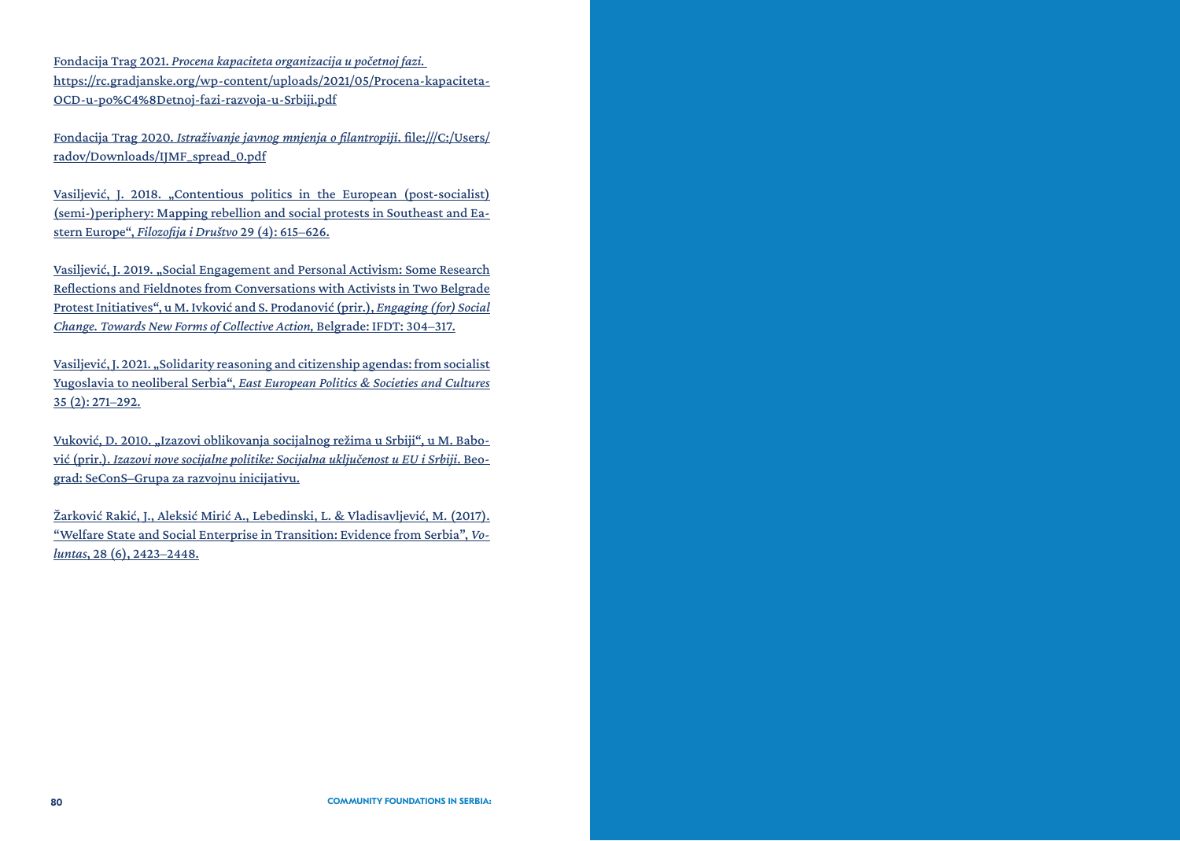Fondacija Trag 2021. *Procena kapaciteta organizacija u početnoj fazi.* https://rc.gradjanske.org/wp-content/uploads/2021/05/Procena-kapaciteta-OCD-u-po%C4%8Detnoj-fazi-razvoja-u-Srbiji.pdf

Fondacija Trag 2020. *Istraživanje javnog mnjenja o filantropiji.* file:///C:/Users/radov/Downloads/IJMF_spread_0.pdf

Vasiljević, J. 2018. „Contentious politics in the European (post-socialist) (semi-)periphery: Mapping rebellion and social protests in Southeast and Eastern Europe", *Filozofija i Društvo* 29 (4): 615–626.

Vasiljević, J. 2019. „Social Engagement and Personal Activism: Some Research Reflections and Fieldnotes from Conversations with Activists in Two Belgrade Protest Initiatives", u M. Ivković and S. Prodanović (prir.), *Engaging (for) Social Change. Towards New Forms of Collective Action,* Belgrade: IFDT: 304–317.

Vasiljević, J. 2021. „Solidarity reasoning and citizenship agendas: from socialist Yugoslavia to neoliberal Serbia", *East European Politics & Societies and Cultures* 35 (2): 271–292.

Vuković, D. 2010. „Izazovi oblikovanja socijalnog režima u Srbiji", u M. Babović (prir.). *Izazovi nove socijalne politike: Socijalna uključenost u EU i Srbiji*. Beograd: SeConS–Grupa za razvojnu inicijativu.

Žarković Rakić, J., Aleksić Mirić A., Lebedinski, L. & Vladisavljević, M. (2017). "Welfare State and Social Enterprise in Transition: Evidence from Serbia", *Voluntas*, 28 (6), 2423–2448.